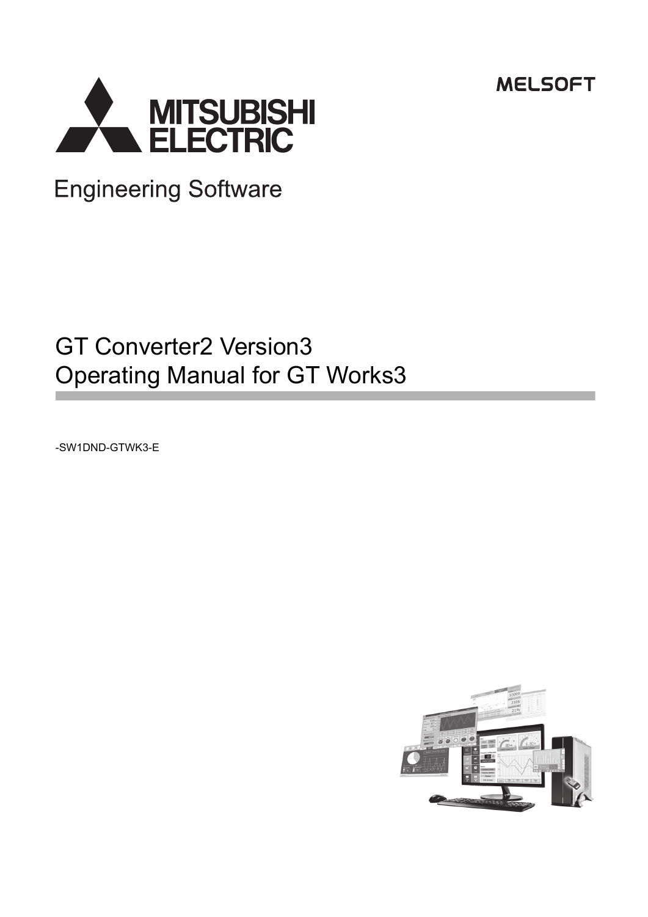MELSOFT

MITSUBISHI ELECTRIC

Engineering Software

# GT Converter2 Version3 Operating Manual for GT Works3

-SW1DND-GTWK3-E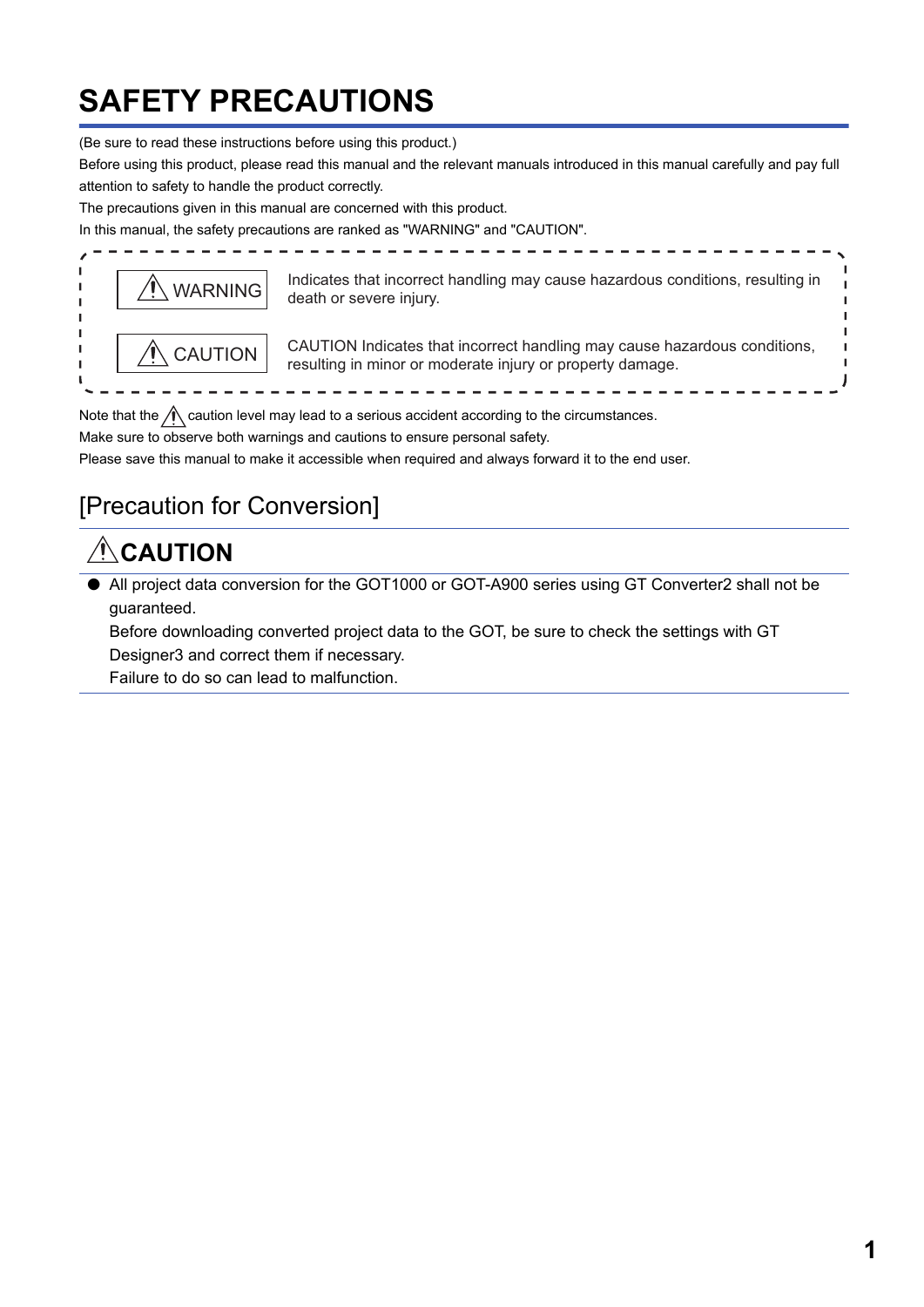# SAFETY PRECAUTIONS

(Be sure to read these instructions before using this product.)

Before using this product, please read this manual and the relevant manuals introduced in this manual carefully and pay full attention to safety to handle the product correctly.

The precautions given in this manual are concerned with this product.

In this manual, the safety precautions are ranked as "WARNING" and "CAUTION".

| | |
|---|---|
| ⚠ WARNING | Indicates that incorrect handling may cause hazardous conditions, resulting in death or severe injury. |
| ⚠ CAUTION | CAUTION Indicates that incorrect handling may cause hazardous conditions, resulting in minor or moderate injury or property damage. |

Note that the ⚠ caution level may lead to a serious accident according to the circumstances.

Make sure to observe both warnings and cautions to ensure personal safety.

Please save this manual to make it accessible when required and always forward it to the end user.

## [Precaution for Conversion]

### ⚠CAUTION

- All project data conversion for the GOT1000 or GOT-A900 series using GT Converter2 shall not be guaranteed.
  Before downloading converted project data to the GOT, be sure to check the settings with GT Designer3 and correct them if necessary.
  Failure to do so can lead to malfunction.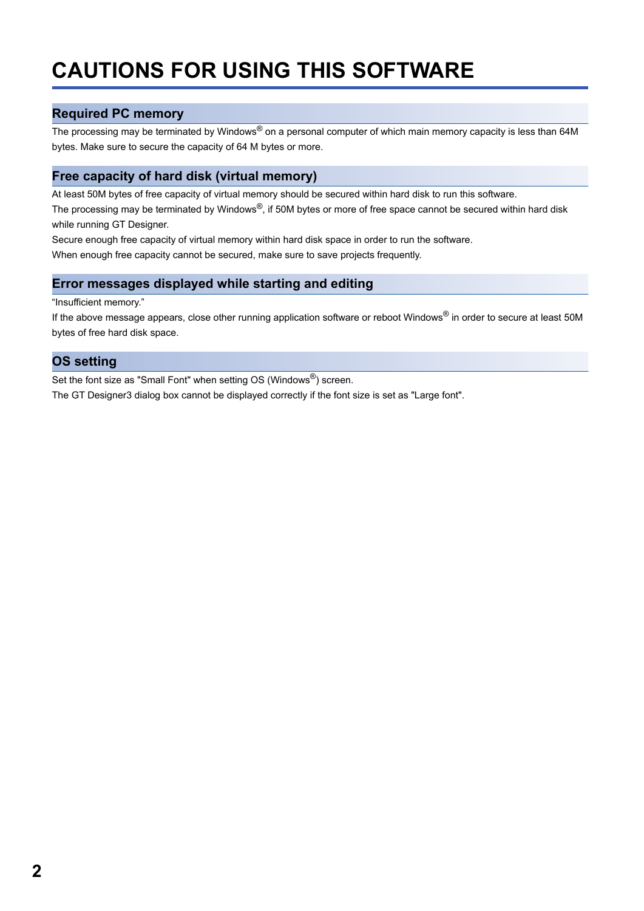# CAUTIONS FOR USING THIS SOFTWARE

## Required PC memory

The processing may be terminated by Windows® on a personal computer of which main memory capacity is less than 64M bytes. Make sure to secure the capacity of 64 M bytes or more.

## Free capacity of hard disk (virtual memory)

At least 50M bytes of free capacity of virtual memory should be secured within hard disk to run this software.
The processing may be terminated by Windows®, if 50M bytes or more of free space cannot be secured within hard disk while running GT Designer.
Secure enough free capacity of virtual memory within hard disk space in order to run the software.
When enough free capacity cannot be secured, make sure to save projects frequently.

## Error messages displayed while starting and editing

"Insufficient memory."
If the above message appears, close other running application software or reboot Windows® in order to secure at least 50M bytes of free hard disk space.

## OS setting

Set the font size as "Small Font" when setting OS (Windows®) screen.
The GT Designer3 dialog box cannot be displayed correctly if the font size is set as "Large font".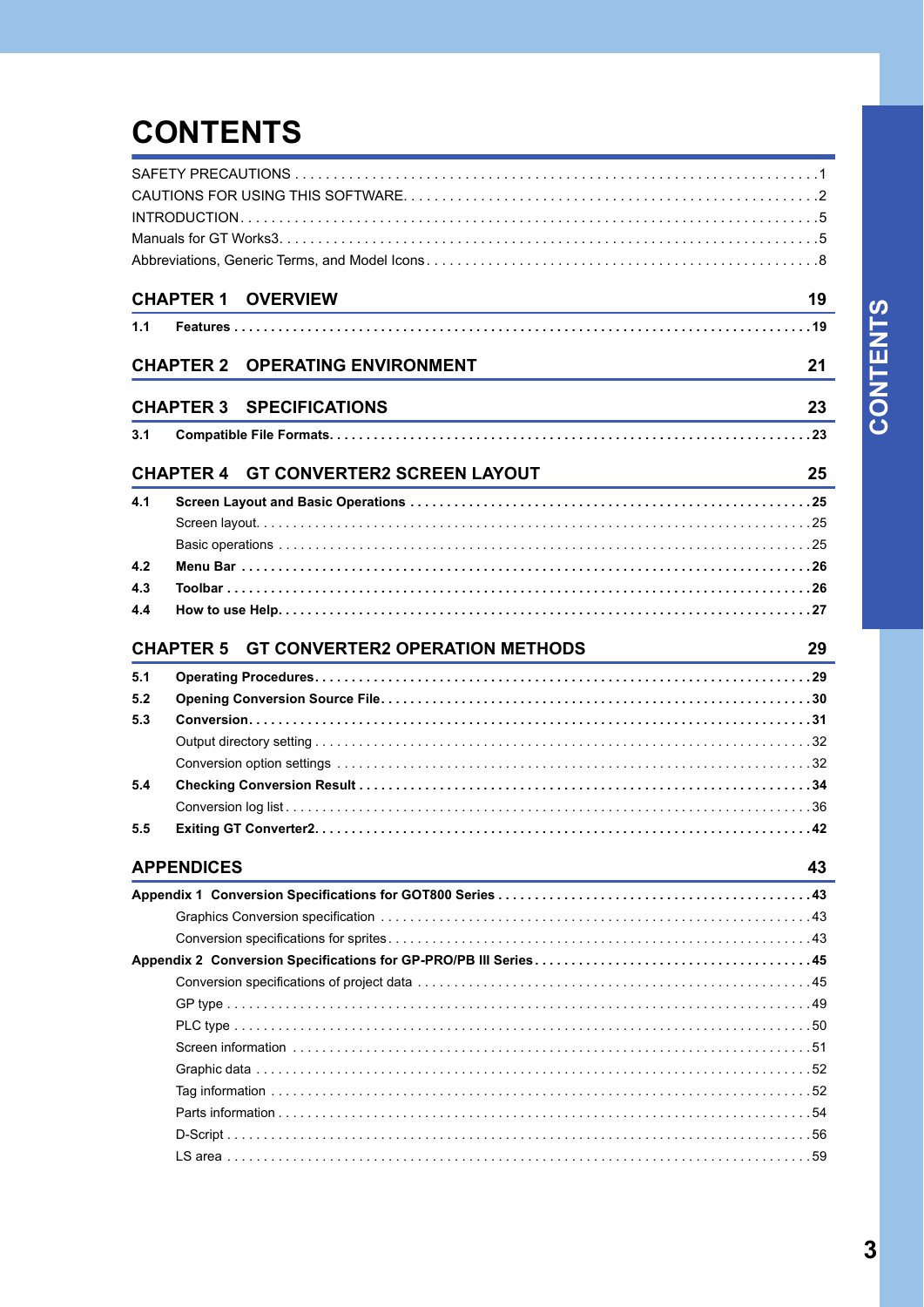# CONTENTS

SAFETY PRECAUTIONS . . . . . . . . . . 1
CAUTIONS FOR USING THIS SOFTWARE. . . . . . . . . . 2
INTRODUCTION . . . . . . . . . . 5
Manuals for GT Works3. . . . . . . . . . 5
Abbreviations, Generic Terms, and Model Icons . . . . . . . . . . 8

## CHAPTER 1 OVERVIEW 19

**1.1 Features . . . . . . . . . . 19**

## CHAPTER 2 OPERATING ENVIRONMENT 21

## CHAPTER 3 SPECIFICATIONS 23

**3.1 Compatible File Formats. . . . . . . . . . 23**

## CHAPTER 4 GT CONVERTER2 SCREEN LAYOUT 25

**4.1 Screen Layout and Basic Operations . . . . . . . . . . 25**
Screen layout. . . . . . . . . . 25
Basic operations . . . . . . . . . . 25
**4.2 Menu Bar . . . . . . . . . . 26**
**4.3 Toolbar . . . . . . . . . . 26**
**4.4 How to use Help. . . . . . . . . . 27**

## CHAPTER 5 GT CONVERTER2 OPERATION METHODS 29

**5.1 Operating Procedures. . . . . . . . . . 29**
**5.2 Opening Conversion Source File. . . . . . . . . . 30**
**5.3 Conversion. . . . . . . . . . 31**
Output directory setting . . . . . . . . . . 32
Conversion option settings . . . . . . . . . . 32
**5.4 Checking Conversion Result . . . . . . . . . . 34**
Conversion log list . . . . . . . . . . 36
**5.5 Exiting GT Converter2. . . . . . . . . . 42**

## APPENDICES 43

**Appendix 1 Conversion Specifications for GOT800 Series . . . . . . . . . . 43**
Graphics Conversion specification . . . . . . . . . . 43
Conversion specifications for sprites . . . . . . . . . . 43
**Appendix 2 Conversion Specifications for GP-PRO/PB III Series. . . . . . . . . . 45**
Conversion specifications of project data . . . . . . . . . . 45
GP type . . . . . . . . . . 49
PLC type . . . . . . . . . . 50
Screen information . . . . . . . . . . 51
Graphic data . . . . . . . . . . 52
Tag information . . . . . . . . . . 52
Parts information . . . . . . . . . . 54
D-Script . . . . . . . . . . 56
LS area . . . . . . . . . . 59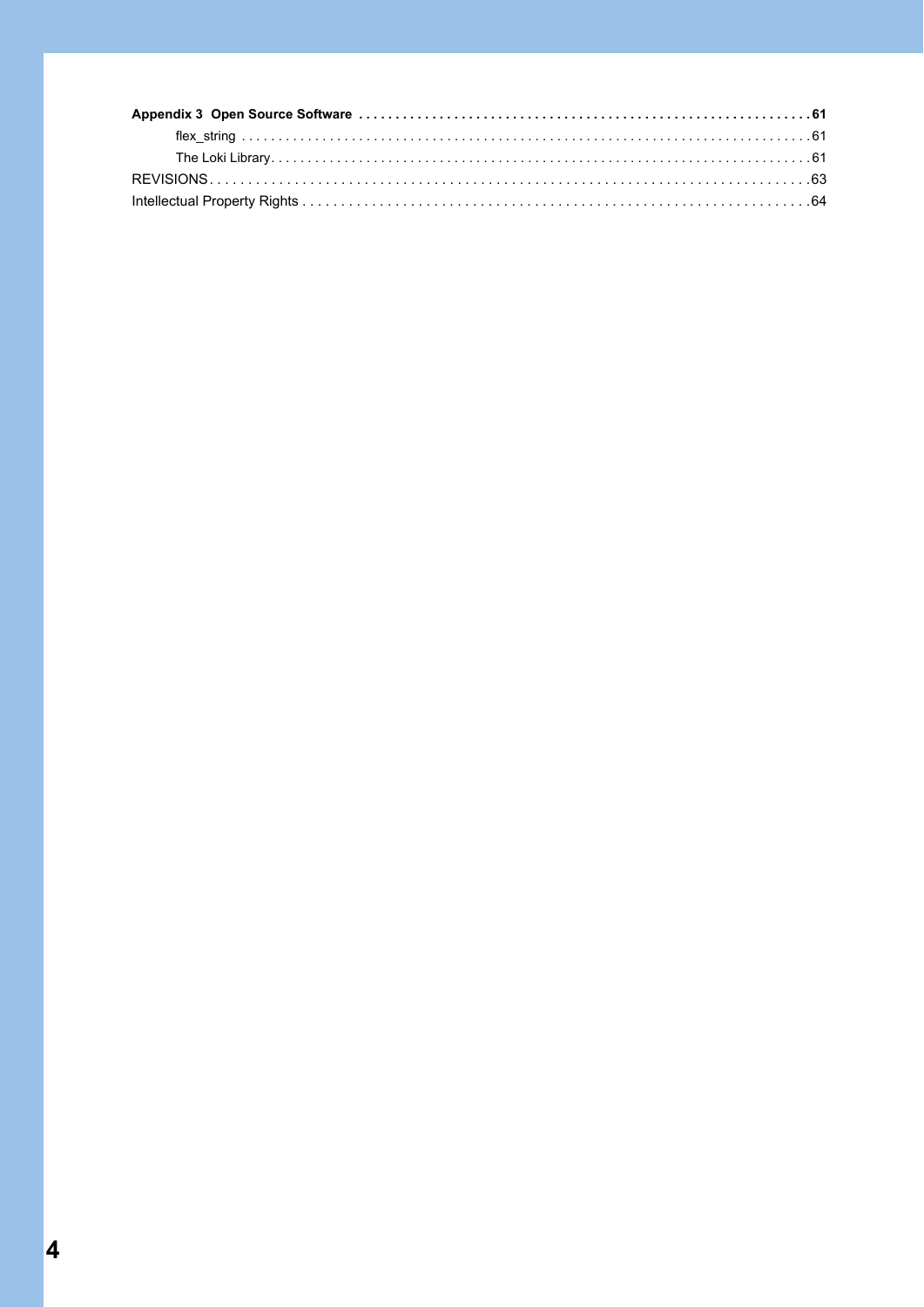**Appendix 3 Open Source Software** . . . . . . . . . . . . . . . . . . . . . . . . . . . . . . . . . . . . . . . . . . . . . . . . . . . . . . . . . . . . . . **61**

flex_string . . . . . . . . . . . . . . . . . . . . . . . . . . . . . . . . . . . . . . . . . . . . . . . . . . . . . . . . . . . . . . . . . . . . . . . . . . . . . 61

The Loki Library. . . . . . . . . . . . . . . . . . . . . . . . . . . . . . . . . . . . . . . . . . . . . . . . . . . . . . . . . . . . . . . . . . . . . . . . 61

REVISIONS. . . . . . . . . . . . . . . . . . . . . . . . . . . . . . . . . . . . . . . . . . . . . . . . . . . . . . . . . . . . . . . . . . . . . . . . . . . . . .63

Intellectual Property Rights . . . . . . . . . . . . . . . . . . . . . . . . . . . . . . . . . . . . . . . . . . . . . . . . . . . . . . . . . . . . . . . . .64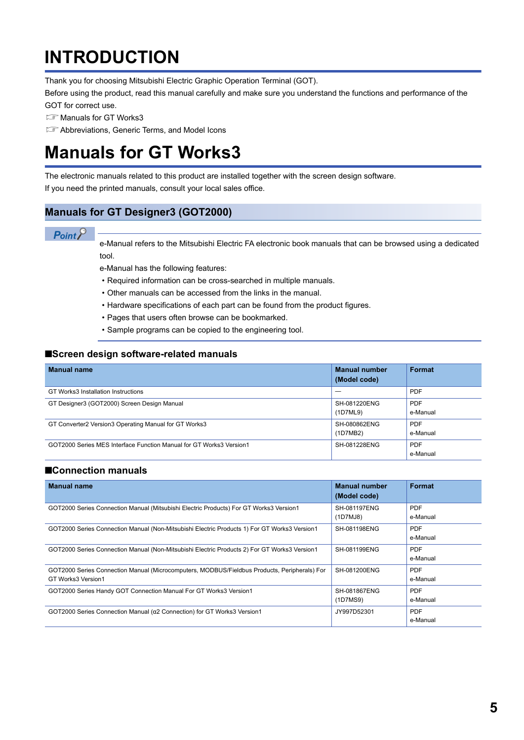# INTRODUCTION

Thank you for choosing Mitsubishi Electric Graphic Operation Terminal (GOT).

Before using the product, read this manual carefully and make sure you understand the functions and performance of the GOT for correct use.

☞ Manuals for GT Works3

☞ Abbreviations, Generic Terms, and Model Icons

# Manuals for GT Works3

The electronic manuals related to this product are installed together with the screen design software.

If you need the printed manuals, consult your local sales office.

## Manuals for GT Designer3 (GOT2000)

**Point**

e-Manual refers to the Mitsubishi Electric FA electronic book manuals that can be browsed using a dedicated tool.

e-Manual has the following features:

- Required information can be cross-searched in multiple manuals.
- Other manuals can be accessed from the links in the manual.
- Hardware specifications of each part can be found from the product figures.
- Pages that users often browse can be bookmarked.
- Sample programs can be copied to the engineering tool.

### ■Screen design software-related manuals

| Manual name | Manual number (Model code) | Format |
|---|---|---|
| GT Works3 Installation Instructions | — | PDF |
| GT Designer3 (GOT2000) Screen Design Manual | SH-081220ENG (1D7ML9) | PDF e-Manual |
| GT Converter2 Version3 Operating Manual for GT Works3 | SH-080862ENG (1D7MB2) | PDF e-Manual |
| GOT2000 Series MES Interface Function Manual for GT Works3 Version1 | SH-081228ENG | PDF e-Manual |

### ■Connection manuals

| Manual name | Manual number (Model code) | Format |
|---|---|---|
| GOT2000 Series Connection Manual (Mitsubishi Electric Products) For GT Works3 Version1 | SH-081197ENG (1D7MJ8) | PDF e-Manual |
| GOT2000 Series Connection Manual (Non-Mitsubishi Electric Products 1) For GT Works3 Version1 | SH-081198ENG | PDF e-Manual |
| GOT2000 Series Connection Manual (Non-Mitsubishi Electric Products 2) For GT Works3 Version1 | SH-081199ENG | PDF e-Manual |
| GOT2000 Series Connection Manual (Microcomputers, MODBUS/Fieldbus Products, Peripherals) For GT Works3 Version1 | SH-081200ENG | PDF e-Manual |
| GOT2000 Series Handy GOT Connection Manual For GT Works3 Version1 | SH-081867ENG (1D7MS9) | PDF e-Manual |
| GOT2000 Series Connection Manual (α2 Connection) for GT Works3 Version1 | JY997D52301 | PDF e-Manual |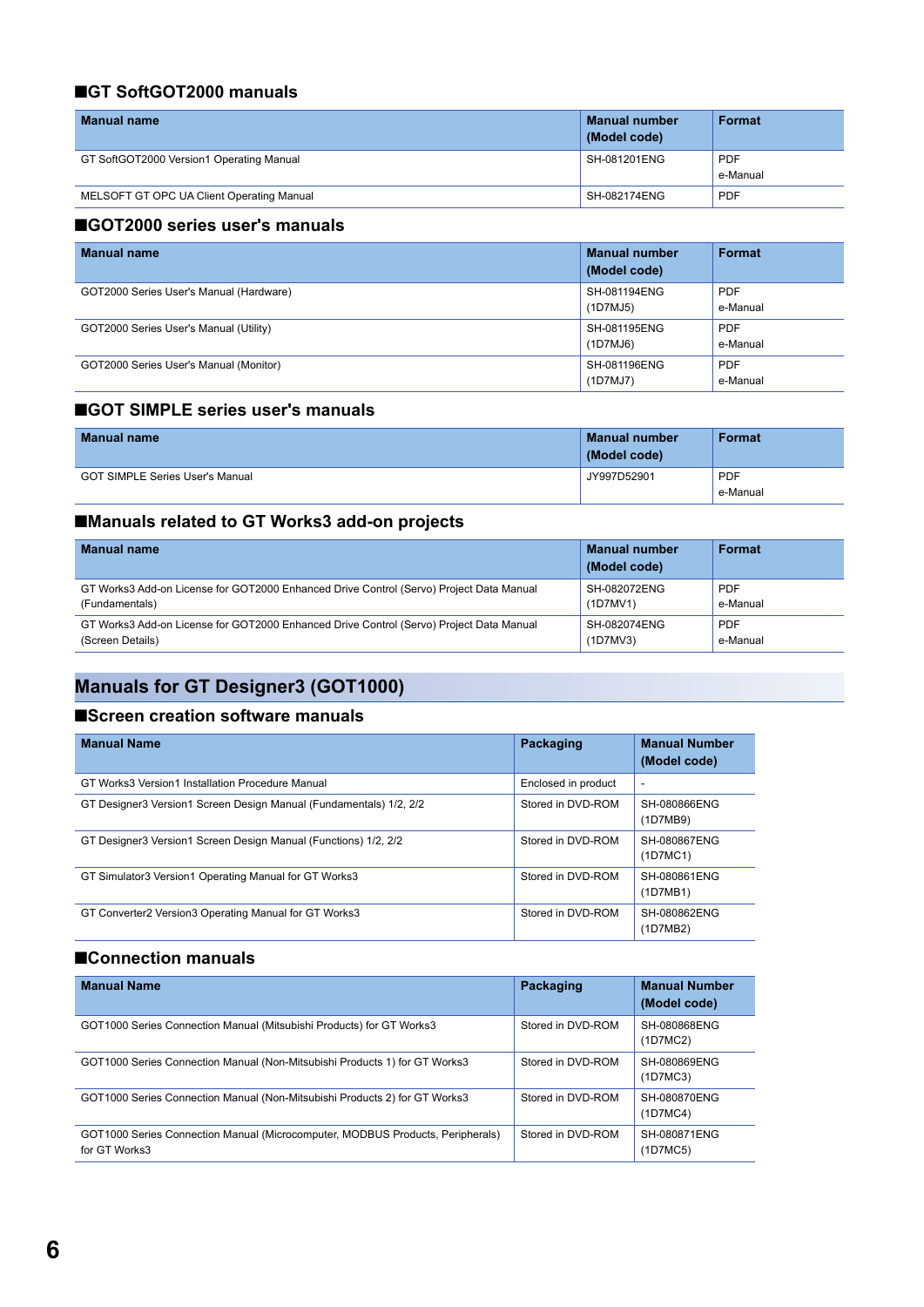### ■GT SoftGOT2000 manuals

| Manual name | Manual number (Model code) | Format |
|---|---|---|
| GT SoftGOT2000 Version1 Operating Manual | SH-081201ENG | PDF e-Manual |
| MELSOFT GT OPC UA Client Operating Manual | SH-082174ENG | PDF |

### ■GOT2000 series user's manuals

| Manual name | Manual number (Model code) | Format |
|---|---|---|
| GOT2000 Series User's Manual (Hardware) | SH-081194ENG (1D7MJ5) | PDF e-Manual |
| GOT2000 Series User's Manual (Utility) | SH-081195ENG (1D7MJ6) | PDF e-Manual |
| GOT2000 Series User's Manual (Monitor) | SH-081196ENG (1D7MJ7) | PDF e-Manual |

### ■GOT SIMPLE series user's manuals

| Manual name | Manual number (Model code) | Format |
|---|---|---|
| GOT SIMPLE Series User's Manual | JY997D52901 | PDF e-Manual |

### ■Manuals related to GT Works3 add-on projects

| Manual name | Manual number (Model code) | Format |
|---|---|---|
| GT Works3 Add-on License for GOT2000 Enhanced Drive Control (Servo) Project Data Manual (Fundamentals) | SH-082072ENG (1D7MV1) | PDF e-Manual |
| GT Works3 Add-on License for GOT2000 Enhanced Drive Control (Servo) Project Data Manual (Screen Details) | SH-082074ENG (1D7MV3) | PDF e-Manual |

## Manuals for GT Designer3 (GOT1000)

### ■Screen creation software manuals

| Manual Name | Packaging | Manual Number (Model code) |
|---|---|---|
| GT Works3 Version1 Installation Procedure Manual | Enclosed in product | - |
| GT Designer3 Version1 Screen Design Manual (Fundamentals) 1/2, 2/2 | Stored in DVD-ROM | SH-080866ENG (1D7MB9) |
| GT Designer3 Version1 Screen Design Manual (Functions) 1/2, 2/2 | Stored in DVD-ROM | SH-080867ENG (1D7MC1) |
| GT Simulator3 Version1 Operating Manual for GT Works3 | Stored in DVD-ROM | SH-080861ENG (1D7MB1) |
| GT Converter2 Version3 Operating Manual for GT Works3 | Stored in DVD-ROM | SH-080862ENG (1D7MB2) |

### ■Connection manuals

| Manual Name | Packaging | Manual Number (Model code) |
|---|---|---|
| GOT1000 Series Connection Manual (Mitsubishi Products) for GT Works3 | Stored in DVD-ROM | SH-080868ENG (1D7MC2) |
| GOT1000 Series Connection Manual (Non-Mitsubishi Products 1) for GT Works3 | Stored in DVD-ROM | SH-080869ENG (1D7MC3) |
| GOT1000 Series Connection Manual (Non-Mitsubishi Products 2) for GT Works3 | Stored in DVD-ROM | SH-080870ENG (1D7MC4) |
| GOT1000 Series Connection Manual (Microcomputer, MODBUS Products, Peripherals) for GT Works3 | Stored in DVD-ROM | SH-080871ENG (1D7MC5) |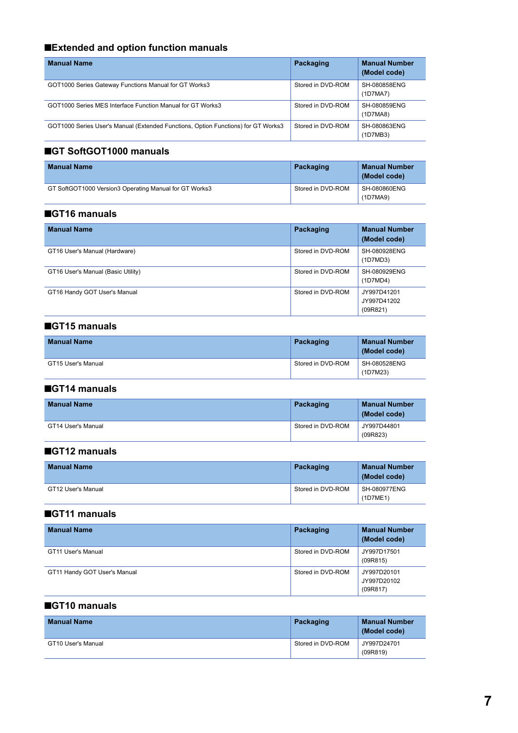### ■Extended and option function manuals

| Manual Name | Packaging | Manual Number (Model code) |
|---|---|---|
| GOT1000 Series Gateway Functions Manual for GT Works3 | Stored in DVD-ROM | SH-080858ENG (1D7MA7) |
| GOT1000 Series MES Interface Function Manual for GT Works3 | Stored in DVD-ROM | SH-080859ENG (1D7MA8) |
| GOT1000 Series User's Manual (Extended Functions, Option Functions) for GT Works3 | Stored in DVD-ROM | SH-080863ENG (1D7MB3) |

### ■GT SoftGOT1000 manuals

| Manual Name | Packaging | Manual Number (Model code) |
|---|---|---|
| GT SoftGOT1000 Version3 Operating Manual for GT Works3 | Stored in DVD-ROM | SH-080860ENG (1D7MA9) |

### ■GT16 manuals

| Manual Name | Packaging | Manual Number (Model code) |
|---|---|---|
| GT16 User's Manual (Hardware) | Stored in DVD-ROM | SH-080928ENG (1D7MD3) |
| GT16 User's Manual (Basic Utility) | Stored in DVD-ROM | SH-080929ENG (1D7MD4) |
| GT16 Handy GOT User's Manual | Stored in DVD-ROM | JY997D41201 JY997D41202 (09R821) |

### ■GT15 manuals

| Manual Name | Packaging | Manual Number (Model code) |
|---|---|---|
| GT15 User's Manual | Stored in DVD-ROM | SH-080528ENG (1D7M23) |

### ■GT14 manuals

| Manual Name | Packaging | Manual Number (Model code) |
|---|---|---|
| GT14 User's Manual | Stored in DVD-ROM | JY997D44801 (09R823) |

### ■GT12 manuals

| Manual Name | Packaging | Manual Number (Model code) |
|---|---|---|
| GT12 User's Manual | Stored in DVD-ROM | SH-080977ENG (1D7ME1) |

### ■GT11 manuals

| Manual Name | Packaging | Manual Number (Model code) |
|---|---|---|
| GT11 User's Manual | Stored in DVD-ROM | JY997D17501 (09R815) |
| GT11 Handy GOT User's Manual | Stored in DVD-ROM | JY997D20101 JY997D20102 (09R817) |

### ■GT10 manuals

| Manual Name | Packaging | Manual Number (Model code) |
|---|---|---|
| GT10 User's Manual | Stored in DVD-ROM | JY997D24701 (09R819) |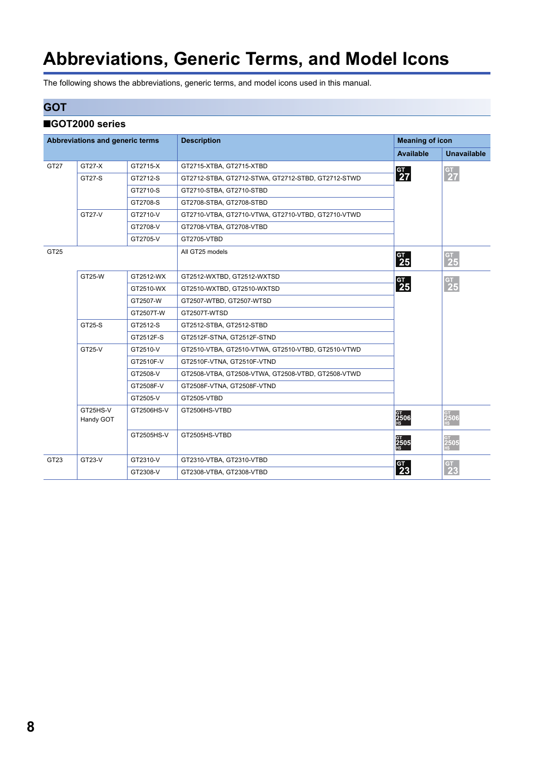# Abbreviations, Generic Terms, and Model Icons

The following shows the abbreviations, generic terms, and model icons used in this manual.

## GOT

### ■GOT2000 series

| Abbreviations and generic terms | | | Description | Meaning of icon | |
|---|---|---|---|---|---|
| | | | | Available | Unavailable |
| GT27 | GT27-X | GT2715-X | GT2715-XTBA, GT2715-XTBD | GT 27 | GT 27 |
| | GT27-S | GT2712-S | GT2712-STBA, GT2712-STWA, GT2712-STBD, GT2712-STWD | | |
| | | GT2710-S | GT2710-STBA, GT2710-STBD | | |
| | | GT2708-S | GT2708-STBA, GT2708-STBD | | |
| | GT27-V | GT2710-V | GT2710-VTBA, GT2710-VTWA, GT2710-VTBD, GT2710-VTWD | | |
| | | GT2708-V | GT2708-VTBA, GT2708-VTBD | | |
| | | GT2705-V | GT2705-VTBD | | |
| GT25 | | | All GT25 models | GT 25 | GT 25 |
| | GT25-W | GT2512-WX | GT2512-WXTBD, GT2512-WXTSD | GT 25 | GT 25 |
| | | GT2510-WX | GT2510-WXTBD, GT2510-WXTSD | | |
| | | GT2507-W | GT2507-WTBD, GT2507-WTSD | | |
| | | GT2507T-W | GT2507T-WTSD | | |
| | GT25-S | GT2512-S | GT2512-STBA, GT2512-STBD | | |
| | | GT2512F-S | GT2512F-STNA, GT2512F-STND | | |
| | GT25-V | GT2510-V | GT2510-VTBA, GT2510-VTWA, GT2510-VTBD, GT2510-VTWD | | |
| | | GT2510F-V | GT2510F-VTNA, GT2510F-VTND | | |
| | | GT2508-V | GT2508-VTBA, GT2508-VTWA, GT2508-VTBD, GT2508-VTWD | | |
| | | GT2508F-V | GT2508F-VTNA, GT2508F-VTND | | |
| | | GT2505-V | GT2505-VTBD | | |
| | GT25HS-V Handy GOT | GT2506HS-V | GT2506HS-VTBD | GT 2506 HS | GT 2506 HS |
| | | GT2505HS-V | GT2505HS-VTBD | GT 2505 HS | GT 2505 HS |
| GT23 | GT23-V | GT2310-V | GT2310-VTBA, GT2310-VTBD | GT 23 | GT 23 |
| | | GT2308-V | GT2308-VTBA, GT2308-VTBD | | |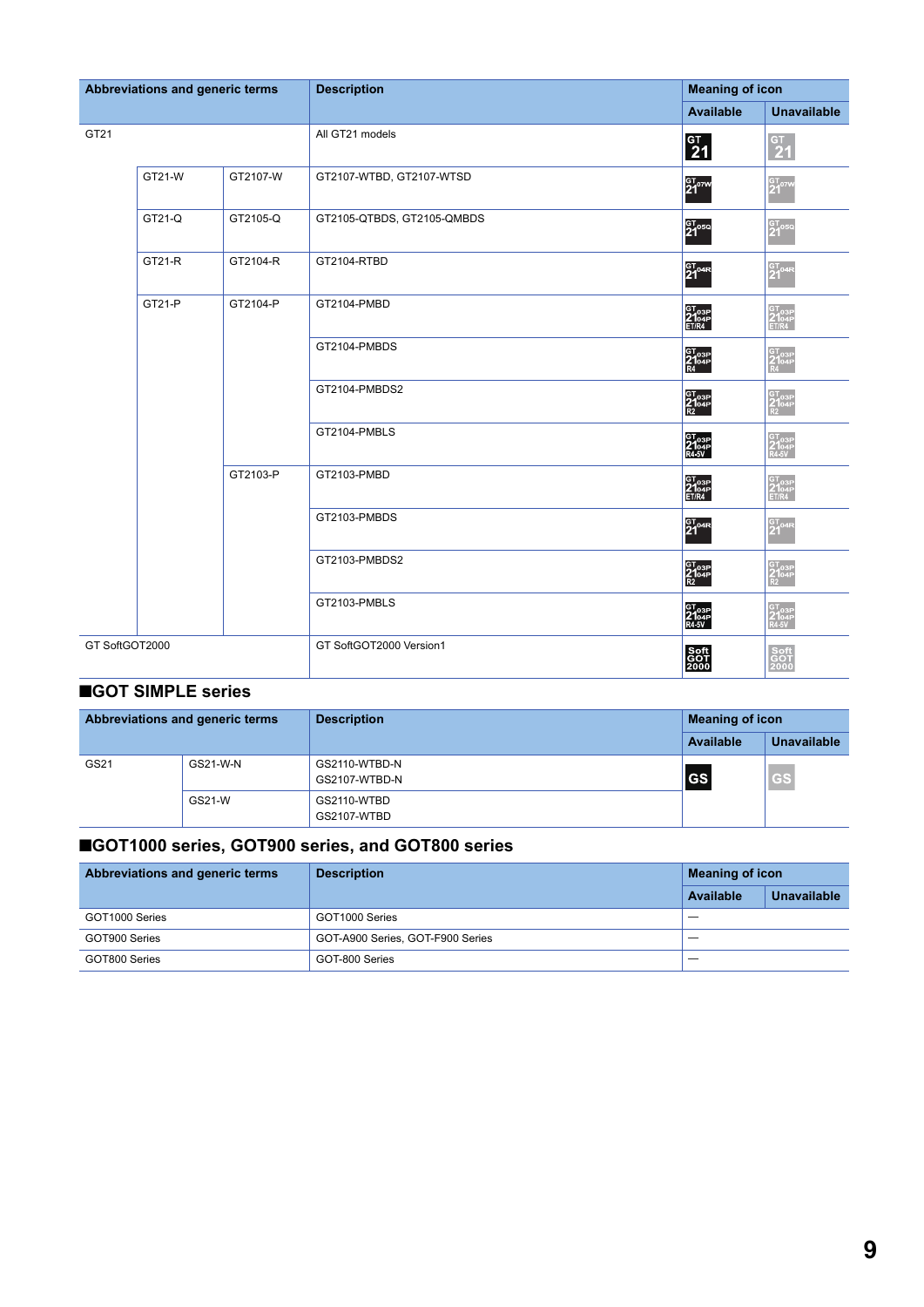| Abbreviations and generic terms | | | Description | Meaning of icon | |
|---|---|---|---|---|---|
| | | | | Available | Unavailable |
| GT21 | | | All GT21 models | GT 21 | GT 21 |
| | GT21-W | GT2107-W | GT2107-WTBD, GT2107-WTSD | GT 21 07W | GT 21 07W |
| | GT21-Q | GT2105-Q | GT2105-QTBDS, GT2105-QMBDS | GT 21 05Q | GT 21 05Q |
| | GT21-R | GT2104-R | GT2104-RTBD | GT 21 04R | GT 21 04R |
| | GT21-P | GT2104-P | GT2104-PMBD | GT 21 03P 04P ET/R4 | GT 21 03P 04P ET/R4 |
| | | | GT2104-PMBDS | GT 21 03P 04P R4 | GT 21 03P 04P R4 |
| | | | GT2104-PMBDS2 | GT 21 03P 04P R2 | GT 21 03P 04P R2 |
| | | | GT2104-PMBLS | GT 21 03P 04P R4-5V | GT 21 03P 04P R4-5V |
| | | GT2103-P | GT2103-PMBD | GT 21 03P 04P ET/R4 | GT 21 03P 04P ET/R4 |
| | | | GT2103-PMBDS | GT 21 04R | GT 21 04R |
| | | | GT2103-PMBDS2 | GT 21 03P 04P R2 | GT 21 03P 04P R2 |
| | | | GT2103-PMBLS | GT 21 03P 04P R4-5V | GT 21 03P 04P R4-5V |
| GT SoftGOT2000 | | | GT SoftGOT2000 Version1 | Soft GOT 2000 | Soft GOT 2000 |

## ■GOT SIMPLE series

| Abbreviations and generic terms | | Description | Meaning of icon | |
|---|---|---|---|---|
| | | | Available | Unavailable |
| GS21 | GS21-W-N | GS2110-WTBD-N<br>GS2107-WTBD-N | GS | GS |
| | GS21-W | GS2110-WTBD<br>GS2107-WTBD | | |

## ■GOT1000 series, GOT900 series, and GOT800 series

| Abbreviations and generic terms | Description | Meaning of icon | |
|---|---|---|---|
| | | Available | Unavailable |
| GOT1000 Series | GOT1000 Series | — | |
| GOT900 Series | GOT-A900 Series, GOT-F900 Series | — | |
| GOT800 Series | GOT-800 Series | — | |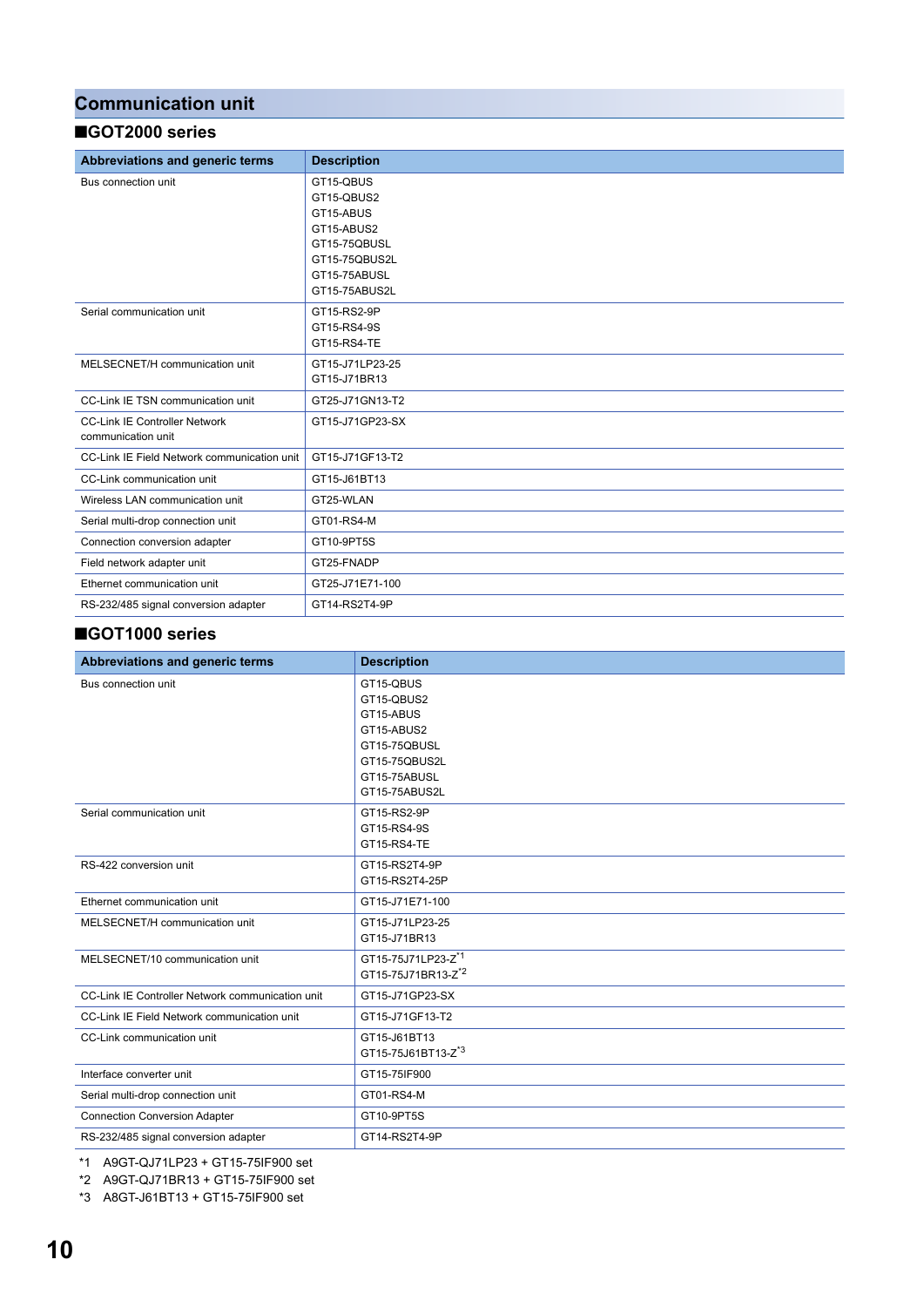## Communication unit

### ■GOT2000 series

| Abbreviations and generic terms | Description |
|---|---|
| Bus connection unit | GT15-QBUS<br>GT15-QBUS2<br>GT15-ABUS<br>GT15-ABUS2<br>GT15-75QBUSL<br>GT15-75QBUS2L<br>GT15-75ABUSL<br>GT15-75ABUS2L |
| Serial communication unit | GT15-RS2-9P<br>GT15-RS4-9S<br>GT15-RS4-TE |
| MELSECNET/H communication unit | GT15-J71LP23-25<br>GT15-J71BR13 |
| CC-Link IE TSN communication unit | GT25-J71GN13-T2 |
| CC-Link IE Controller Network communication unit | GT15-J71GP23-SX |
| CC-Link IE Field Network communication unit | GT15-J71GF13-T2 |
| CC-Link communication unit | GT15-J61BT13 |
| Wireless LAN communication unit | GT25-WLAN |
| Serial multi-drop connection unit | GT01-RS4-M |
| Connection conversion adapter | GT10-9PT5S |
| Field network adapter unit | GT25-FNADP |
| Ethernet communication unit | GT25-J71E71-100 |
| RS-232/485 signal conversion adapter | GT14-RS2T4-9P |

### ■GOT1000 series

| Abbreviations and generic terms | Description |
|---|---|
| Bus connection unit | GT15-QBUS<br>GT15-QBUS2<br>GT15-ABUS<br>GT15-ABUS2<br>GT15-75QBUSL<br>GT15-75QBUS2L<br>GT15-75ABUSL<br>GT15-75ABUS2L |
| Serial communication unit | GT15-RS2-9P<br>GT15-RS4-9S<br>GT15-RS4-TE |
| RS-422 conversion unit | GT15-RS2T4-9P<br>GT15-RS2T4-25P |
| Ethernet communication unit | GT15-J71E71-100 |
| MELSECNET/H communication unit | GT15-J71LP23-25<br>GT15-J71BR13 |
| MELSECNET/10 communication unit | GT15-75J71LP23-Z*1<br>GT15-75J71BR13-Z*2 |
| CC-Link IE Controller Network communication unit | GT15-J71GP23-SX |
| CC-Link IE Field Network communication unit | GT15-J71GF13-T2 |
| CC-Link communication unit | GT15-J61BT13<br>GT15-75J61BT13-Z*3 |
| Interface converter unit | GT15-75IF900 |
| Serial multi-drop connection unit | GT01-RS4-M |
| Connection Conversion Adapter | GT10-9PT5S |
| RS-232/485 signal conversion adapter | GT14-RS2T4-9P |

*1 A9GT-QJ71LP23 + GT15-75IF900 set

*2 A9GT-QJ71BR13 + GT15-75IF900 set

*3 A8GT-J61BT13 + GT15-75IF900 set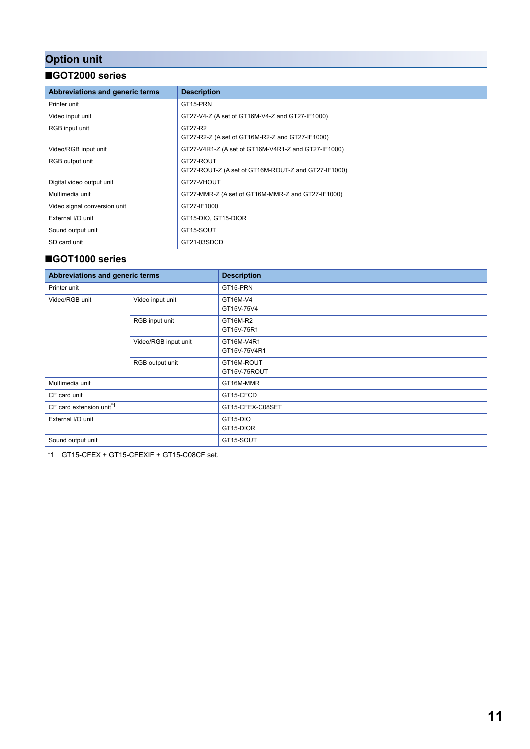## Option unit

### ■GOT2000 series

| Abbreviations and generic terms | Description |
|---|---|
| Printer unit | GT15-PRN |
| Video input unit | GT27-V4-Z (A set of GT16M-V4-Z and GT27-IF1000) |
| RGB input unit | GT27-R2<br>GT27-R2-Z (A set of GT16M-R2-Z and GT27-IF1000) |
| Video/RGB input unit | GT27-V4R1-Z (A set of GT16M-V4R1-Z and GT27-IF1000) |
| RGB output unit | GT27-ROUT<br>GT27-ROUT-Z (A set of GT16M-ROUT-Z and GT27-IF1000) |
| Digital video output unit | GT27-VHOUT |
| Multimedia unit | GT27-MMR-Z (A set of GT16M-MMR-Z and GT27-IF1000) |
| Video signal conversion unit | GT27-IF1000 |
| External I/O unit | GT15-DIO, GT15-DIOR |
| Sound output unit | GT15-SOUT |
| SD card unit | GT21-03SDCD |

### ■GOT1000 series

| Abbreviations and generic terms | | Description |
|---|---|---|
| Printer unit | | GT15-PRN |
| Video/RGB unit | Video input unit | GT16M-V4<br>GT15V-75V4 |
| | RGB input unit | GT16M-R2<br>GT15V-75R1 |
| | Video/RGB input unit | GT16M-V4R1<br>GT15V-75V4R1 |
| | RGB output unit | GT16M-ROUT<br>GT15V-75ROUT |
| Multimedia unit | | GT16M-MMR |
| CF card unit | | GT15-CFCD |
| CF card extension unit*1 | | GT15-CFEX-C08SET |
| External I/O unit | | GT15-DIO<br>GT15-DIOR |
| Sound output unit | | GT15-SOUT |

*1 GT15-CFEX + GT15-CFEXIF + GT15-C08CF set.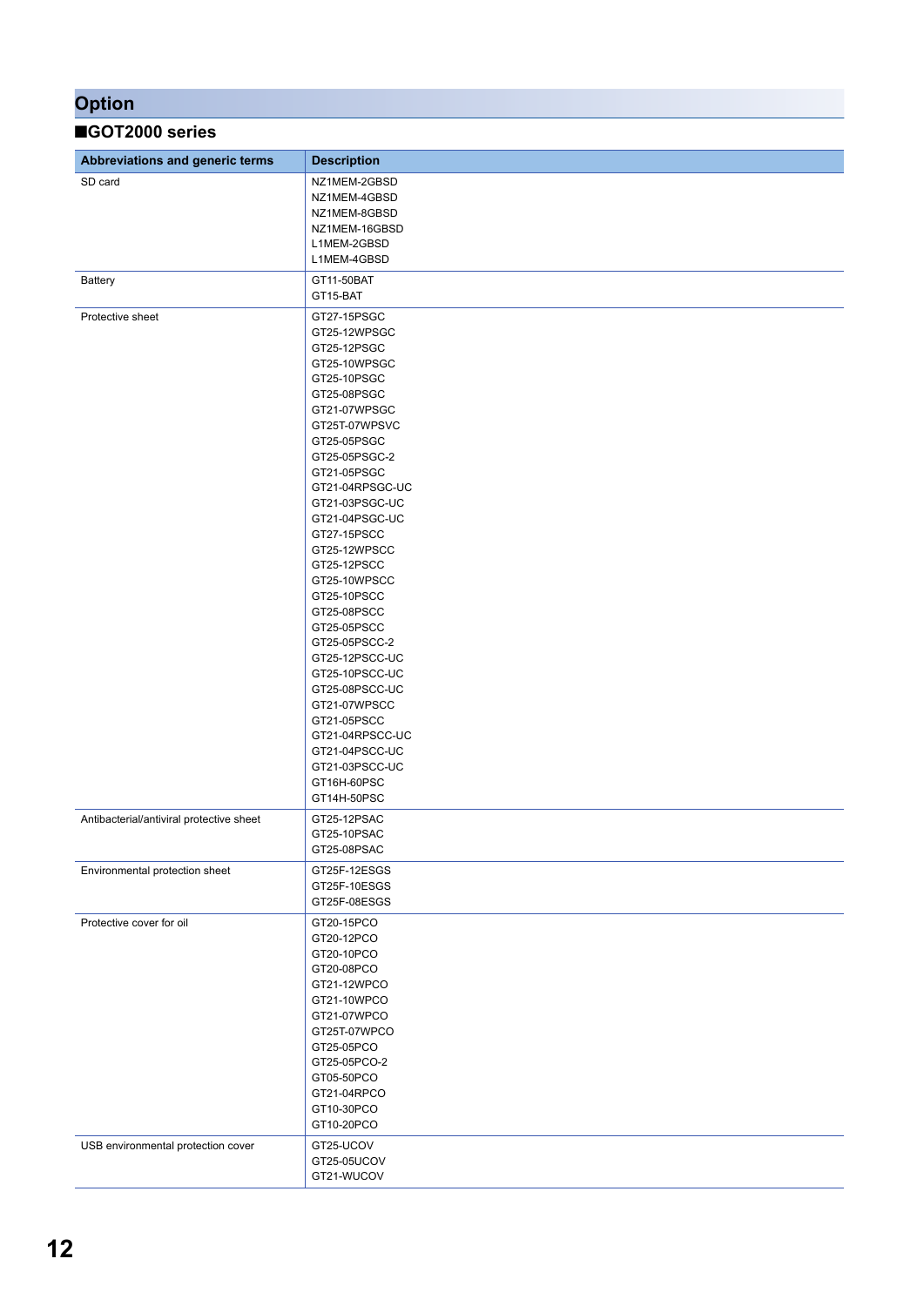## Option

### ■GOT2000 series

| Abbreviations and generic terms | Description |
|---|---|
| SD card | NZ1MEM-2GBSD<br>NZ1MEM-4GBSD<br>NZ1MEM-8GBSD<br>NZ1MEM-16GBSD<br>L1MEM-2GBSD<br>L1MEM-4GBSD |
| Battery | GT11-50BAT<br>GT15-BAT |
| Protective sheet | GT27-15PSGC<br>GT25-12WPSGC<br>GT25-12PSGC<br>GT25-10WPSGC<br>GT25-10PSGC<br>GT25-08PSGC<br>GT21-07WPSGC<br>GT25T-07WPSVC<br>GT25-05PSGC<br>GT25-05PSGC-2<br>GT21-05PSGC<br>GT21-04RPSGC-UC<br>GT21-03PSGC-UC<br>GT21-04PSGC-UC<br>GT27-15PSCC<br>GT25-12WPSCC<br>GT25-12PSCC<br>GT25-10WPSCC<br>GT25-10PSCC<br>GT25-08PSCC<br>GT25-05PSCC<br>GT25-05PSCC-2<br>GT25-12PSCC-UC<br>GT25-10PSCC-UC<br>GT25-08PSCC-UC<br>GT21-07WPSCC<br>GT21-05PSCC<br>GT21-04RPSCC-UC<br>GT21-04PSCC-UC<br>GT21-03PSCC-UC<br>GT16H-60PSC<br>GT14H-50PSC |
| Antibacterial/antiviral protective sheet | GT25-12PSAC<br>GT25-10PSAC<br>GT25-08PSAC |
| Environmental protection sheet | GT25F-12ESGS<br>GT25F-10ESGS<br>GT25F-08ESGS |
| Protective cover for oil | GT20-15PCO<br>GT20-12PCO<br>GT20-10PCO<br>GT20-08PCO<br>GT21-12WPCO<br>GT21-10WPCO<br>GT21-07WPCO<br>GT25T-07WPCO<br>GT25-05PCO<br>GT25-05PCO-2<br>GT05-50PCO<br>GT21-04RPCO<br>GT10-30PCO<br>GT10-20PCO |
| USB environmental protection cover | GT25-UCOV<br>GT25-05UCOV<br>GT21-WUCOV |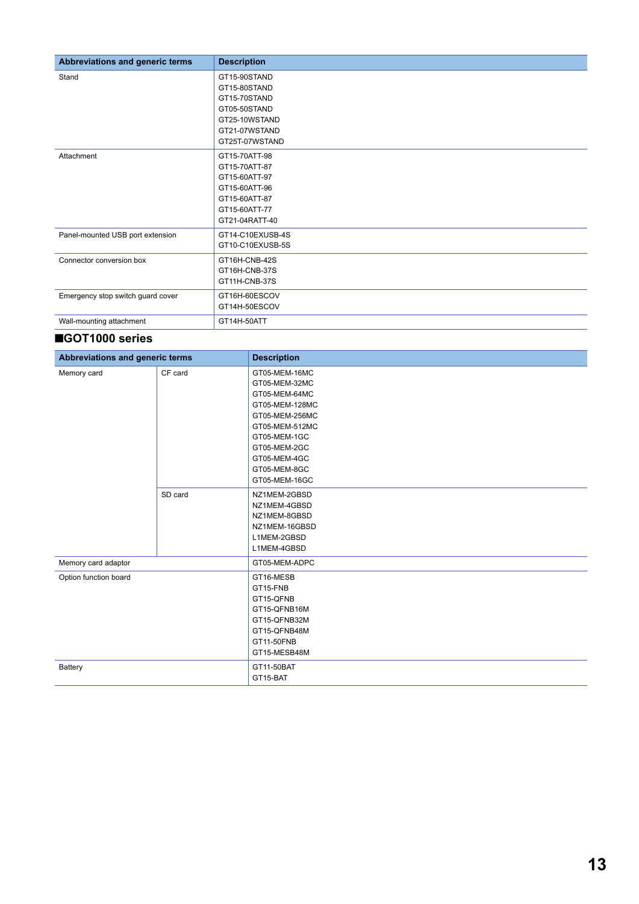| Abbreviations and generic terms | Description |
|---|---|
| Stand | GT15-90STAND<br>GT15-80STAND<br>GT15-70STAND<br>GT05-50STAND<br>GT25-10WSTAND<br>GT21-07WSTAND<br>GT25T-07WSTAND |
| Attachment | GT15-70ATT-98<br>GT15-70ATT-87<br>GT15-60ATT-97<br>GT15-60ATT-96<br>GT15-60ATT-87<br>GT15-60ATT-77<br>GT21-04RATT-40 |
| Panel-mounted USB port extension | GT14-C10EXUSB-4S<br>GT10-C10EXUSB-5S |
| Connector conversion box | GT16H-CNB-42S<br>GT16H-CNB-37S<br>GT11H-CNB-37S |
| Emergency stop switch guard cover | GT16H-60ESCOV<br>GT14H-50ESCOV |
| Wall-mounting attachment | GT14H-50ATT |

## ■GOT1000 series

| Abbreviations and generic terms | | Description |
|---|---|---|
| Memory card | CF card | GT05-MEM-16MC<br>GT05-MEM-32MC<br>GT05-MEM-64MC<br>GT05-MEM-128MC<br>GT05-MEM-256MC<br>GT05-MEM-512MC<br>GT05-MEM-1GC<br>GT05-MEM-2GC<br>GT05-MEM-4GC<br>GT05-MEM-8GC<br>GT05-MEM-16GC |
| | SD card | NZ1MEM-2GBSD<br>NZ1MEM-4GBSD<br>NZ1MEM-8GBSD<br>NZ1MEM-16GBSD<br>L1MEM-2GBSD<br>L1MEM-4GBSD |
| Memory card adaptor | | GT05-MEM-ADPC |
| Option function board | | GT16-MESB<br>GT15-FNB<br>GT15-QFNB<br>GT15-QFNB16M<br>GT15-QFNB32M<br>GT15-QFNB48M<br>GT11-50FNB<br>GT15-MESB48M |
| Battery | | GT11-50BAT<br>GT15-BAT |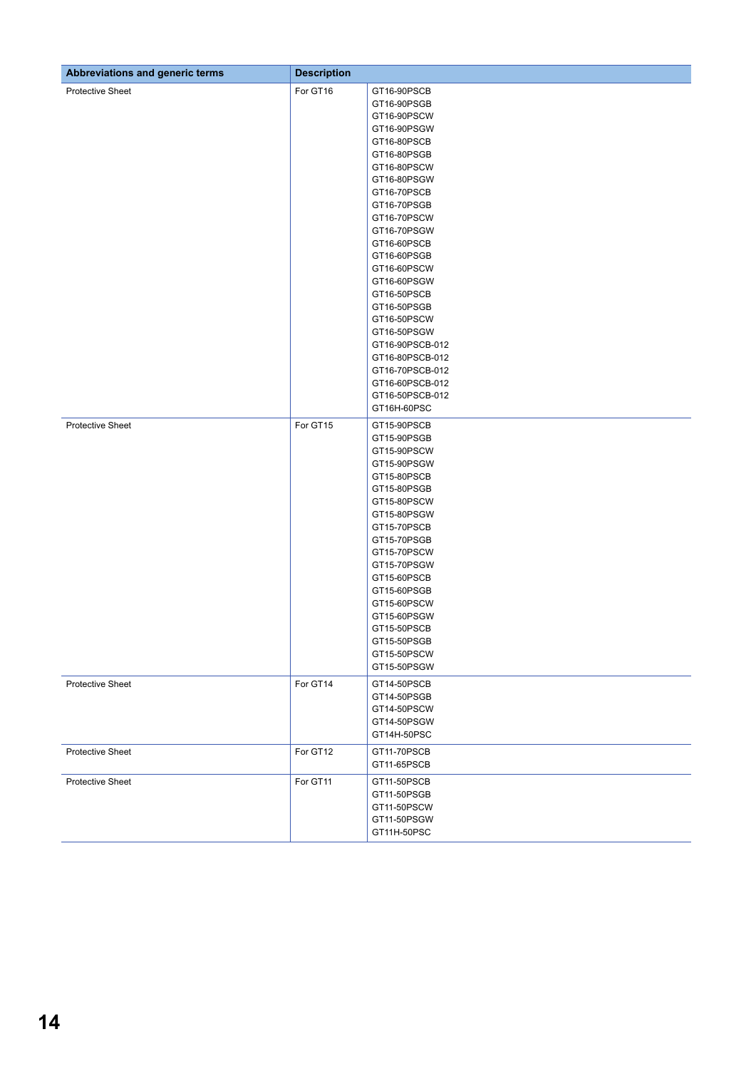| Abbreviations and generic terms | Description | |
|---|---|---|
| Protective Sheet | For GT16 | GT16-90PSCB<br>GT16-90PSGB<br>GT16-90PSCW<br>GT16-90PSGW<br>GT16-80PSCB<br>GT16-80PSGB<br>GT16-80PSCW<br>GT16-80PSGW<br>GT16-70PSCB<br>GT16-70PSGB<br>GT16-70PSCW<br>GT16-70PSGW<br>GT16-60PSCB<br>GT16-60PSGB<br>GT16-60PSCW<br>GT16-60PSGW<br>GT16-50PSCB<br>GT16-50PSGB<br>GT16-50PSCW<br>GT16-50PSGW<br>GT16-90PSCB-012<br>GT16-80PSCB-012<br>GT16-70PSCB-012<br>GT16-60PSCB-012<br>GT16-50PSCB-012<br>GT16H-60PSC |
| Protective Sheet | For GT15 | GT15-90PSCB<br>GT15-90PSGB<br>GT15-90PSCW<br>GT15-90PSGW<br>GT15-80PSCB<br>GT15-80PSGB<br>GT15-80PSCW<br>GT15-80PSGW<br>GT15-70PSCB<br>GT15-70PSGB<br>GT15-70PSCW<br>GT15-70PSGW<br>GT15-60PSCB<br>GT15-60PSGB<br>GT15-60PSCW<br>GT15-60PSGW<br>GT15-50PSCB<br>GT15-50PSGB<br>GT15-50PSCW<br>GT15-50PSGW |
| Protective Sheet | For GT14 | GT14-50PSCB<br>GT14-50PSGB<br>GT14-50PSCW<br>GT14-50PSGW<br>GT14H-50PSC |
| Protective Sheet | For GT12 | GT11-70PSCB<br>GT11-65PSCB |
| Protective Sheet | For GT11 | GT11-50PSCB<br>GT11-50PSGB<br>GT11-50PSCW<br>GT11-50PSGW<br>GT11H-50PSC |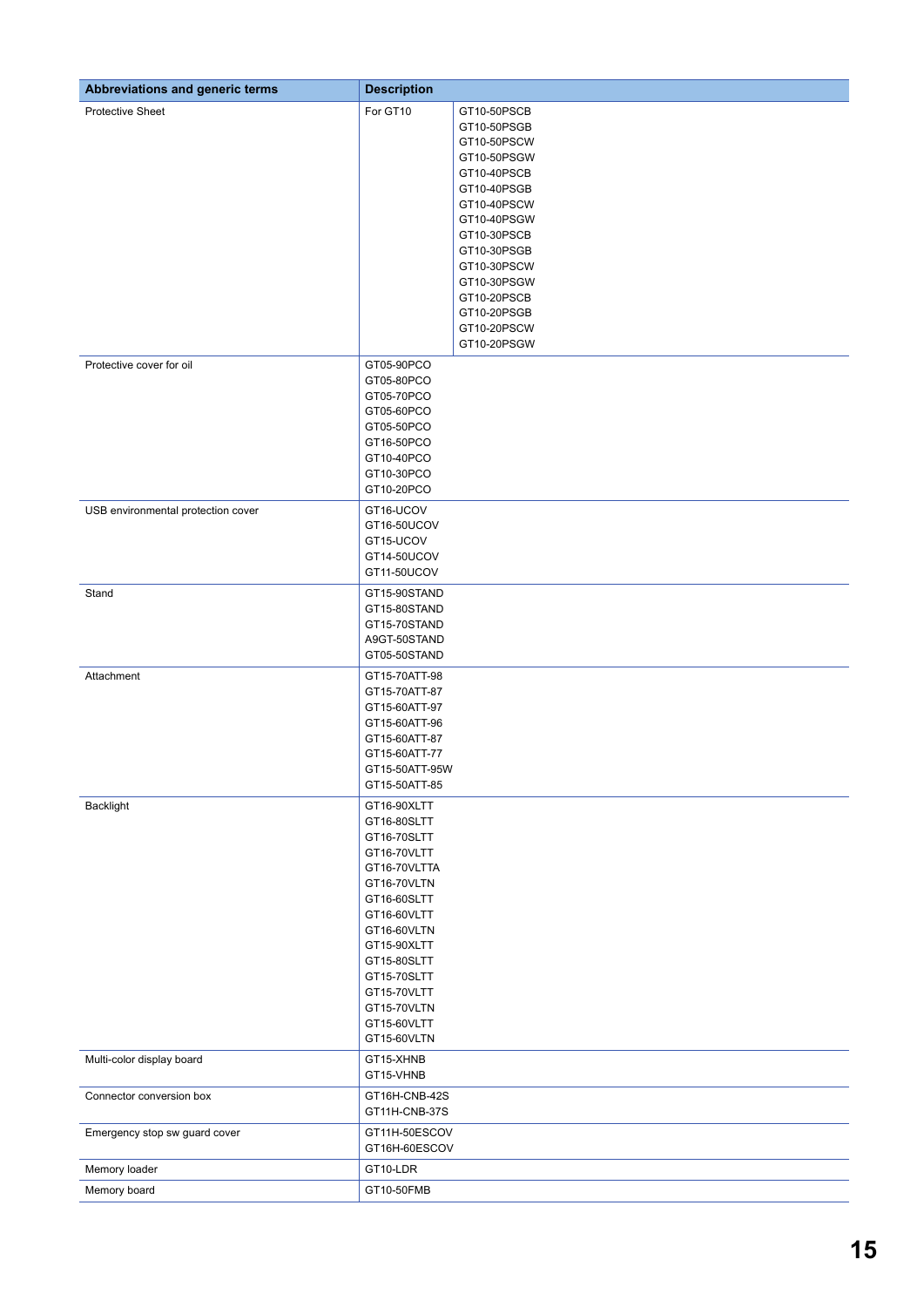| Abbreviations and generic terms | Description | |
|---|---|---|
| Protective Sheet | For GT10 | GT10-50PSCB<br>GT10-50PSGB<br>GT10-50PSCW<br>GT10-50PSGW<br>GT10-40PSCB<br>GT10-40PSGB<br>GT10-40PSCW<br>GT10-40PSGW<br>GT10-30PSCB<br>GT10-30PSGB<br>GT10-30PSCW<br>GT10-30PSGW<br>GT10-20PSCB<br>GT10-20PSGB<br>GT10-20PSCW<br>GT10-20PSGW |
| Protective cover for oil | GT05-90PCO<br>GT05-80PCO<br>GT05-70PCO<br>GT05-60PCO<br>GT05-50PCO<br>GT16-50PCO<br>GT10-40PCO<br>GT10-30PCO<br>GT10-20PCO | |
| USB environmental protection cover | GT16-UCOV<br>GT16-50UCOV<br>GT15-UCOV<br>GT14-50UCOV<br>GT11-50UCOV | |
| Stand | GT15-90STAND<br>GT15-80STAND<br>GT15-70STAND<br>A9GT-50STAND<br>GT05-50STAND | |
| Attachment | GT15-70ATT-98<br>GT15-70ATT-87<br>GT15-60ATT-97<br>GT15-60ATT-96<br>GT15-60ATT-87<br>GT15-60ATT-77<br>GT15-50ATT-95W<br>GT15-50ATT-85 | |
| Backlight | GT16-90XLTT<br>GT16-80SLTT<br>GT16-70SLTT<br>GT16-70VLTT<br>GT16-70VLTTA<br>GT16-70VLTN<br>GT16-60SLTT<br>GT16-60VLTT<br>GT16-60VLTN<br>GT15-90XLTT<br>GT15-80SLTT<br>GT15-70SLTT<br>GT15-70VLTT<br>GT15-70VLTN<br>GT15-60VLTT<br>GT15-60VLTN | |
| Multi-color display board | GT15-XHNB<br>GT15-VHNB | |
| Connector conversion box | GT16H-CNB-42S<br>GT11H-CNB-37S | |
| Emergency stop sw guard cover | GT11H-50ESCOV<br>GT16H-60ESCOV | |
| Memory loader | GT10-LDR | |
| Memory board | GT10-50FMB | |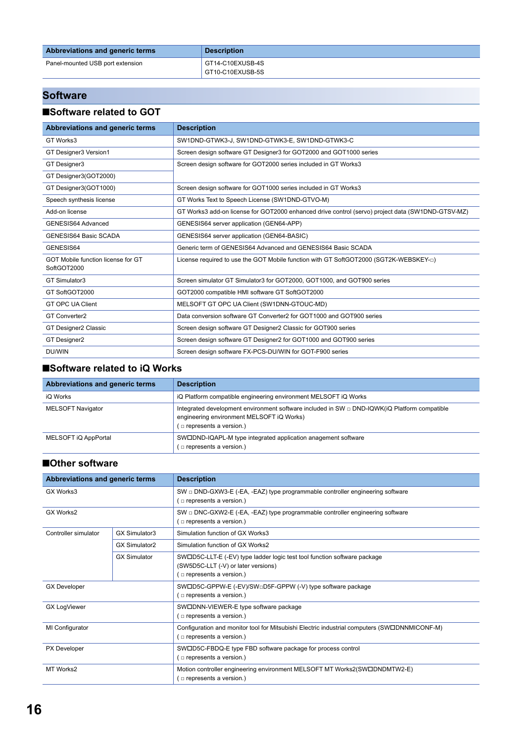| Abbreviations and generic terms | Description |
|---|---|
| Panel-mounted USB port extension | GT14-C10EXUSB-4S<br>GT10-C10EXUSB-5S |

## Software

### ■Software related to GOT

| Abbreviations and generic terms | Description |
|---|---|
| GT Works3 | SW1DND-GTWK3-J, SW1DND-GTWK3-E, SW1DND-GTWK3-C |
| GT Designer3 Version1 | Screen design software GT Designer3 for GOT2000 and GOT1000 series |
| GT Designer3 | Screen design software for GOT2000 series included in GT Works3 |
| GT Designer3(GOT2000) | |
| GT Designer3(GOT1000) | Screen design software for GOT1000 series included in GT Works3 |
| Speech synthesis license | GT Works Text to Speech License (SW1DND-GTVO-M) |
| Add-on license | GT Works3 add-on license for GOT2000 enhanced drive control (servo) project data (SW1DND-GTSV-MZ) |
| GENESIS64 Advanced | GENESIS64 server application (GEN64-APP) |
| GENESIS64 Basic SCADA | GENESIS64 server application (GEN64-BASIC) |
| GENESIS64 | Generic term of GENESIS64 Advanced and GENESIS64 Basic SCADA |
| GOT Mobile function license for GT SoftGOT2000 | License required to use the GOT Mobile function with GT SoftGOT2000 (SGT2K-WEBSKEY-□) |
| GT Simulator3 | Screen simulator GT Simulator3 for GOT2000, GOT1000, and GOT900 series |
| GT SoftGOT2000 | GOT2000 compatible HMI software GT SoftGOT2000 |
| GT OPC UA Client | MELSOFT GT OPC UA Client (SW1DNN-GTOUC-MD) |
| GT Converter2 | Data conversion software GT Converter2 for GOT1000 and GOT900 series |
| GT Designer2 Classic | Screen design software GT Designer2 Classic for GOT900 series |
| GT Designer2 | Screen design software GT Designer2 for GOT1000 and GOT900 series |
| DU/WIN | Screen design software FX-PCS-DU/WIN for GOT-F900 series |

### ■Software related to iQ Works

| Abbreviations and generic terms | Description |
|---|---|
| iQ Works | iQ Platform compatible engineering environment MELSOFT iQ Works |
| MELSOFT Navigator | Integrated development environment software included in SW □ DND-IQWK(iQ Platform compatible engineering environment MELSOFT iQ Works)<br>( □ represents a version.) |
| MELSOFT iQ AppPortal | SW□DND-IQAPL-M type integrated application anagement software<br>( □ represents a version.) |

### ■Other software

| Abbreviations and generic terms | | Description |
|---|---|---|
| GX Works3 | | SW □ DND-GXW3-E (-EA, -EAZ) type programmable controller engineering software<br>( □ represents a version.) |
| GX Works2 | | SW □ DNC-GXW2-E (-EA, -EAZ) type programmable controller engineering software<br>( □ represents a version.) |
| Controller simulator | GX Simulator3 | Simulation function of GX Works3 |
| | GX Simulator2 | Simulation function of GX Works2 |
| | GX Simulator | SW□D5C-LLT-E (-EV) type ladder logic test tool function software package (SW5D5C-LLT (-V) or later versions)<br>( □ represents a version.) |
| GX Developer | | SW□D5C-GPPW-E (-EV)/SW□D5F-GPPW (-V) type software package<br>( □ represents a version.) |
| GX LogViewer | | SW□DNN-VIEWER-E type software package<br>( □ represents a version.) |
| MI Configurator | | Configuration and monitor tool for Mitsubishi Electric industrial computers (SW□DNNMICONF-M)<br>( □ represents a version.) |
| PX Developer | | SW□D5C-FBDQ-E type FBD software package for process control<br>( □ represents a version.) |
| MT Works2 | | Motion controller engineering environment MELSOFT MT Works2(SW□DNDMTW2-E)<br>( □ represents a version.) |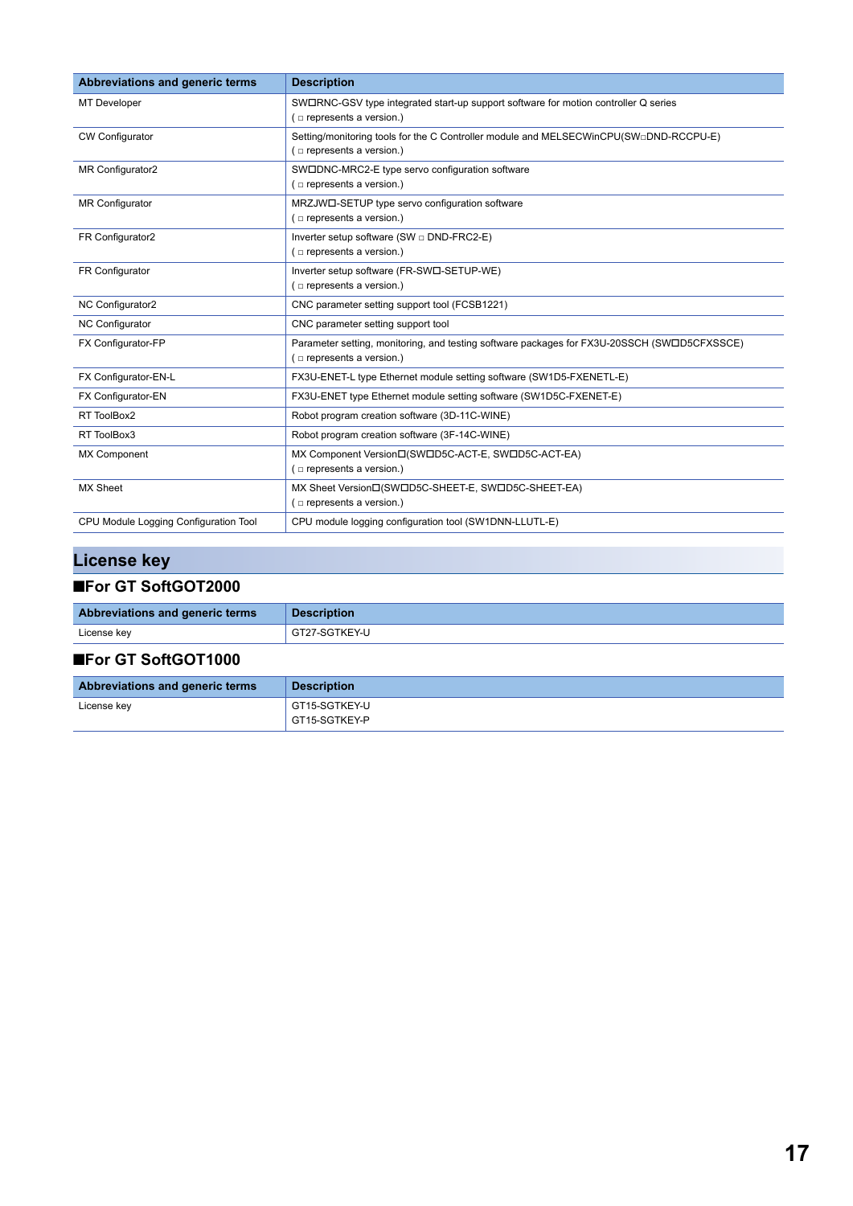| Abbreviations and generic terms | Description |
|---|---|
| MT Developer | SW☐RNC-GSV type integrated start-up support software for motion controller Q series<br>( □ represents a version.) |
| CW Configurator | Setting/monitoring tools for the C Controller module and MELSECWinCPU(SW□DND-RCCPU-E)<br>( □ represents a version.) |
| MR Configurator2 | SW☐DNC-MRC2-E type servo configuration software<br>( □ represents a version.) |
| MR Configurator | MRZJW☐-SETUP type servo configuration software<br>( □ represents a version.) |
| FR Configurator2 | Inverter setup software (SW □ DND-FRC2-E)<br>( □ represents a version.) |
| FR Configurator | Inverter setup software (FR-SW☐-SETUP-WE)<br>( □ represents a version.) |
| NC Configurator2 | CNC parameter setting support tool (FCSB1221) |
| NC Configurator | CNC parameter setting support tool |
| FX Configurator-FP | Parameter setting, monitoring, and testing software packages for FX3U-20SSCH (SW☐D5CFXSSCE)<br>( □ represents a version.) |
| FX Configurator-EN-L | FX3U-ENET-L type Ethernet module setting software (SW1D5-FXENETL-E) |
| FX Configurator-EN | FX3U-ENET type Ethernet module setting software (SW1D5C-FXENET-E) |
| RT ToolBox2 | Robot program creation software (3D-11C-WINE) |
| RT ToolBox3 | Robot program creation software (3F-14C-WINE) |
| MX Component | MX Component Version☐(SW☐D5C-ACT-E, SW☐D5C-ACT-EA)<br>( □ represents a version.) |
| MX Sheet | MX Sheet Version☐(SW☐D5C-SHEET-E, SW☐D5C-SHEET-EA)<br>( □ represents a version.) |
| CPU Module Logging Configuration Tool | CPU module logging configuration tool (SW1DNN-LLUTL-E) |

## License key

### ■For GT SoftGOT2000

| Abbreviations and generic terms | Description |
|---|---|
| License key | GT27-SGTKEY-U |

### ■For GT SoftGOT1000

| Abbreviations and generic terms | Description |
|---|---|
| License key | GT15-SGTKEY-U<br>GT15-SGTKEY-P |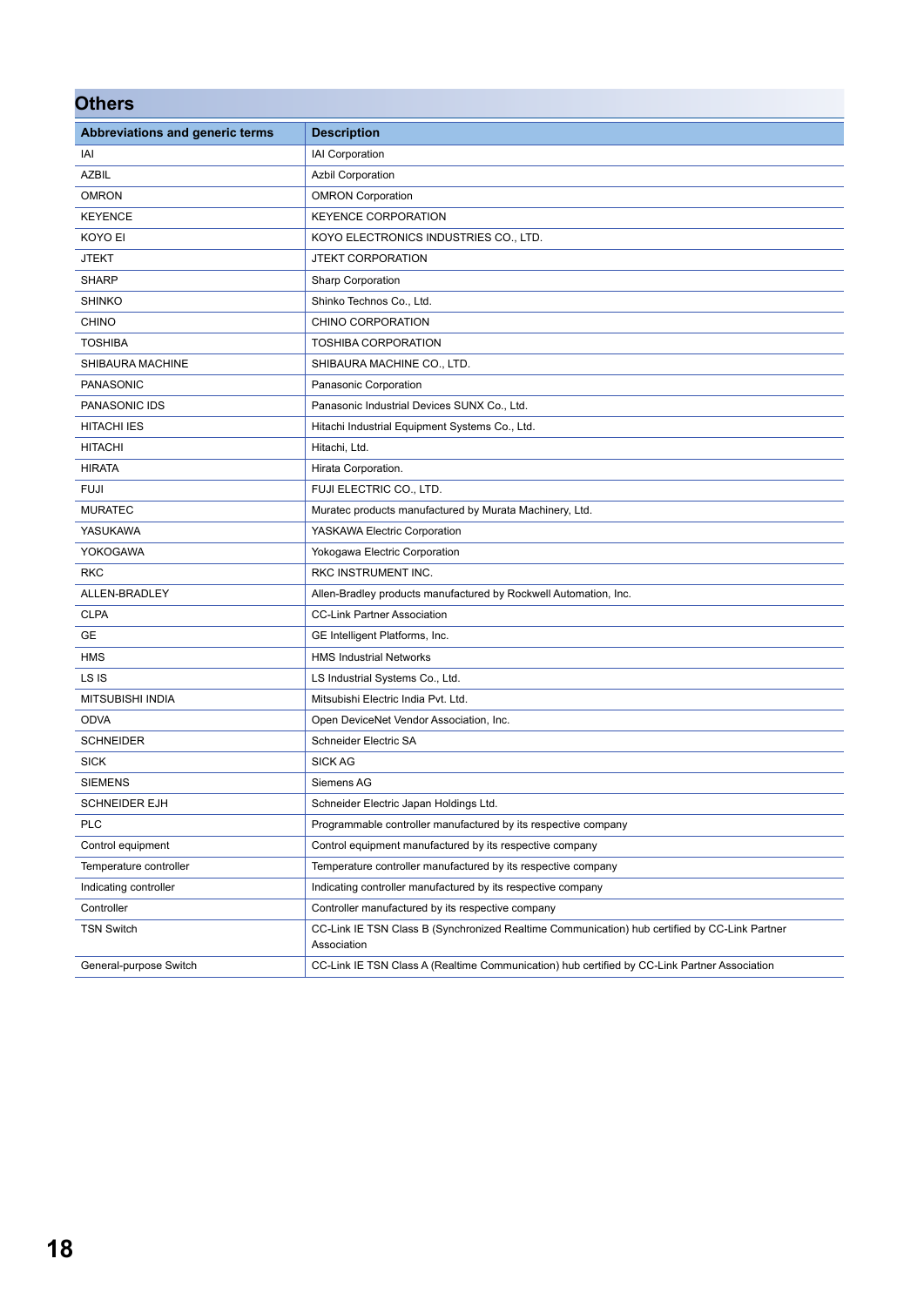## Others

| Abbreviations and generic terms | Description |
|---|---|
| IAI | IAI Corporation |
| AZBIL | Azbil Corporation |
| OMRON | OMRON Corporation |
| KEYENCE | KEYENCE CORPORATION |
| KOYO EI | KOYO ELECTRONICS INDUSTRIES CO., LTD. |
| JTEKT | JTEKT CORPORATION |
| SHARP | Sharp Corporation |
| SHINKO | Shinko Technos Co., Ltd. |
| CHINO | CHINO CORPORATION |
| TOSHIBA | TOSHIBA CORPORATION |
| SHIBAURA MACHINE | SHIBAURA MACHINE CO., LTD. |
| PANASONIC | Panasonic Corporation |
| PANASONIC IDS | Panasonic Industrial Devices SUNX Co., Ltd. |
| HITACHI IES | Hitachi Industrial Equipment Systems Co., Ltd. |
| HITACHI | Hitachi, Ltd. |
| HIRATA | Hirata Corporation. |
| FUJI | FUJI ELECTRIC CO., LTD. |
| MURATEC | Muratec products manufactured by Murata Machinery, Ltd. |
| YASUKAWA | YASKAWA Electric Corporation |
| YOKOGAWA | Yokogawa Electric Corporation |
| RKC | RKC INSTRUMENT INC. |
| ALLEN-BRADLEY | Allen-Bradley products manufactured by Rockwell Automation, Inc. |
| CLPA | CC-Link Partner Association |
| GE | GE Intelligent Platforms, Inc. |
| HMS | HMS Industrial Networks |
| LS IS | LS Industrial Systems Co., Ltd. |
| MITSUBISHI INDIA | Mitsubishi Electric India Pvt. Ltd. |
| ODVA | Open DeviceNet Vendor Association, Inc. |
| SCHNEIDER | Schneider Electric SA |
| SICK | SICK AG |
| SIEMENS | Siemens AG |
| SCHNEIDER EJH | Schneider Electric Japan Holdings Ltd. |
| PLC | Programmable controller manufactured by its respective company |
| Control equipment | Control equipment manufactured by its respective company |
| Temperature controller | Temperature controller manufactured by its respective company |
| Indicating controller | Indicating controller manufactured by its respective company |
| Controller | Controller manufactured by its respective company |
| TSN Switch | CC-Link IE TSN Class B (Synchronized Realtime Communication) hub certified by CC-Link Partner Association |
| General-purpose Switch | CC-Link IE TSN Class A (Realtime Communication) hub certified by CC-Link Partner Association |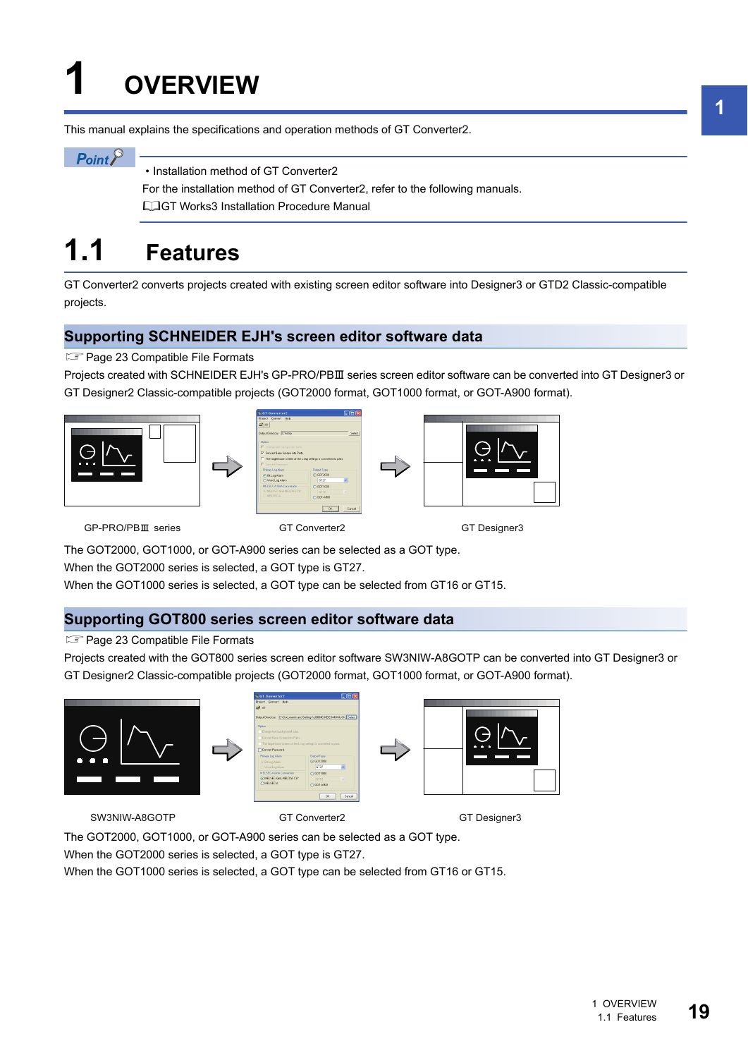# 1 OVERVIEW

This manual explains the specifications and operation methods of GT Converter2.

**Point**

- Installation method of GT Converter2

For the installation method of GT Converter2, refer to the following manuals.

GT Works3 Installation Procedure Manual

## 1.1 Features

GT Converter2 converts projects created with existing screen editor software into Designer3 or GTD2 Classic-compatible projects.

### Supporting SCHNEIDER EJH's screen editor software data

Page 23 Compatible File Formats

Projects created with SCHNEIDER EJH's GP-PRO/PBⅢ series screen editor software can be converted into GT Designer3 or GT Designer2 Classic-compatible projects (GOT2000 format, GOT1000 format, or GOT-A900 format).

GP-PRO/PBⅢ series GT Converter2 GT Designer3

The GOT2000, GOT1000, or GOT-A900 series can be selected as a GOT type.

When the GOT2000 series is selected, a GOT type is GT27.

When the GOT1000 series is selected, a GOT type can be selected from GT16 or GT15.

### Supporting GOT800 series screen editor software data

Page 23 Compatible File Formats

Projects created with the GOT800 series screen editor software SW3NIW-A8GOTP can be converted into GT Designer3 or GT Designer2 Classic-compatible projects (GOT2000 format, GOT1000 format, or GOT-A900 format).

SW3NIW-A8GOTP GT Converter2 GT Designer3

The GOT2000, GOT1000, or GOT-A900 series can be selected as a GOT type.

When the GOT2000 series is selected, a GOT type is GT27.

When the GOT1000 series is selected, a GOT type can be selected from GT16 or GT15.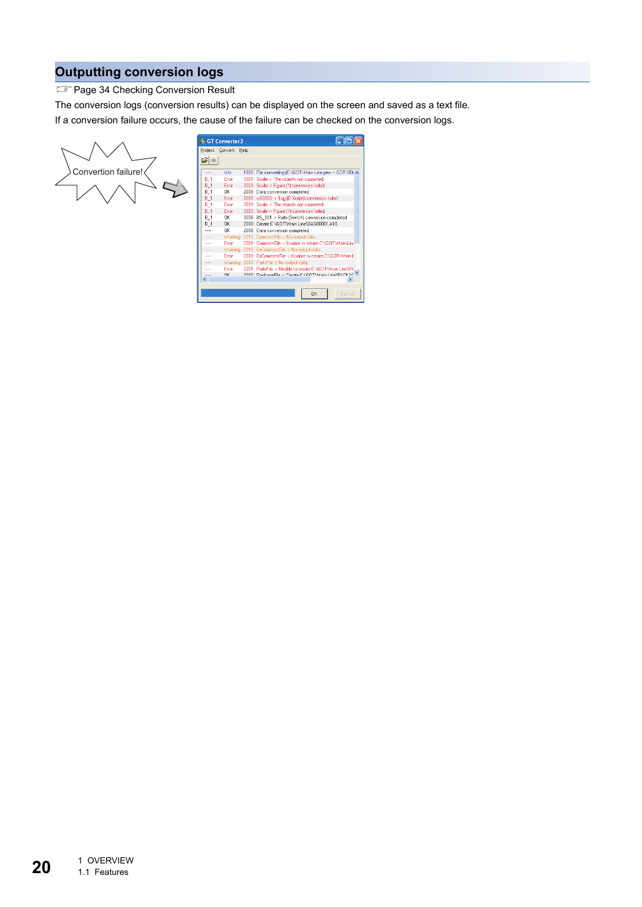## Outputting conversion logs

☞ Page 34 Checking Conversion Result

The conversion logs (conversion results) can be displayed on the screen and saved as a text file.

If a conversion failure occurs, the cause of the failure can be checked on the conversion logs.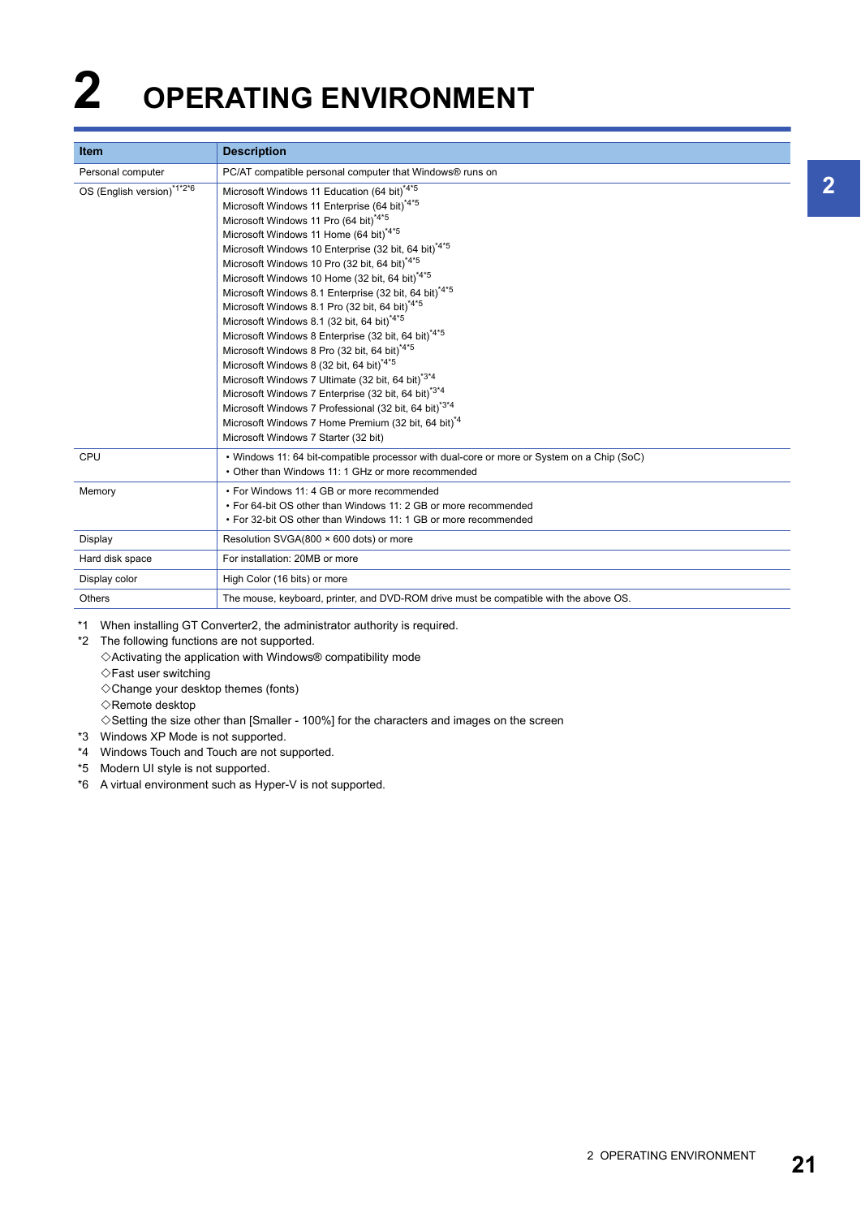# 2 OPERATING ENVIRONMENT

| Item | Description |
|---|---|
| Personal computer | PC/AT compatible personal computer that Windows® runs on |
| OS (English version)*1*2*6 | Microsoft Windows 11 Education (64 bit)*4*5<br>Microsoft Windows 11 Enterprise (64 bit)*4*5<br>Microsoft Windows 11 Pro (64 bit)*4*5<br>Microsoft Windows 11 Home (64 bit)*4*5<br>Microsoft Windows 10 Enterprise (32 bit, 64 bit)*4*5<br>Microsoft Windows 10 Pro (32 bit, 64 bit)*4*5<br>Microsoft Windows 10 Home (32 bit, 64 bit)*4*5<br>Microsoft Windows 8.1 Enterprise (32 bit, 64 bit)*4*5<br>Microsoft Windows 8.1 Pro (32 bit, 64 bit)*4*5<br>Microsoft Windows 8.1 (32 bit, 64 bit)*4*5<br>Microsoft Windows 8 Enterprise (32 bit, 64 bit)*4*5<br>Microsoft Windows 8 Pro (32 bit, 64 bit)*4*5<br>Microsoft Windows 8 (32 bit, 64 bit)*4*5<br>Microsoft Windows 7 Ultimate (32 bit, 64 bit)*3*4<br>Microsoft Windows 7 Enterprise (32 bit, 64 bit)*3*4<br>Microsoft Windows 7 Professional (32 bit, 64 bit)*3*4<br>Microsoft Windows 7 Home Premium (32 bit, 64 bit)*4<br>Microsoft Windows 7 Starter (32 bit) |
| CPU | • Windows 11: 64 bit-compatible processor with dual-core or more or System on a Chip (SoC)<br>• Other than Windows 11: 1 GHz or more recommended |
| Memory | • For Windows 11: 4 GB or more recommended<br>• For 64-bit OS other than Windows 11: 2 GB or more recommended<br>• For 32-bit OS other than Windows 11: 1 GB or more recommended |
| Display | Resolution SVGA(800 × 600 dots) or more |
| Hard disk space | For installation: 20MB or more |
| Display color | High Color (16 bits) or more |
| Others | The mouse, keyboard, printer, and DVD-ROM drive must be compatible with the above OS. |

*1 When installing GT Converter2, the administrator authority is required.

*2 The following functions are not supported.

◇Activating the application with Windows® compatibility mode

◇Fast user switching

◇Change your desktop themes (fonts)

◇Remote desktop

◇Setting the size other than [Smaller - 100%] for the characters and images on the screen

*3 Windows XP Mode is not supported.

*4 Windows Touch and Touch are not supported.

*5 Modern UI style is not supported.

*6 A virtual environment such as Hyper-V is not supported.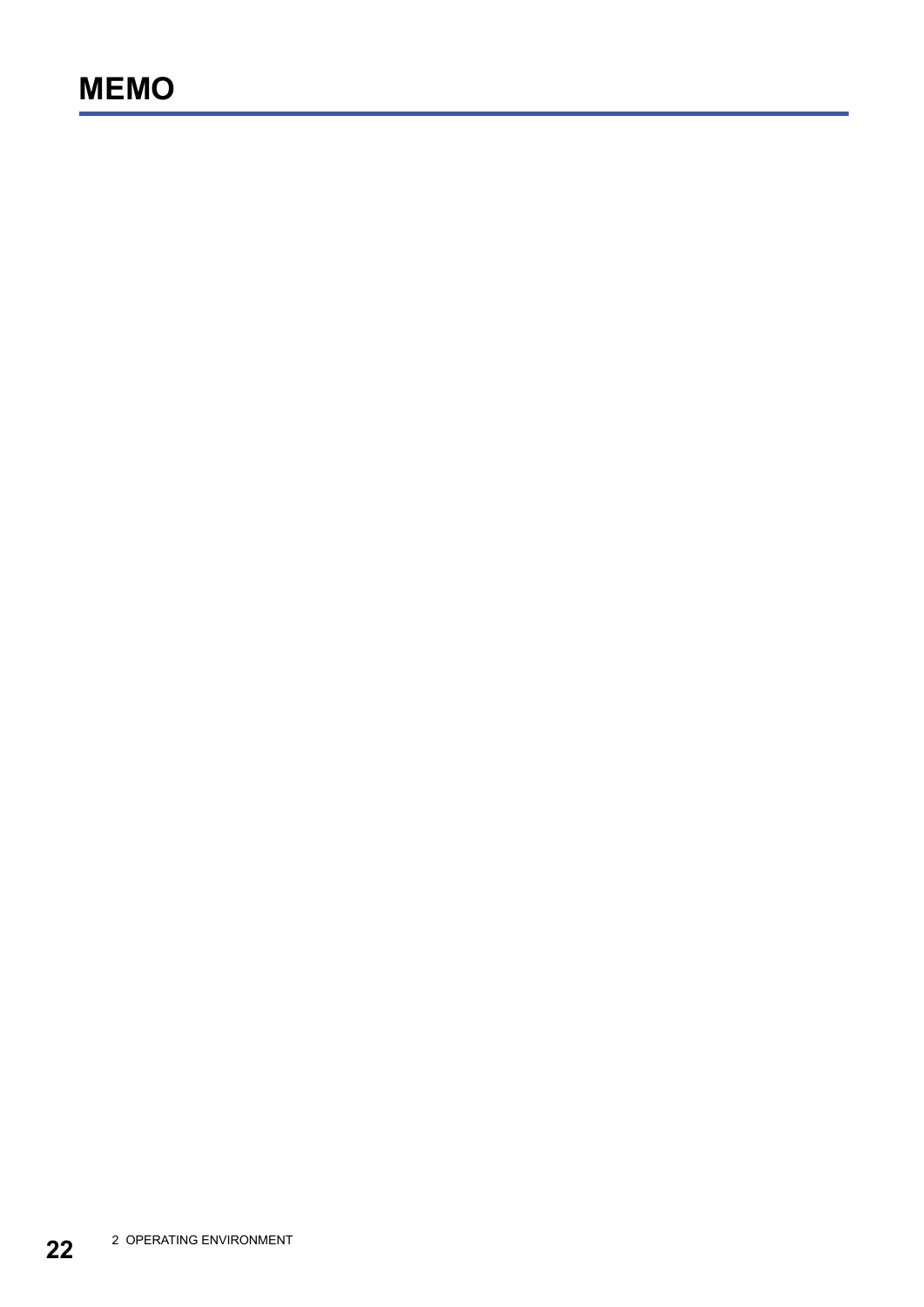# MEMO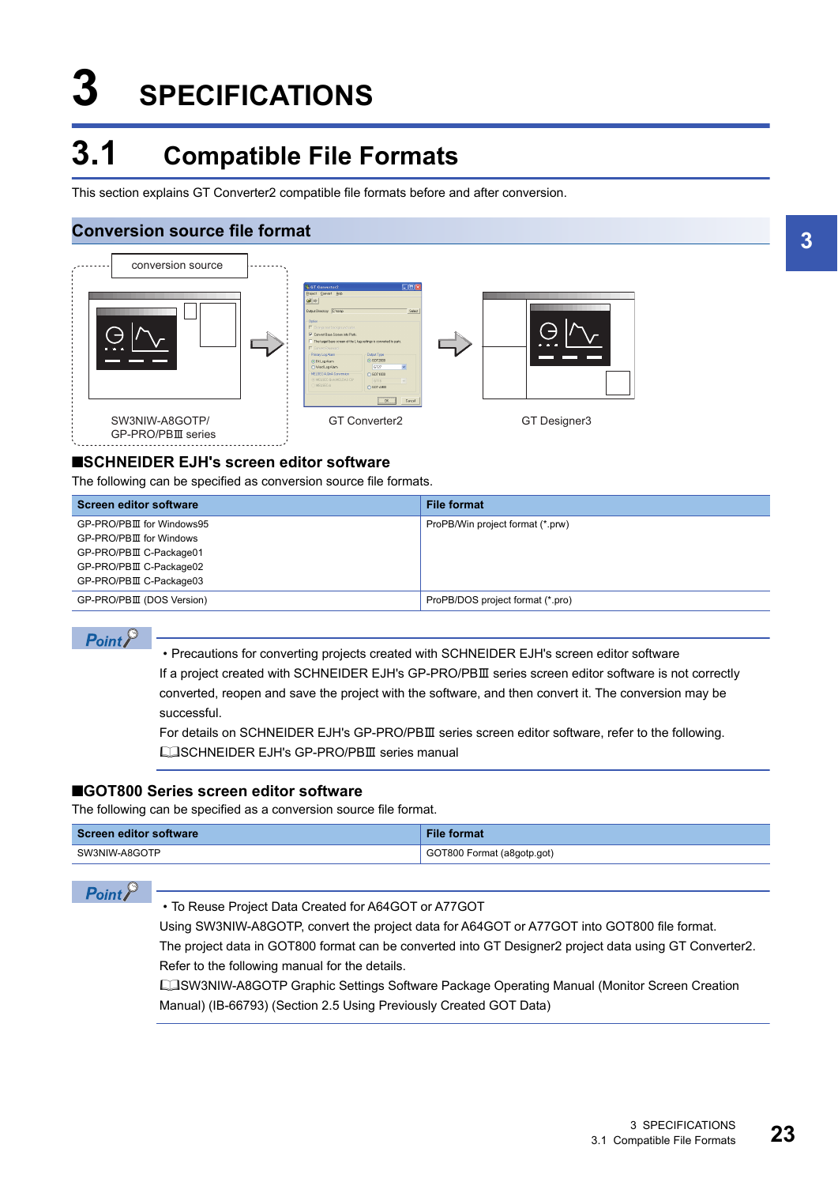# 3 SPECIFICATIONS

## 3.1 Compatible File Formats

This section explains GT Converter2 compatible file formats before and after conversion.

### Conversion source file format

conversion source

SW3NIW-A8GOTP/
GP-PRO/PBⅢ series

GT Converter2

GT Designer3

#### ■SCHNEIDER EJH's screen editor software

The following can be specified as conversion source file formats.

| Screen editor software | File format |
|---|---|
| GP-PRO/PBⅢ for Windows95<br>GP-PRO/PBⅢ for Windows<br>GP-PRO/PBⅢ C-Package01<br>GP-PRO/PBⅢ C-Package02<br>GP-PRO/PBⅢ C-Package03 | ProPB/Win project format (*.prw) |
| GP-PRO/PBⅢ (DOS Version) | ProPB/DOS project format (*.pro) |

**Point**

• Precautions for converting projects created with SCHNEIDER EJH's screen editor software
If a project created with SCHNEIDER EJH's GP-PRO/PBⅢ series screen editor software is not correctly converted, reopen and save the project with the software, and then convert it. The conversion may be successful.
For details on SCHNEIDER EJH's GP-PRO/PBⅢ series screen editor software, refer to the following.
📖SCHNEIDER EJH's GP-PRO/PBⅢ series manual

#### ■GOT800 Series screen editor software

The following can be specified as a conversion source file format.

| Screen editor software | File format |
|---|---|
| SW3NIW-A8GOTP | GOT800 Format (a8gotp.got) |

**Point**

• To Reuse Project Data Created for A64GOT or A77GOT
Using SW3NIW-A8GOTP, convert the project data for A64GOT or A77GOT into GOT800 file format.
The project data in GOT800 format can be converted into GT Designer2 project data using GT Converter2.
Refer to the following manual for the details.
📖SW3NIW-A8GOTP Graphic Settings Software Package Operating Manual (Monitor Screen Creation Manual) (IB-66793) (Section 2.5 Using Previously Created GOT Data)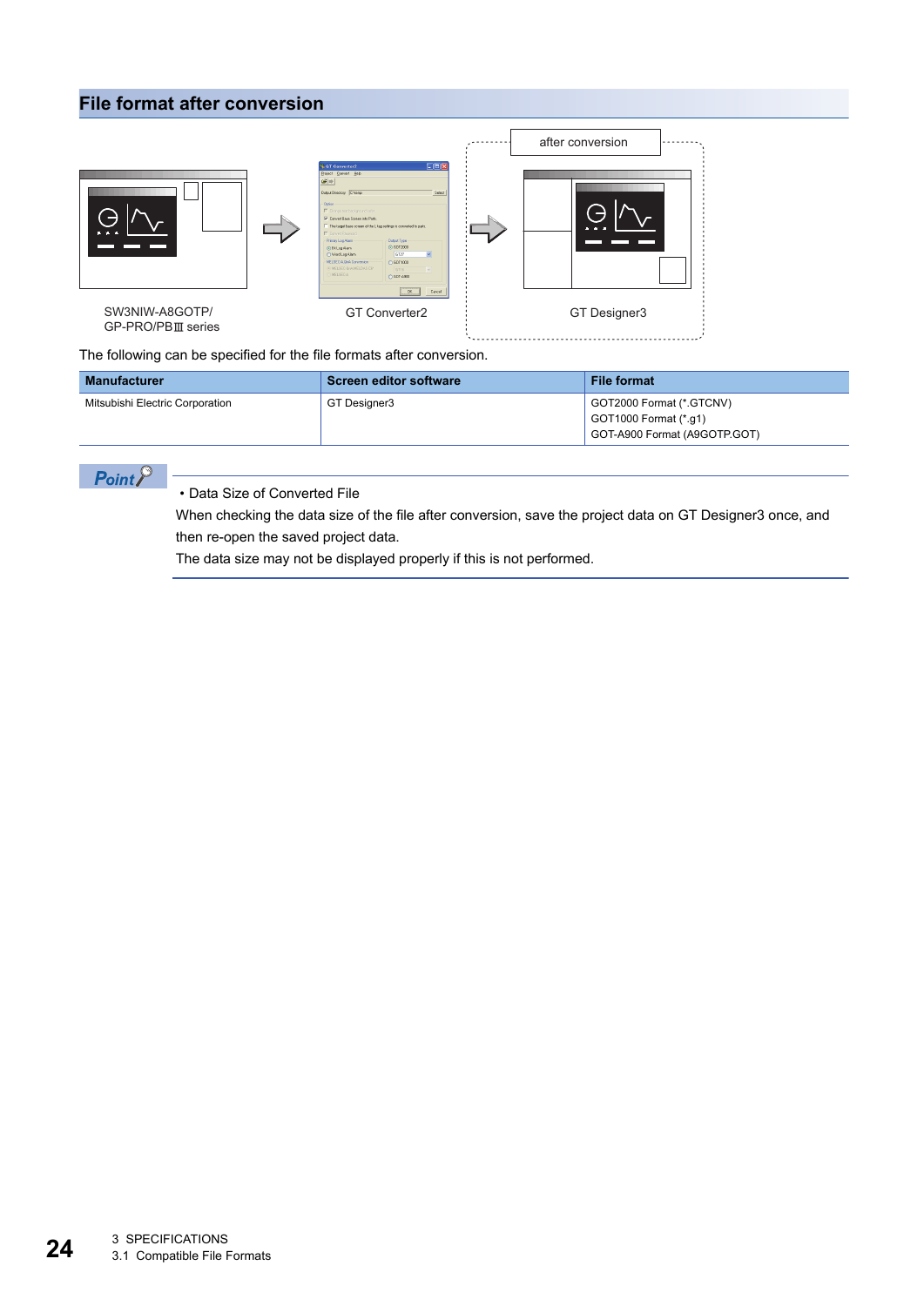## File format after conversion

after conversion

SW3NIW-A8GOTP/
GP-PRO/PBⅢ series

GT Converter2

GT Designer3

The following can be specified for the file formats after conversion.

| Manufacturer | Screen editor software | File format |
|---|---|---|
| Mitsubishi Electric Corporation | GT Designer3 | GOT2000 Format (*.GTCNV)<br>GOT1000 Format (*.g1)<br>GOT-A900 Format (A9GOTP.GOT) |

**Point**

• Data Size of Converted File

When checking the data size of the file after conversion, save the project data on GT Designer3 once, and then re-open the saved project data.

The data size may not be displayed properly if this is not performed.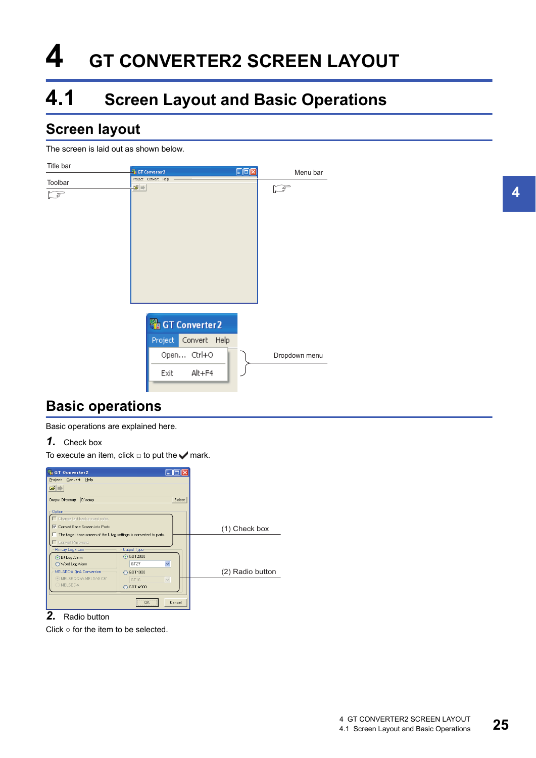# 4 GT CONVERTER2 SCREEN LAYOUT

## 4.1 Screen Layout and Basic Operations

### Screen layout

The screen is laid out as shown below.

Title bar

Toolbar

Menu bar

Dropdown menu

### Basic operations

Basic operations are explained here.

**1.** Check box

To execute an item, click □ to put the ✔ mark.

(1) Check box

(2) Radio button

**2.** Radio button

Click ○ for the item to be selected.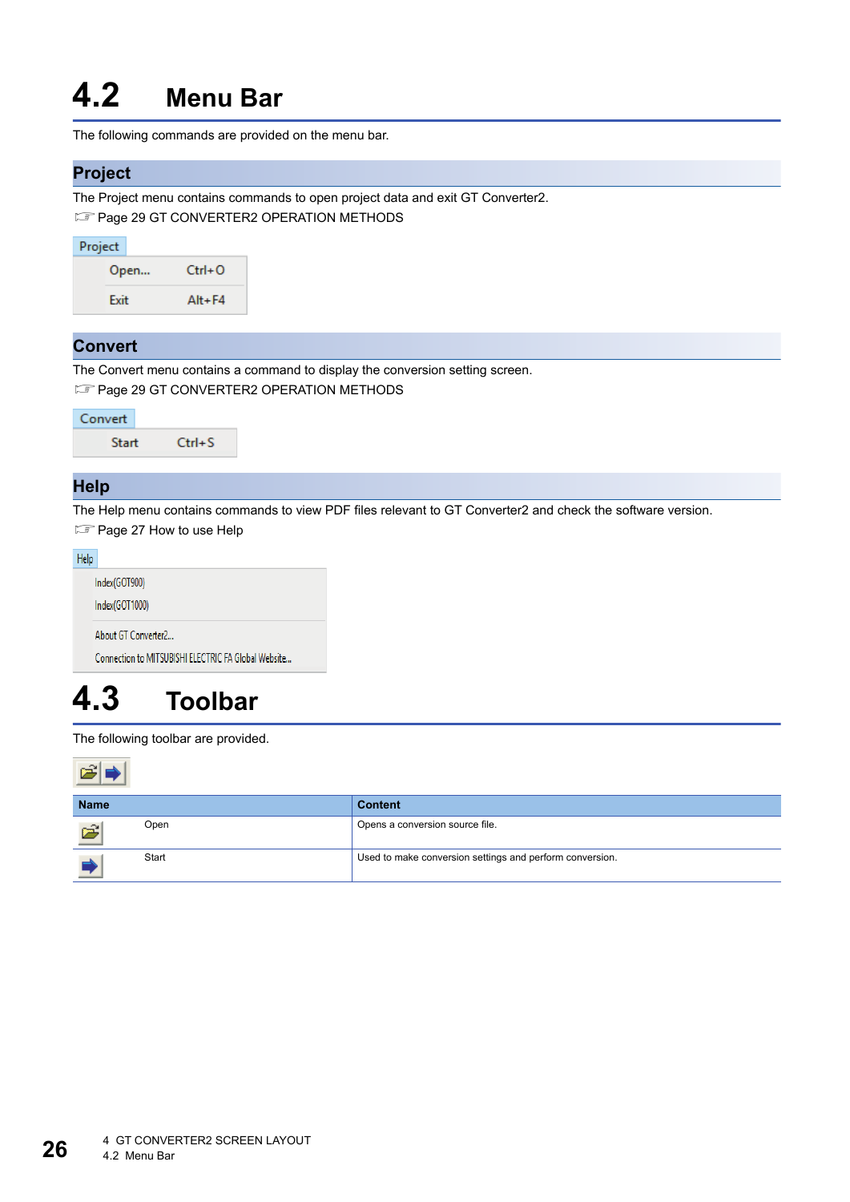# 4.2 Menu Bar

The following commands are provided on the menu bar.

## Project

The Project menu contains commands to open project data and exit GT Converter2.

☞ Page 29 GT CONVERTER2 OPERATION METHODS

| Project | |
|---|---|
| Open... | Ctrl+O |
| Exit | Alt+F4 |

## Convert

The Convert menu contains a command to display the conversion setting screen.

☞ Page 29 GT CONVERTER2 OPERATION METHODS

| Convert | |
|---|---|
| Start | Ctrl+S |

## Help

The Help menu contains commands to view PDF files relevant to GT Converter2 and check the software version.

☞ Page 27 How to use Help

| Help |
|---|
| Index(GOT900) |
| Index(GOT1000) |
| About GT Converter2... |
| Connection to MITSUBISHI ELECTRIC FA Global Website... |

# 4.3 Toolbar

The following toolbar are provided.

| Name | Content |
|---|---|
| Open | Opens a conversion source file. |
| Start | Used to make conversion settings and perform conversion. |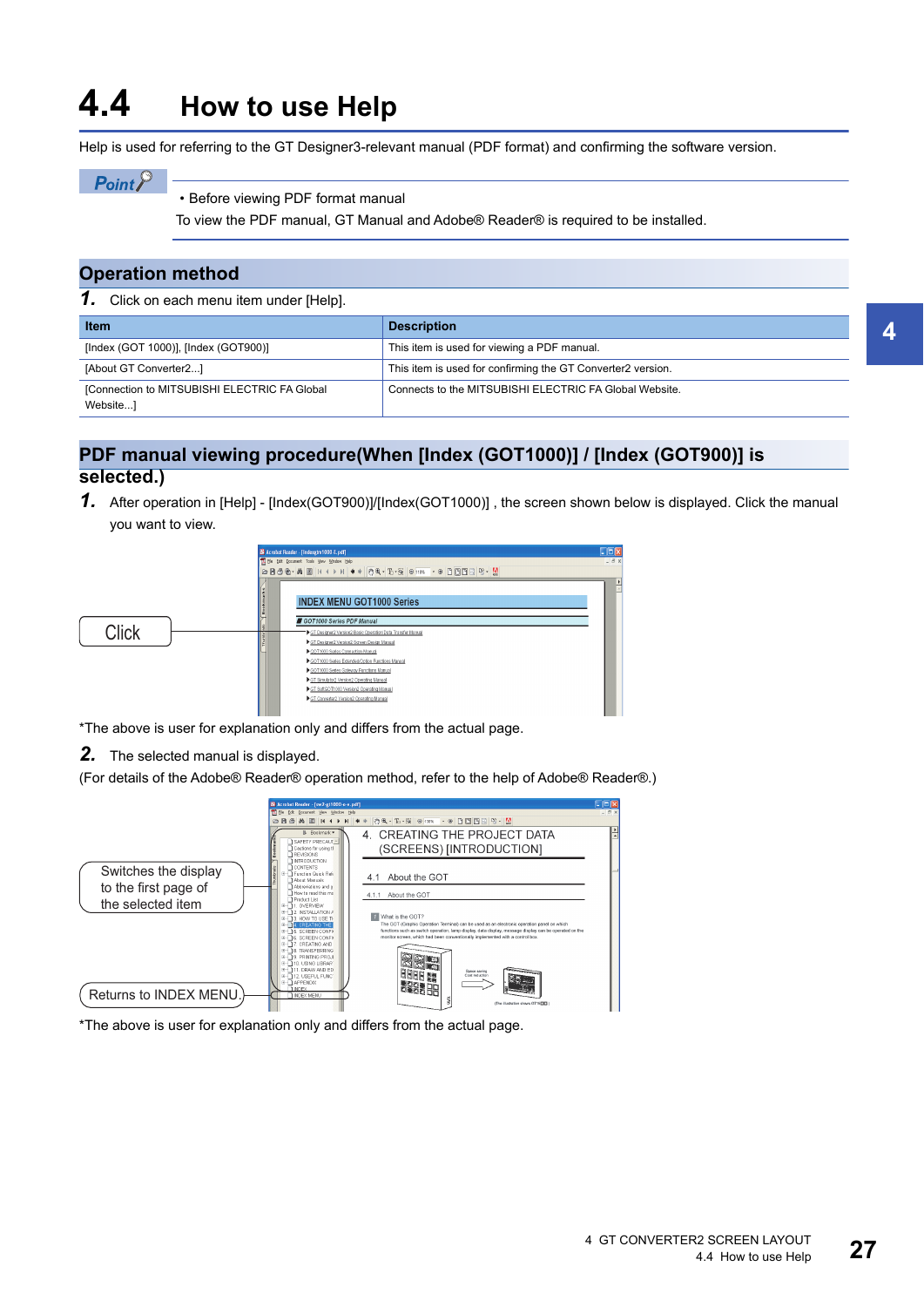# 4.4 How to use Help

Help is used for referring to the GT Designer3-relevant manual (PDF format) and confirming the software version.

**Point**

- Before viewing PDF format manual

To view the PDF manual, GT Manual and Adobe® Reader® is required to be installed.

## Operation method

**1.** Click on each menu item under [Help].

| Item | Description |
|---|---|
| [Index (GOT 1000)], [Index (GOT900)] | This item is used for viewing a PDF manual. |
| [About GT Converter2...] | This item is used for confirming the GT Converter2 version. |
| [Connection to MITSUBISHI ELECTRIC FA Global Website...] | Connects to the MITSUBISHI ELECTRIC FA Global Website. |

## PDF manual viewing procedure(When [Index (GOT1000)] / [Index (GOT900)] is selected.)

**1.** After operation in [Help] - [Index(GOT900)]/[Index(GOT1000)] , the screen shown below is displayed. Click the manual you want to view.

Click

*The above is user for explanation only and differs from the actual page.

**2.** The selected manual is displayed.

(For details of the Adobe® Reader® operation method, refer to the help of Adobe® Reader®.)

Switches the display to the first page of the selected item

Returns to INDEX MENU.

*The above is user for explanation only and differs from the actual page.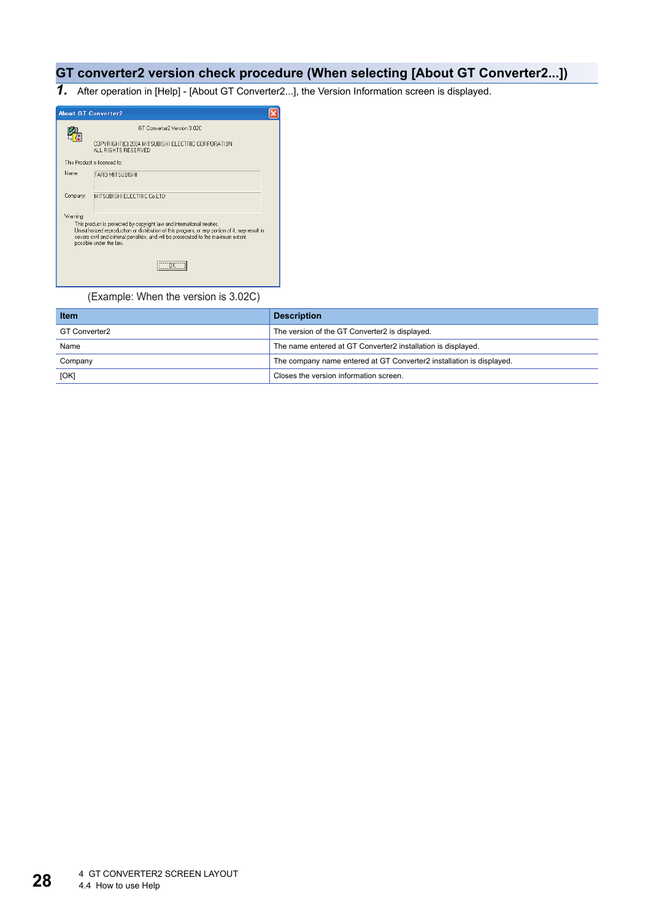## GT converter2 version check procedure (When selecting [About GT Converter2...])

**1.** After operation in [Help] - [About GT Converter2...], the Version Information screen is displayed.

(Example: When the version is 3.02C)

| Item | Description |
|---|---|
| GT Converter2 | The version of the GT Converter2 is displayed. |
| Name | The name entered at GT Converter2 installation is displayed. |
| Company | The company name entered at GT Converter2 installation is displayed. |
| [OK] | Closes the version information screen. |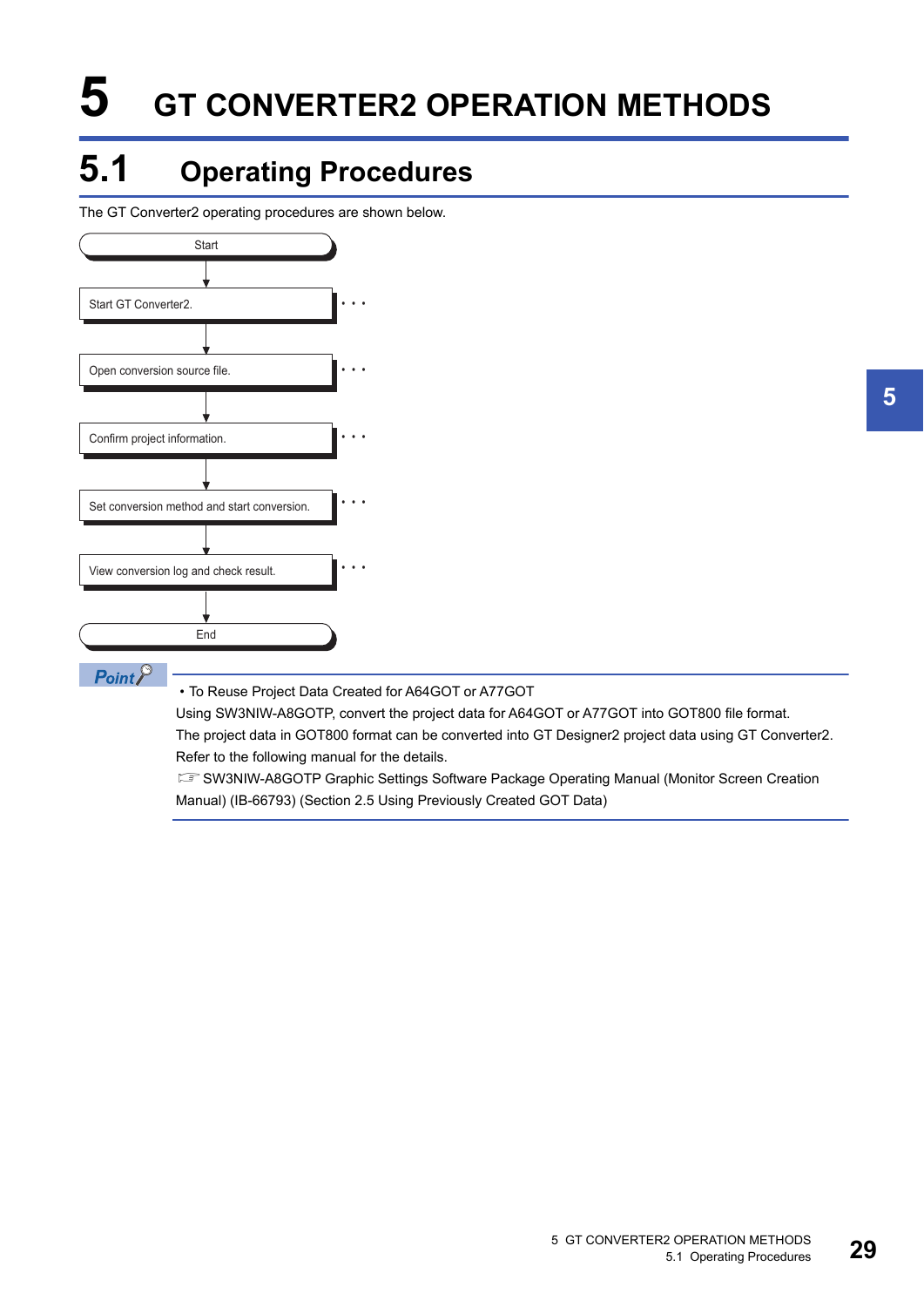# 5 GT CONVERTER2 OPERATION METHODS

## 5.1 Operating Procedures

The GT Converter2 operating procedures are shown below.

Start

↓

Start GT Converter2. · · ·

↓

Open conversion source file. · · ·

↓

Confirm project information. · · ·

↓

Set conversion method and start conversion. · · ·

↓

View conversion log and check result. · · ·

↓

End

**Point**

- To Reuse Project Data Created for A64GOT or A77GOT

Using SW3NIW-A8GOTP, convert the project data for A64GOT or A77GOT into GOT800 file format.
The project data in GOT800 format can be converted into GT Designer2 project data using GT Converter2.
Refer to the following manual for the details.
☞ SW3NIW-A8GOTP Graphic Settings Software Package Operating Manual (Monitor Screen Creation Manual) (IB-66793) (Section 2.5 Using Previously Created GOT Data)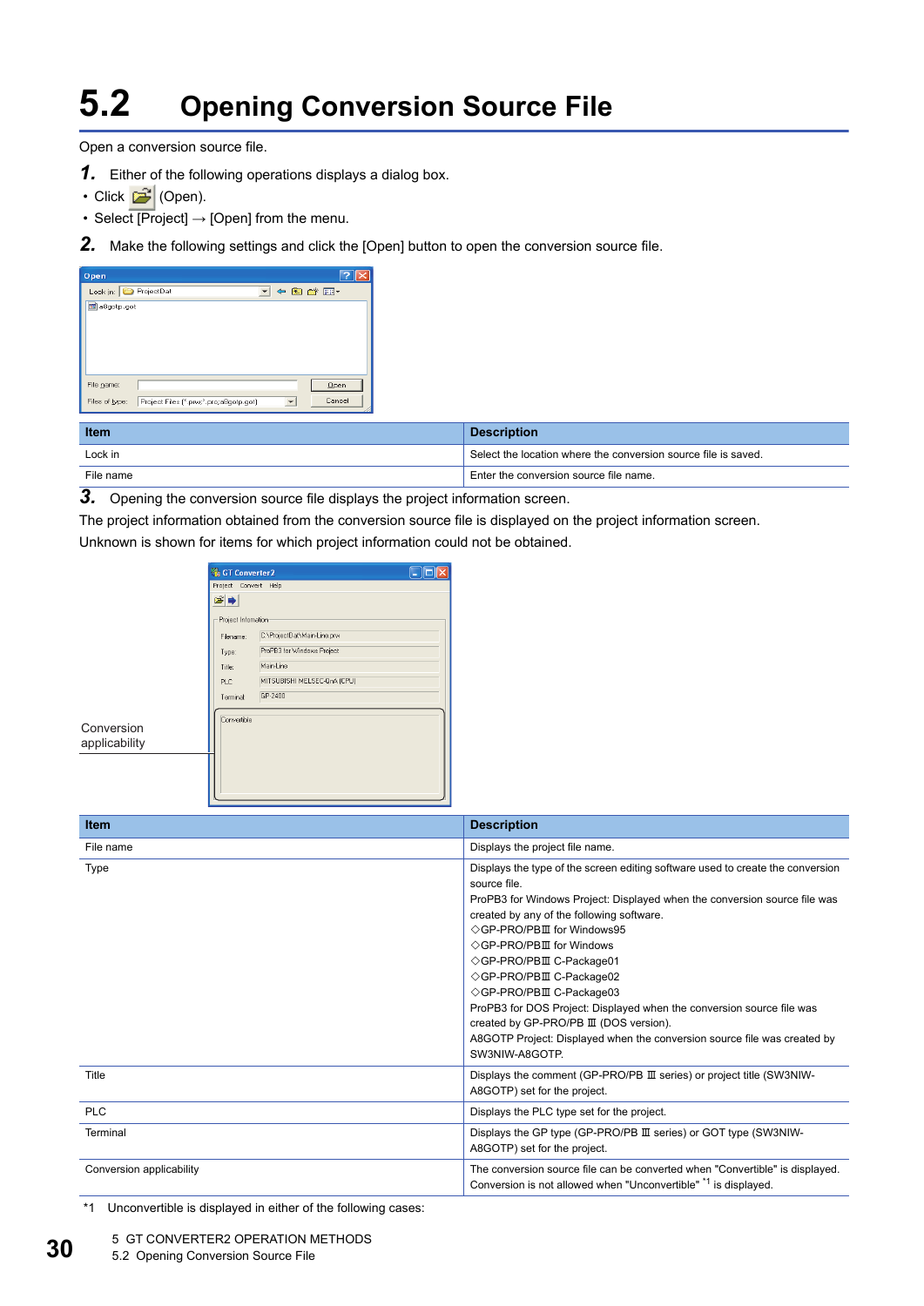# 5.2 Opening Conversion Source File

Open a conversion source file.

**1.** Either of the following operations displays a dialog box.

- Click (Open).
- Select [Project] → [Open] from the menu.

**2.** Make the following settings and click the [Open] button to open the conversion source file.

| Item | Description |
|---|---|
| Lock in | Select the location where the conversion source file is saved. |
| File name | Enter the conversion source file name. |

**3.** Opening the conversion source file displays the project information screen.

The project information obtained from the conversion source file is displayed on the project information screen.

Unknown is shown for items for which project information could not be obtained.

Conversion applicability

| Item | Description |
|---|---|
| File name | Displays the project file name. |
| Type | Displays the type of the screen editing software used to create the conversion source file.<br>ProPB3 for Windows Project: Displayed when the conversion source file was created by any of the following software.<br>◇GP-PRO/PBⅢ for Windows95<br>◇GP-PRO/PBⅢ for Windows<br>◇GP-PRO/PBⅢ C-Package01<br>◇GP-PRO/PBⅢ C-Package02<br>◇GP-PRO/PBⅢ C-Package03<br>ProPB3 for DOS Project: Displayed when the conversion source file was created by GP-PRO/PB Ⅲ (DOS version).<br>A8GOTP Project: Displayed when the conversion source file was created by SW3NIW-A8GOTP. |
| Title | Displays the comment (GP-PRO/PB Ⅲ series) or project title (SW3NIW-A8GOTP) set for the project. |
| PLC | Displays the PLC type set for the project. |
| Terminal | Displays the GP type (GP-PRO/PB Ⅲ series) or GOT type (SW3NIW-A8GOTP) set for the project. |
| Conversion applicability | The conversion source file can be converted when "Convertible" is displayed.<br>Conversion is not allowed when "Unconvertible" *1 is displayed. |

*1 Unconvertible is displayed in either of the following cases: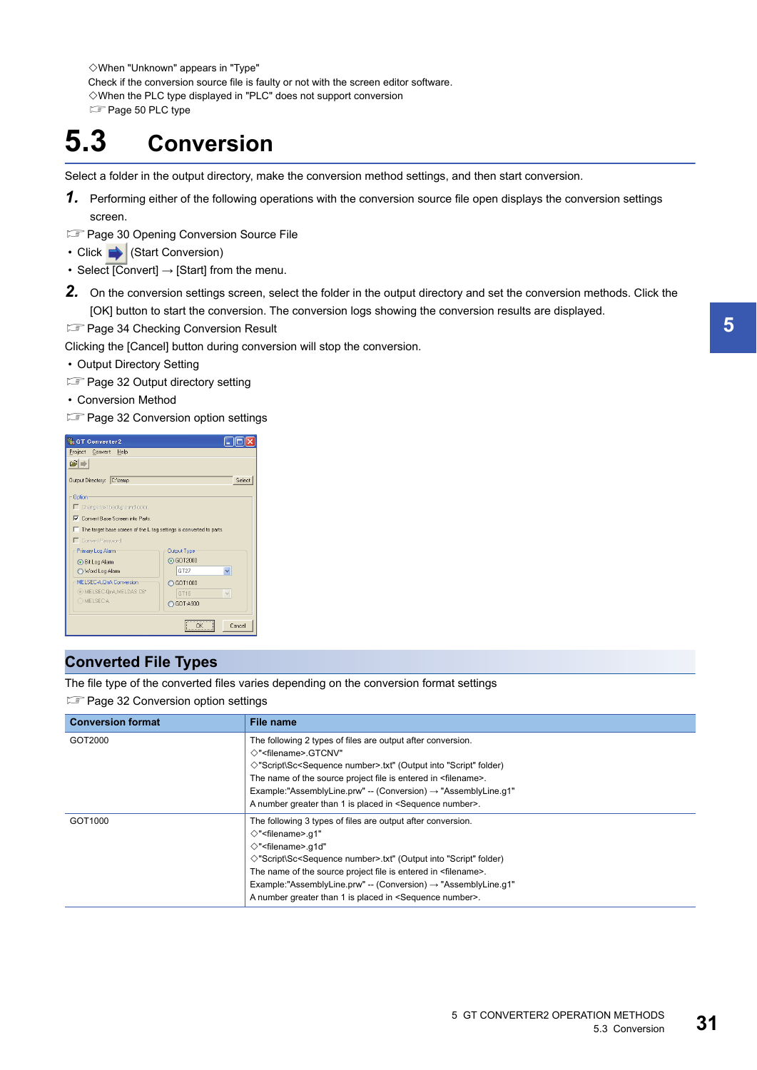◇When "Unknown" appears in "Type"
Check if the conversion source file is faulty or not with the screen editor software.
◇When the PLC type displayed in "PLC" does not support conversion
☞ Page 50 PLC type

# 5.3 Conversion

Select a folder in the output directory, make the conversion method settings, and then start conversion.

**1.** Performing either of the following operations with the conversion source file open displays the conversion settings screen.

☞ Page 30 Opening Conversion Source File

- Click (Start Conversion)
- Select [Convert] → [Start] from the menu.

**2.** On the conversion settings screen, select the folder in the output directory and set the conversion methods. Click the [OK] button to start the conversion. The conversion logs showing the conversion results are displayed.

☞ Page 34 Checking Conversion Result

Clicking the [Cancel] button during conversion will stop the conversion.

- Output Directory Setting

☞ Page 32 Output directory setting

- Conversion Method

☞ Page 32 Conversion option settings

## Converted File Types

The file type of the converted files varies depending on the conversion format settings

☞ Page 32 Conversion option settings

| Conversion format | File name |
|---|---|
| GOT2000 | The following 2 types of files are output after conversion.<br>◇"<filename>.GTCNV"<br>◇"Script\Sc<Sequence number>.txt" (Output into "Script" folder)<br>The name of the source project file is entered in <filename>.<br>Example:"AssemblyLine.prw" -- (Conversion) → "AssemblyLine.g1"<br>A number greater than 1 is placed in <Sequence number>. |
| GOT1000 | The following 3 types of files are output after conversion.<br>◇"<filename>.g1"<br>◇"<filename>.g1d"<br>◇"Script\Sc<Sequence number>.txt" (Output into "Script" folder)<br>The name of the source project file is entered in <filename>.<br>Example:"AssemblyLine.prw" -- (Conversion) → "AssemblyLine.g1"<br>A number greater than 1 is placed in <Sequence number>. |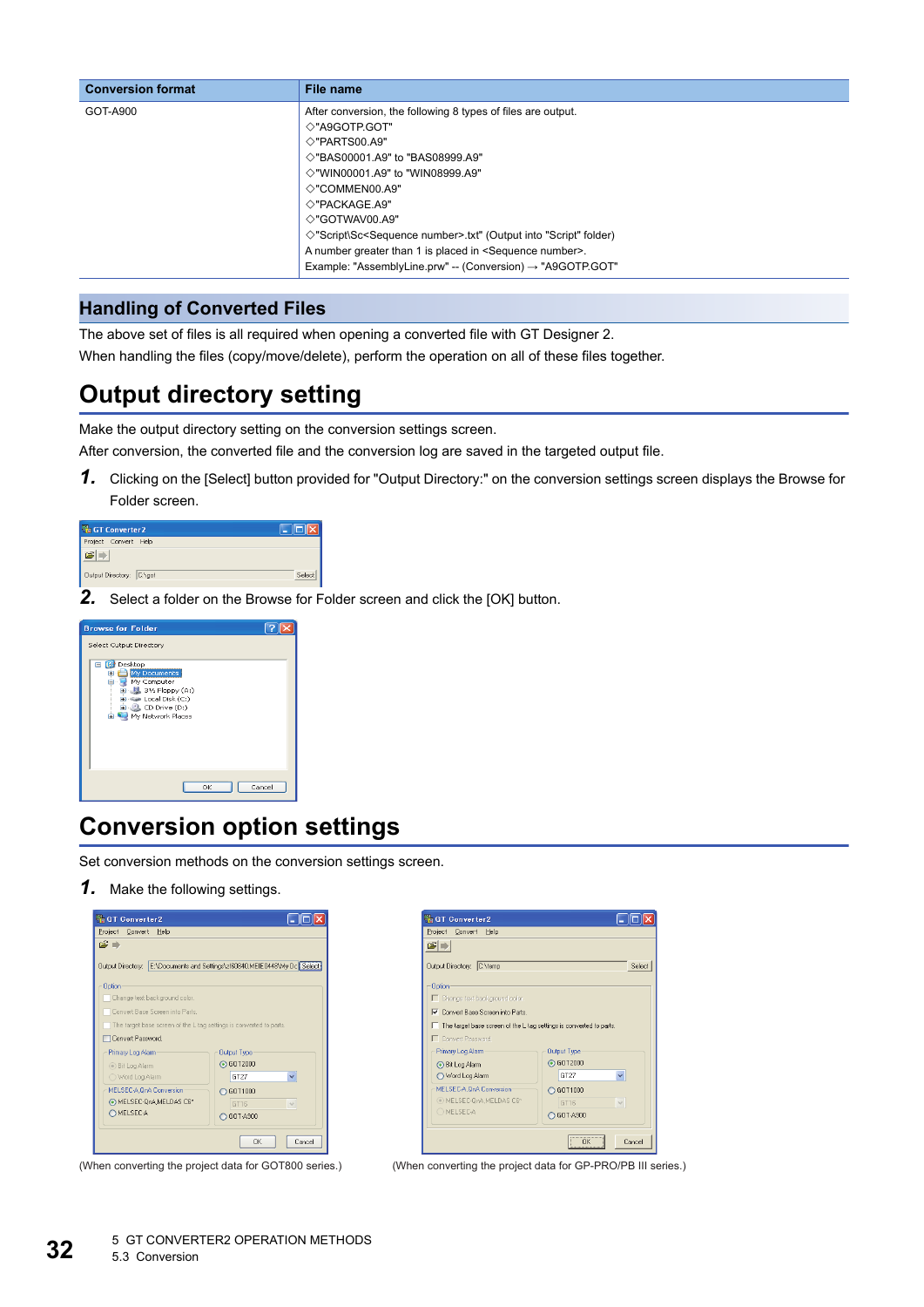| Conversion format | File name |
| --- | --- |
| GOT-A900 | After conversion, the following 8 types of files are output.<br>◇"A9GOTP.GOT"<br>◇"PARTS00.A9"<br>◇"BAS00001.A9" to "BAS08999.A9"<br>◇"WIN00001.A9" to "WIN08999.A9"<br>◇"COMMEN00.A9"<br>◇"PACKAGE.A9"<br>◇"GOTWAV00.A9"<br>◇"Script\Sc<Sequence number>.txt" (Output into "Script" folder)<br>A number greater than 1 is placed in <Sequence number>.<br>Example: "AssemblyLine.prw" -- (Conversion) → "A9GOTP.GOT" |

## Handling of Converted Files

The above set of files is all required when opening a converted file with GT Designer 2.
When handling the files (copy/move/delete), perform the operation on all of these files together.

# Output directory setting

Make the output directory setting on the conversion settings screen.
After conversion, the converted file and the conversion log are saved in the targeted output file.

**1.** Clicking on the [Select] button provided for "Output Directory:" on the conversion settings screen displays the Browse for Folder screen.

**2.** Select a folder on the Browse for Folder screen and click the [OK] button.

# Conversion option settings

Set conversion methods on the conversion settings screen.

**1.** Make the following settings.

(When converting the project data for GOT800 series.)

(When converting the project data for GP-PRO/PB III series.)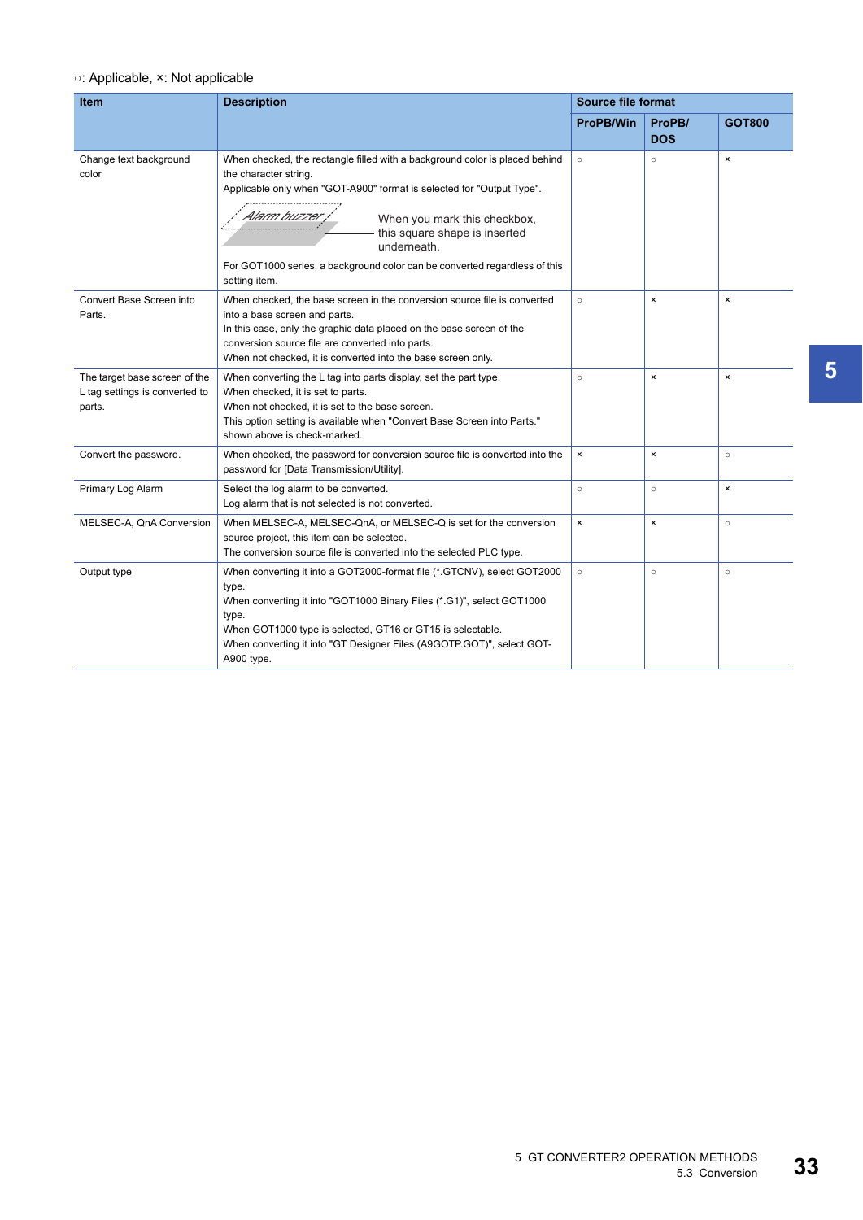○: Applicable, ×: Not applicable

| Item | Description | Source file format | | |
|---|---|---|---|---|
| | | ProPB/Win | ProPB/ DOS | GOT800 |
| Change text background color | When checked, the rectangle filled with a background color is placed behind the character string.<br>Applicable only when "GOT-A900" format is selected for "Output Type".<br>Alarm buzzer — When you mark this checkbox, this square shape is inserted underneath.<br>For GOT1000 series, a background color can be converted regardless of this setting item. | ○ | ○ | × |
| Convert Base Screen into Parts. | When checked, the base screen in the conversion source file is converted into a base screen and parts.<br>In this case, only the graphic data placed on the base screen of the conversion source file are converted into parts.<br>When not checked, it is converted into the base screen only. | ○ | × | × |
| The target base screen of the L tag settings is converted to parts. | When converting the L tag into parts display, set the part type.<br>When checked, it is set to parts.<br>When not checked, it is set to the base screen.<br>This option setting is available when "Convert Base Screen into Parts." shown above is check-marked. | ○ | × | × |
| Convert the password. | When checked, the password for conversion source file is converted into the password for [Data Transmission/Utility]. | × | × | ○ |
| Primary Log Alarm | Select the log alarm to be converted.<br>Log alarm that is not selected is not converted. | ○ | ○ | × |
| MELSEC-A, QnA Conversion | When MELSEC-A, MELSEC-QnA, or MELSEC-Q is set for the conversion source project, this item can be selected.<br>The conversion source file is converted into the selected PLC type. | × | × | ○ |
| Output type | When converting it into a GOT2000-format file (*.GTCNV), select GOT2000 type.<br>When converting it into "GOT1000 Binary Files (*.G1)", select GOT1000 type.<br>When GOT1000 type is selected, GT16 or GT15 is selectable.<br>When converting it into "GT Designer Files (A9GOTP.GOT)", select GOT-A900 type. | ○ | ○ | ○ |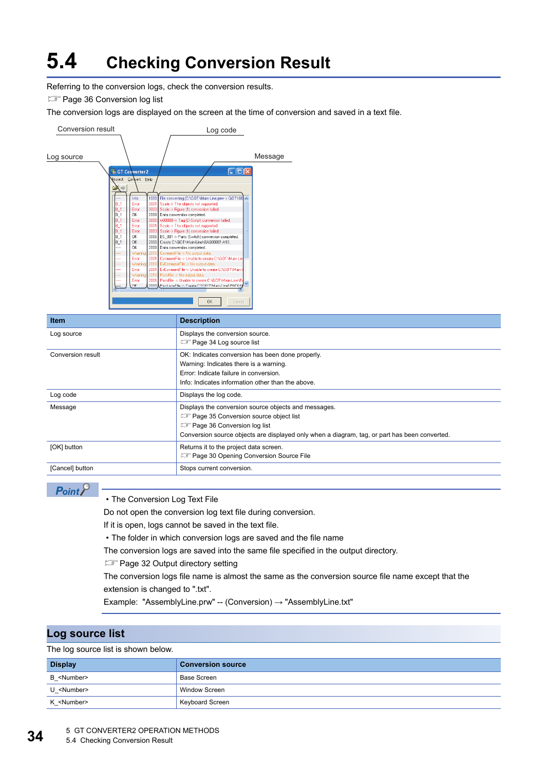# 5.4 Checking Conversion Result

Referring to the conversion logs, check the conversion results.

☞ Page 36 Conversion log list

The conversion logs are displayed on the screen at the time of conversion and saved in a text file.

| Item | Description |
|---|---|
| Log source | Displays the conversion source.<br>☞ Page 34 Log source list |
| Conversion result | OK: Indicates conversion has been done properly.<br>Warning: Indicates there is a warning.<br>Error: Indicate failure in conversion.<br>Info: Indicates information other than the above. |
| Log code | Displays the log code. |
| Message | Displays the conversion source objects and messages.<br>☞ Page 35 Conversion source object list<br>☞ Page 36 Conversion log list<br>Conversion source objects are displayed only when a diagram, tag, or part has been converted. |
| [OK] button | Returns it to the project data screen.<br>☞ Page 30 Opening Conversion Source File |
| [Cancel] button | Stops current conversion. |

**Point**

- The Conversion Log Text File

Do not open the conversion log text file during conversion.
If it is open, logs cannot be saved in the text file.

- The folder in which conversion logs are saved and the file name

The conversion logs are saved into the same file specified in the output directory.
☞ Page 32 Output directory setting
The conversion logs file name is almost the same as the conversion source file name except that the extension is changed to ".txt".
Example: "AssemblyLine.prw" -- (Conversion) → "AssemblyLine.txt"

## Log source list

The log source list is shown below.

| Display | Conversion source |
|---|---|
| B_<Number> | Base Screen |
| U_<Number> | Window Screen |
| K_<Number> | Keyboard Screen |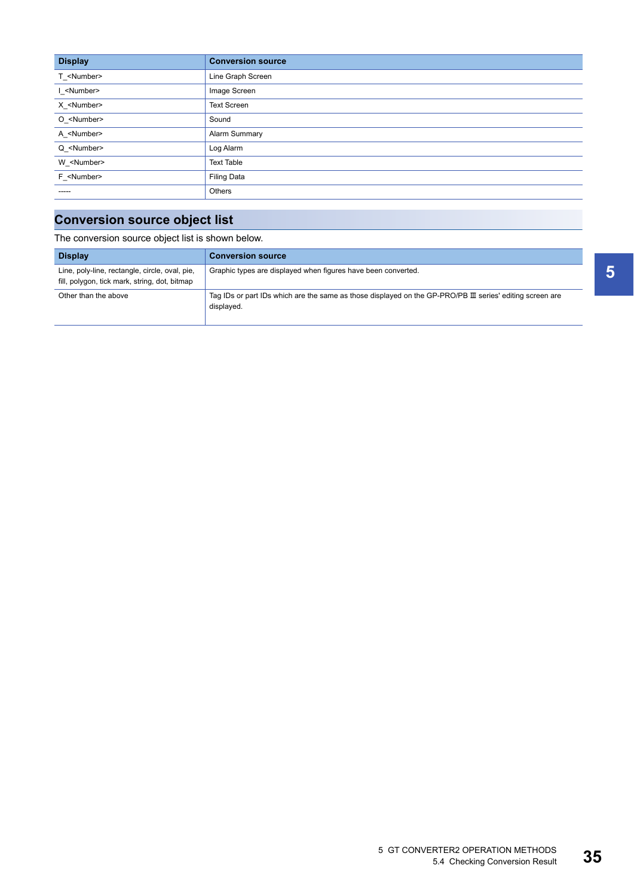| Display | Conversion source |
| --- | --- |
| T_<Number> | Line Graph Screen |
| I_<Number> | Image Screen |
| X_<Number> | Text Screen |
| O_<Number> | Sound |
| A_<Number> | Alarm Summary |
| Q_<Number> | Log Alarm |
| W_<Number> | Text Table |
| F_<Number> | Filing Data |
| ----- | Others |

## Conversion source object list

The conversion source object list is shown below.

| Display | Conversion source |
| --- | --- |
| Line, poly-line, rectangle, circle, oval, pie, fill, polygon, tick mark, string, dot, bitmap | Graphic types are displayed when figures have been converted. |
| Other than the above | Tag IDs or part IDs which are the same as those displayed on the GP-PRO/PB Ⅲ series' editing screen are displayed. |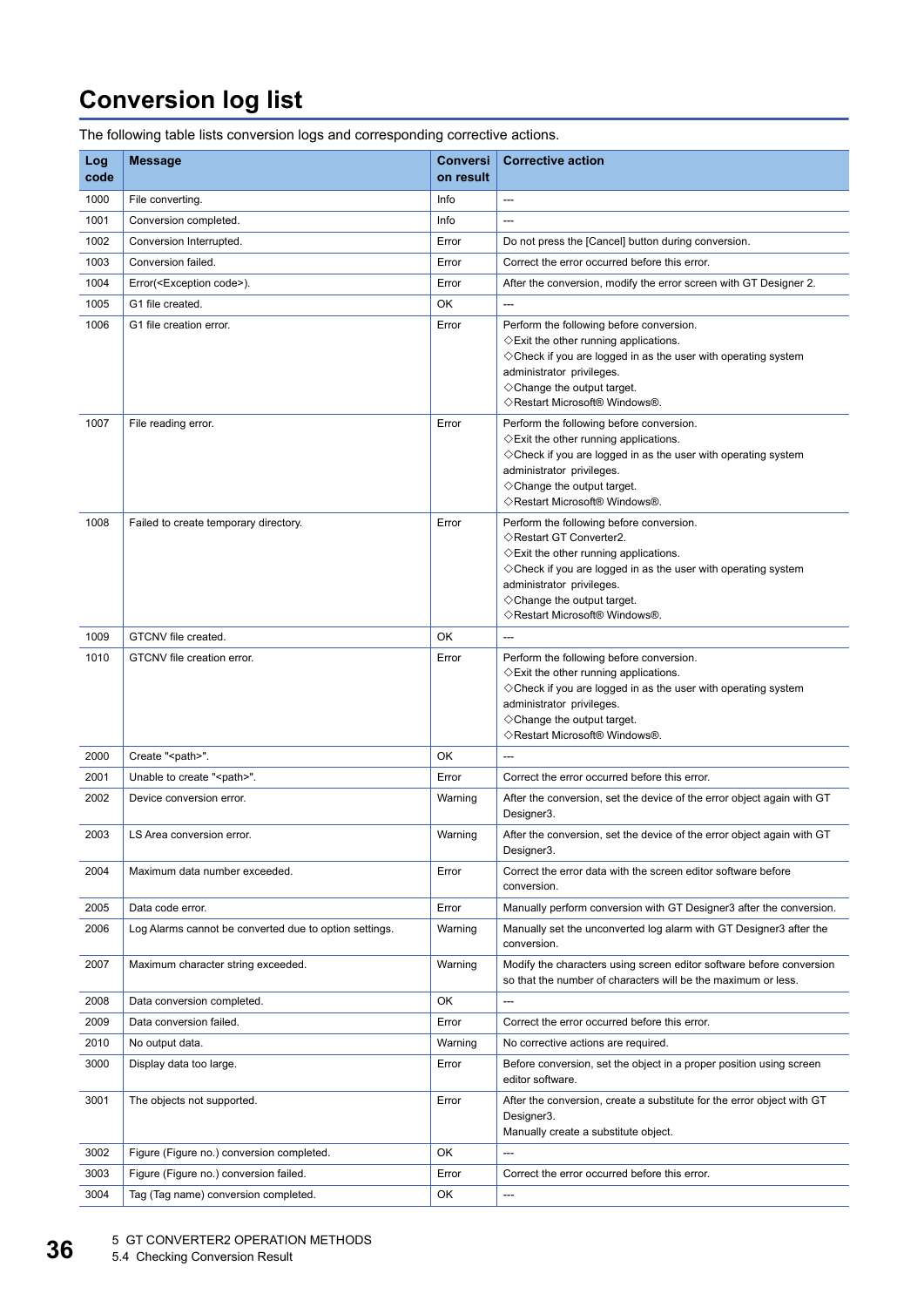# Conversion log list

The following table lists conversion logs and corresponding corrective actions.

| Log code | Message | Conversion result | Corrective action |
|---|---|---|---|
| 1000 | File converting. | Info | --- |
| 1001 | Conversion completed. | Info | --- |
| 1002 | Conversion Interrupted. | Error | Do not press the [Cancel] button during conversion. |
| 1003 | Conversion failed. | Error | Correct the error occurred before this error. |
| 1004 | Error(<Exception code>). | Error | After the conversion, modify the error screen with GT Designer 2. |
| 1005 | G1 file created. | OK | --- |
| 1006 | G1 file creation error. | Error | Perform the following before conversion.<br>◇Exit the other running applications.<br>◇Check if you are logged in as the user with operating system administrator privileges.<br>◇Change the output target.<br>◇Restart Microsoft® Windows®. |
| 1007 | File reading error. | Error | Perform the following before conversion.<br>◇Exit the other running applications.<br>◇Check if you are logged in as the user with operating system administrator privileges.<br>◇Change the output target.<br>◇Restart Microsoft® Windows®. |
| 1008 | Failed to create temporary directory. | Error | Perform the following before conversion.<br>◇Restart GT Converter2.<br>◇Exit the other running applications.<br>◇Check if you are logged in as the user with operating system administrator privileges.<br>◇Change the output target.<br>◇Restart Microsoft® Windows®. |
| 1009 | GTCNV file created. | OK | --- |
| 1010 | GTCNV file creation error. | Error | Perform the following before conversion.<br>◇Exit the other running applications.<br>◇Check if you are logged in as the user with operating system administrator privileges.<br>◇Change the output target.<br>◇Restart Microsoft® Windows®. |
| 2000 | Create "<path>". | OK | --- |
| 2001 | Unable to create "<path>". | Error | Correct the error occurred before this error. |
| 2002 | Device conversion error. | Warning | After the conversion, set the device of the error object again with GT Designer3. |
| 2003 | LS Area conversion error. | Warning | After the conversion, set the device of the error object again with GT Designer3. |
| 2004 | Maximum data number exceeded. | Error | Correct the error data with the screen editor software before conversion. |
| 2005 | Data code error. | Error | Manually perform conversion with GT Designer3 after the conversion. |
| 2006 | Log Alarms cannot be converted due to option settings. | Warning | Manually set the unconverted log alarm with GT Designer3 after the conversion. |
| 2007 | Maximum character string exceeded. | Warning | Modify the characters using screen editor software before conversion so that the number of characters will be the maximum or less. |
| 2008 | Data conversion completed. | OK | --- |
| 2009 | Data conversion failed. | Error | Correct the error occurred before this error. |
| 2010 | No output data. | Warning | No corrective actions are required. |
| 3000 | Display data too large. | Error | Before conversion, set the object in a proper position using screen editor software. |
| 3001 | The objects not supported. | Error | After the conversion, create a substitute for the error object with GT Designer3.<br>Manually create a substitute object. |
| 3002 | Figure (Figure no.) conversion completed. | OK | --- |
| 3003 | Figure (Figure no.) conversion failed. | Error | Correct the error occurred before this error. |
| 3004 | Tag (Tag name) conversion completed. | OK | --- |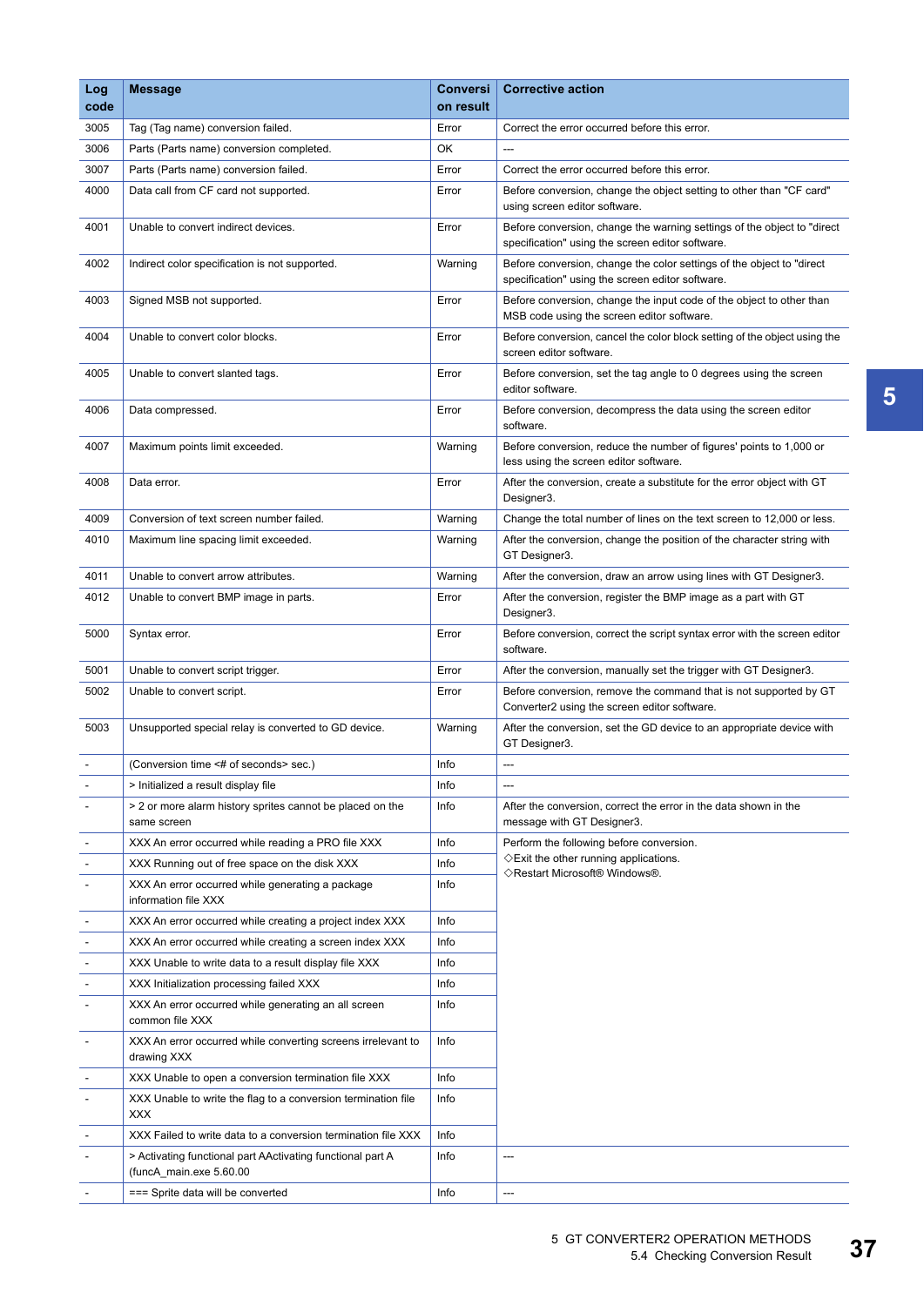| Log code | Message | Conversion result | Corrective action |
|---|---|---|---|
| 3005 | Tag (Tag name) conversion failed. | Error | Correct the error occurred before this error. |
| 3006 | Parts (Parts name) conversion completed. | OK | --- |
| 3007 | Parts (Parts name) conversion failed. | Error | Correct the error occurred before this error. |
| 4000 | Data call from CF card not supported. | Error | Before conversion, change the object setting to other than "CF card" using screen editor software. |
| 4001 | Unable to convert indirect devices. | Error | Before conversion, change the warning settings of the object to "direct specification" using the screen editor software. |
| 4002 | Indirect color specification is not supported. | Warning | Before conversion, change the color settings of the object to "direct specification" using the screen editor software. |
| 4003 | Signed MSB not supported. | Error | Before conversion, change the input code of the object to other than MSB code using the screen editor software. |
| 4004 | Unable to convert color blocks. | Error | Before conversion, cancel the color block setting of the object using the screen editor software. |
| 4005 | Unable to convert slanted tags. | Error | Before conversion, set the tag angle to 0 degrees using the screen editor software. |
| 4006 | Data compressed. | Error | Before conversion, decompress the data using the screen editor software. |
| 4007 | Maximum points limit exceeded. | Warning | Before conversion, reduce the number of figures' points to 1,000 or less using the screen editor software. |
| 4008 | Data error. | Error | After the conversion, create a substitute for the error object with GT Designer3. |
| 4009 | Conversion of text screen number failed. | Warning | Change the total number of lines on the text screen to 12,000 or less. |
| 4010 | Maximum line spacing limit exceeded. | Warning | After the conversion, change the position of the character string with GT Designer3. |
| 4011 | Unable to convert arrow attributes. | Warning | After the conversion, draw an arrow using lines with GT Designer3. |
| 4012 | Unable to convert BMP image in parts. | Error | After the conversion, register the BMP image as a part with GT Designer3. |
| 5000 | Syntax error. | Error | Before conversion, correct the script syntax error with the screen editor software. |
| 5001 | Unable to convert script trigger. | Error | After the conversion, manually set the trigger with GT Designer3. |
| 5002 | Unable to convert script. | Error | Before conversion, remove the command that is not supported by GT Converter2 using the screen editor software. |
| 5003 | Unsupported special relay is converted to GD device. | Warning | After the conversion, set the GD device to an appropriate device with GT Designer3. |
| - | (Conversion time <# of seconds> sec.) | Info | --- |
| - | > Initialized a result display file | Info | --- |
| - | > 2 or more alarm history sprites cannot be placed on the same screen | Info | After the conversion, correct the error in the data shown in the message with GT Designer3. |
| - | XXX An error occurred while reading a PRO file XXX | Info | Perform the following before conversion.<br>◇Exit the other running applications.<br>◇Restart Microsoft® Windows®. |
| - | XXX Running out of free space on the disk XXX | Info | |
| - | XXX An error occurred while generating a package information file XXX | Info | |
| - | XXX An error occurred while creating a project index XXX | Info | |
| - | XXX An error occurred while creating a screen index XXX | Info | |
| - | XXX Unable to write data to a result display file XXX | Info | |
| - | XXX Initialization processing failed XXX | Info | |
| - | XXX An error occurred while generating an all screen common file XXX | Info | |
| - | XXX An error occurred while converting screens irrelevant to drawing XXX | Info | |
| - | XXX Unable to open a conversion termination file XXX | Info | |
| - | XXX Unable to write the flag to a conversion termination file XXX | Info | |
| - | XXX Failed to write data to a conversion termination file XXX | Info | |
| - | > Activating functional part AActivating functional part A (funcA_main.exe 5.60.00 | Info | --- |
| - | === Sprite data will be converted | Info | --- |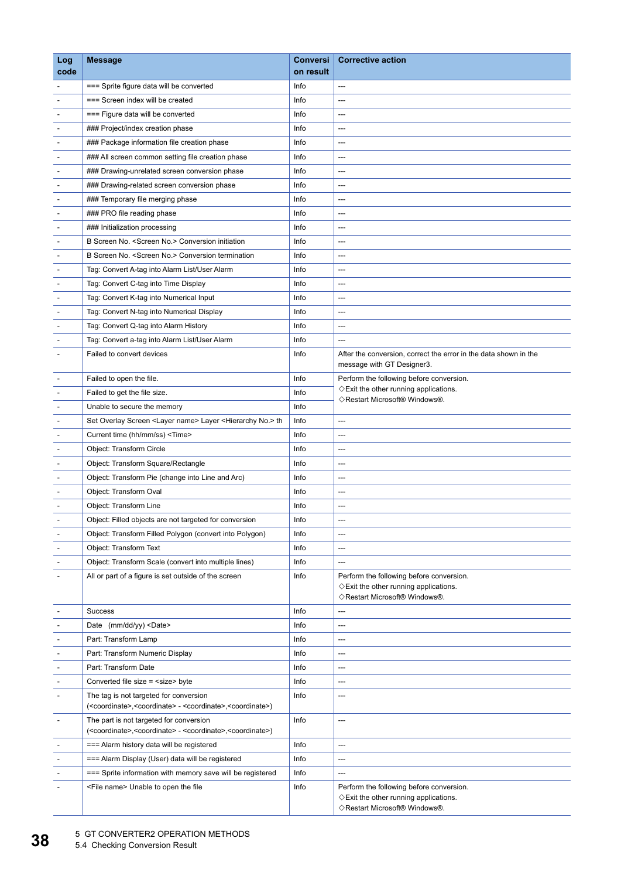| Log code | Message | Conversion result | Corrective action |
|---|---|---|---|
| - | === Sprite figure data will be converted | Info | --- |
| - | === Screen index will be created | Info | --- |
| - | === Figure data will be converted | Info | --- |
| - | ### Project/index creation phase | Info | --- |
| - | ### Package information file creation phase | Info | --- |
| - | ### All screen common setting file creation phase | Info | --- |
| - | ### Drawing-unrelated screen conversion phase | Info | --- |
| - | ### Drawing-related screen conversion phase | Info | --- |
| - | ### Temporary file merging phase | Info | --- |
| - | ### PRO file reading phase | Info | --- |
| - | ### Initialization processing | Info | --- |
| - | B Screen No. <Screen No.> Conversion initiation | Info | --- |
| - | B Screen No. <Screen No.> Conversion termination | Info | --- |
| - | Tag: Convert A-tag into Alarm List/User Alarm | Info | --- |
| - | Tag: Convert C-tag into Time Display | Info | --- |
| - | Tag: Convert K-tag into Numerical Input | Info | --- |
| - | Tag: Convert N-tag into Numerical Display | Info | --- |
| - | Tag: Convert Q-tag into Alarm History | Info | --- |
| - | Tag: Convert a-tag into Alarm List/User Alarm | Info | --- |
| - | Failed to convert devices | Info | After the conversion, correct the error in the data shown in the message with GT Designer3. |
| - | Failed to open the file. | Info | Perform the following before conversion.<br>◇Exit the other running applications.<br>◇Restart Microsoft® Windows®. |
| - | Failed to get the file size. | Info | |
| - | Unable to secure the memory | Info | |
| - | Set Overlay Screen <Layer name> Layer <Hierarchy No.> th | Info | --- |
| - | Current time (hh/mm/ss) <Time> | Info | --- |
| - | Object: Transform Circle | Info | --- |
| - | Object: Transform Square/Rectangle | Info | --- |
| - | Object: Transform Pie (change into Line and Arc) | Info | --- |
| - | Object: Transform Oval | Info | --- |
| - | Object: Transform Line | Info | --- |
| - | Object: Filled objects are not targeted for conversion | Info | --- |
| - | Object: Transform Filled Polygon (convert into Polygon) | Info | --- |
| - | Object: Transform Text | Info | --- |
| - | Object: Transform Scale (convert into multiple lines) | Info | --- |
| - | All or part of a figure is set outside of the screen | Info | Perform the following before conversion.<br>◇Exit the other running applications.<br>◇Restart Microsoft® Windows®. |
| - | Success | Info | --- |
| - | Date (mm/dd/yy) <Date> | Info | --- |
| - | Part: Transform Lamp | Info | --- |
| - | Part: Transform Numeric Display | Info | --- |
| - | Part: Transform Date | Info | --- |
| - | Converted file size = <size> byte | Info | --- |
| - | The tag is not targeted for conversion (<coordinate>,<coordinate> - <coordinate>,<coordinate>) | Info | --- |
| - | The part is not targeted for conversion (<coordinate>,<coordinate> - <coordinate>,<coordinate>) | Info | --- |
| - | === Alarm history data will be registered | Info | --- |
| - | === Alarm Display (User) data will be registered | Info | --- |
| - | === Sprite information with memory save will be registered | Info | --- |
| - | <File name> Unable to open the file | Info | Perform the following before conversion.<br>◇Exit the other running applications.<br>◇Restart Microsoft® Windows®. |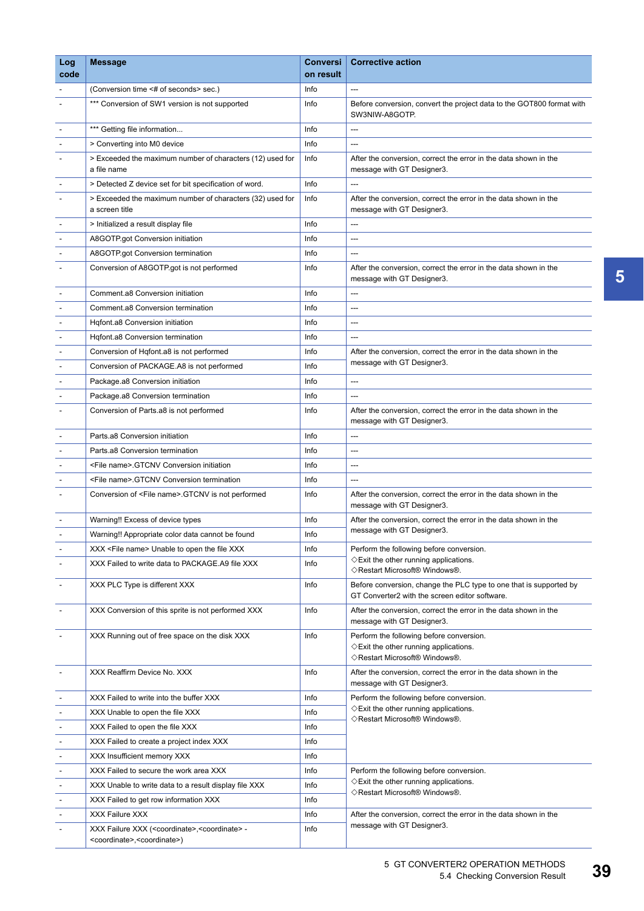| Log code | Message | Conversion result | Corrective action |
|---|---|---|---|
| - | (Conversion time <# of seconds> sec.) | Info | --- |
| - | *** Conversion of SW1 version is not supported | Info | Before conversion, convert the project data to the GOT800 format with SW3NIW-A8GOTP. |
| - | *** Getting file information... | Info | --- |
| - | > Converting into M0 device | Info | --- |
| - | > Exceeded the maximum number of characters (12) used for a file name | Info | After the conversion, correct the error in the data shown in the message with GT Designer3. |
| - | > Detected Z device set for bit specification of word. | Info | --- |
| - | > Exceeded the maximum number of characters (32) used for a screen title | Info | After the conversion, correct the error in the data shown in the message with GT Designer3. |
| - | > Initialized a result display file | Info | --- |
| - | A8GOTP.got Conversion initiation | Info | --- |
| - | A8GOTP.got Conversion termination | Info | --- |
| - | Conversion of A8GOTP.got is not performed | Info | After the conversion, correct the error in the data shown in the message with GT Designer3. |
| - | Comment.a8 Conversion initiation | Info | --- |
| - | Comment.a8 Conversion termination | Info | --- |
| - | Hqfont.a8 Conversion initiation | Info | --- |
| - | Hqfont.a8 Conversion termination | Info | --- |
| - | Conversion of Hqfont.a8 is not performed | Info | After the conversion, correct the error in the data shown in the message with GT Designer3. |
| - | Conversion of PACKAGE.A8 is not performed | Info | |
| - | Package.a8 Conversion initiation | Info | --- |
| - | Package.a8 Conversion termination | Info | --- |
| - | Conversion of Parts.a8 is not performed | Info | After the conversion, correct the error in the data shown in the message with GT Designer3. |
| - | Parts.a8 Conversion initiation | Info | --- |
| - | Parts.a8 Conversion termination | Info | --- |
| - | <File name>.GTCNV Conversion initiation | Info | --- |
| - | <File name>.GTCNV Conversion termination | Info | --- |
| - | Conversion of <File name>.GTCNV is not performed | Info | After the conversion, correct the error in the data shown in the message with GT Designer3. |
| - | Warning!! Excess of device types | Info | After the conversion, correct the error in the data shown in the message with GT Designer3. |
| - | Warning!! Appropriate color data cannot be found | Info | |
| - | XXX <File name> Unable to open the file XXX | Info | Perform the following before conversion.<br>◇Exit the other running applications.<br>◇Restart Microsoft® Windows®. |
| - | XXX Failed to write data to PACKAGE.A9 file XXX | Info | |
| - | XXX PLC Type is different XXX | Info | Before conversion, change the PLC type to one that is supported by GT Converter2 with the screen editor software. |
| - | XXX Conversion of this sprite is not performed XXX | Info | After the conversion, correct the error in the data shown in the message with GT Designer3. |
| - | XXX Running out of free space on the disk XXX | Info | Perform the following before conversion.<br>◇Exit the other running applications.<br>◇Restart Microsoft® Windows®. |
| - | XXX Reaffirm Device No. XXX | Info | After the conversion, correct the error in the data shown in the message with GT Designer3. |
| - | XXX Failed to write into the buffer XXX | Info | Perform the following before conversion.<br>◇Exit the other running applications.<br>◇Restart Microsoft® Windows®. |
| - | XXX Unable to open the file XXX | Info | |
| - | XXX Failed to open the file XXX | Info | |
| - | XXX Failed to create a project index XXX | Info | |
| - | XXX Insufficient memory XXX | Info | |
| - | XXX Failed to secure the work area XXX | Info | Perform the following before conversion.<br>◇Exit the other running applications.<br>◇Restart Microsoft® Windows®. |
| - | XXX Unable to write data to a result display file XXX | Info | |
| - | XXX Failed to get row information XXX | Info | |
| - | XXX Failure XXX | Info | After the conversion, correct the error in the data shown in the message with GT Designer3. |
| - | XXX Failure XXX (<coordinate>,<coordinate> - <coordinate>,<coordinate>) | Info | |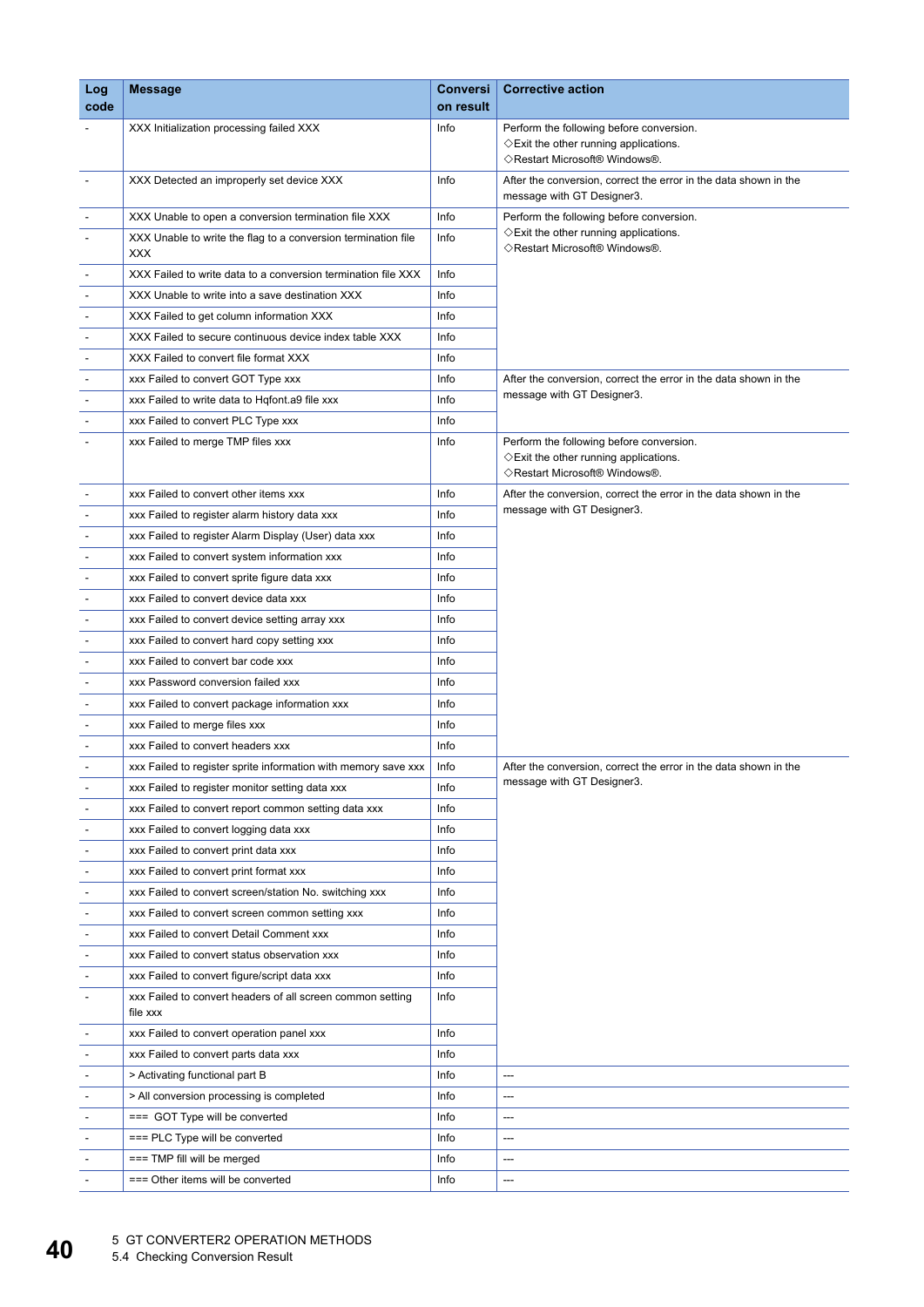| Log code | Message | Conversion result | Corrective action |
|---|---|---|---|
| - | XXX Initialization processing failed XXX | Info | Perform the following before conversion.<br>◇Exit the other running applications.<br>◇Restart Microsoft® Windows®. |
| - | XXX Detected an improperly set device XXX | Info | After the conversion, correct the error in the data shown in the message with GT Designer3. |
| - | XXX Unable to open a conversion termination file XXX | Info | Perform the following before conversion.<br>◇Exit the other running applications.<br>◇Restart Microsoft® Windows®. |
| - | XXX Unable to write the flag to a conversion termination file XXX | Info | |
| - | XXX Failed to write data to a conversion termination file XXX | Info | |
| - | XXX Unable to write into a save destination XXX | Info | |
| - | XXX Failed to get column information XXX | Info | |
| - | XXX Failed to secure continuous device index table XXX | Info | |
| - | XXX Failed to convert file format XXX | Info | |
| - | xxx Failed to convert GOT Type xxx | Info | After the conversion, correct the error in the data shown in the message with GT Designer3. |
| - | xxx Failed to write data to Hqfont.a9 file xxx | Info | |
| - | xxx Failed to convert PLC Type xxx | Info | |
| - | xxx Failed to merge TMP files xxx | Info | Perform the following before conversion.<br>◇Exit the other running applications.<br>◇Restart Microsoft® Windows®. |
| - | xxx Failed to convert other items xxx | Info | After the conversion, correct the error in the data shown in the message with GT Designer3. |
| - | xxx Failed to register alarm history data xxx | Info | |
| - | xxx Failed to register Alarm Display (User) data xxx | Info | |
| - | xxx Failed to convert system information xxx | Info | |
| - | xxx Failed to convert sprite figure data xxx | Info | |
| - | xxx Failed to convert device data xxx | Info | |
| - | xxx Failed to convert device setting array xxx | Info | |
| - | xxx Failed to convert hard copy setting xxx | Info | |
| - | xxx Failed to convert bar code xxx | Info | |
| - | xxx Password conversion failed xxx | Info | |
| - | xxx Failed to convert package information xxx | Info | |
| - | xxx Failed to merge files xxx | Info | |
| - | xxx Failed to convert headers xxx | Info | |
| - | xxx Failed to register sprite information with memory save xxx | Info | After the conversion, correct the error in the data shown in the message with GT Designer3. |
| - | xxx Failed to register monitor setting data xxx | Info | |
| - | xxx Failed to convert report common setting data xxx | Info | |
| - | xxx Failed to convert logging data xxx | Info | |
| - | xxx Failed to convert print data xxx | Info | |
| - | xxx Failed to convert print format xxx | Info | |
| - | xxx Failed to convert screen/station No. switching xxx | Info | |
| - | xxx Failed to convert screen common setting xxx | Info | |
| - | xxx Failed to convert Detail Comment xxx | Info | |
| - | xxx Failed to convert status observation xxx | Info | |
| - | xxx Failed to convert figure/script data xxx | Info | |
| - | xxx Failed to convert headers of all screen common setting file xxx | Info | |
| - | xxx Failed to convert operation panel xxx | Info | |
| - | xxx Failed to convert parts data xxx | Info | |
| - | > Activating functional part B | Info | --- |
| - | > All conversion processing is completed | Info | --- |
| - | === GOT Type will be converted | Info | --- |
| - | === PLC Type will be converted | Info | --- |
| - | === TMP fill will be merged | Info | --- |
| - | === Other items will be converted | Info | --- |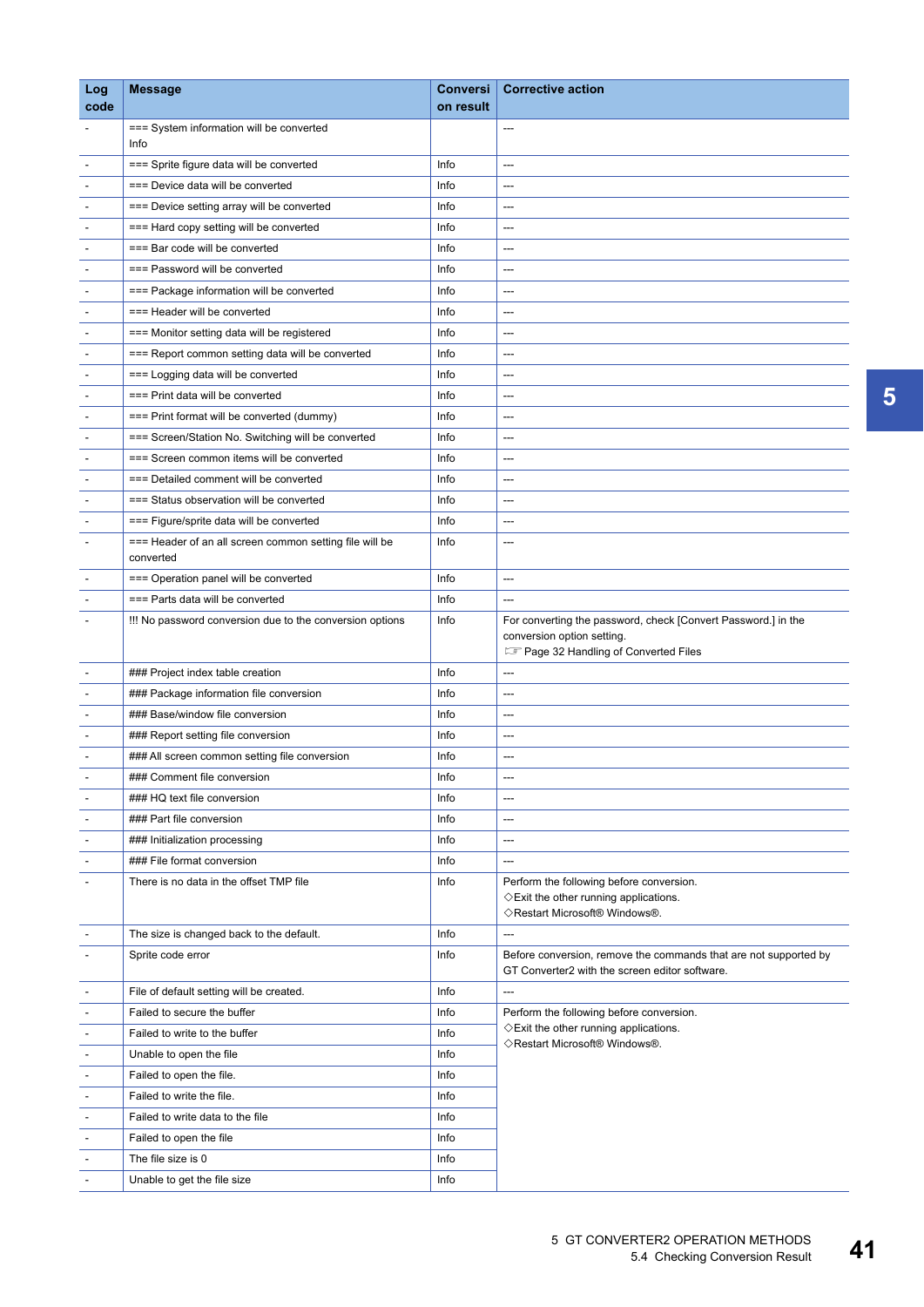| Log code | Message | Conversion result | Corrective action |
|---|---|---|---|
| - | === System information will be converted<br>Info | | --- |
| - | === Sprite figure data will be converted | Info | --- |
| - | === Device data will be converted | Info | --- |
| - | === Device setting array will be converted | Info | --- |
| - | === Hard copy setting will be converted | Info | --- |
| - | === Bar code will be converted | Info | --- |
| - | === Password will be converted | Info | --- |
| - | === Package information will be converted | Info | --- |
| - | === Header will be converted | Info | --- |
| - | === Monitor setting data will be registered | Info | --- |
| - | === Report common setting data will be converted | Info | --- |
| - | === Logging data will be converted | Info | --- |
| - | === Print data will be converted | Info | --- |
| - | === Print format will be converted (dummy) | Info | --- |
| - | === Screen/Station No. Switching will be converted | Info | --- |
| - | === Screen common items will be converted | Info | --- |
| - | === Detailed comment will be converted | Info | --- |
| - | === Status observation will be converted | Info | --- |
| - | === Figure/sprite data will be converted | Info | --- |
| - | === Header of an all screen common setting file will be converted | Info | --- |
| - | === Operation panel will be converted | Info | --- |
| - | === Parts data will be converted | Info | --- |
| - | !!! No password conversion due to the conversion options | Info | For converting the password, check [Convert Password.] in the conversion option setting.<br>☞ Page 32 Handling of Converted Files |
| - | ### Project index table creation | Info | --- |
| - | ### Package information file conversion | Info | --- |
| - | ### Base/window file conversion | Info | --- |
| - | ### Report setting file conversion | Info | --- |
| - | ### All screen common setting file conversion | Info | --- |
| - | ### Comment file conversion | Info | --- |
| - | ### HQ text file conversion | Info | --- |
| - | ### Part file conversion | Info | --- |
| - | ### Initialization processing | Info | --- |
| - | ### File format conversion | Info | --- |
| - | There is no data in the offset TMP file | Info | Perform the following before conversion.<br>◇Exit the other running applications.<br>◇Restart Microsoft® Windows®. |
| - | The size is changed back to the default. | Info | --- |
| - | Sprite code error | Info | Before conversion, remove the commands that are not supported by GT Converter2 with the screen editor software. |
| - | File of default setting will be created. | Info | --- |
| - | Failed to secure the buffer | Info | Perform the following before conversion.<br>◇Exit the other running applications.<br>◇Restart Microsoft® Windows®. |
| - | Failed to write to the buffer | Info | |
| - | Unable to open the file | Info | |
| - | Failed to open the file. | Info | |
| - | Failed to write the file. | Info | |
| - | Failed to write data to the file | Info | |
| - | Failed to open the file | Info | |
| - | The file size is 0 | Info | |
| - | Unable to get the file size | Info | |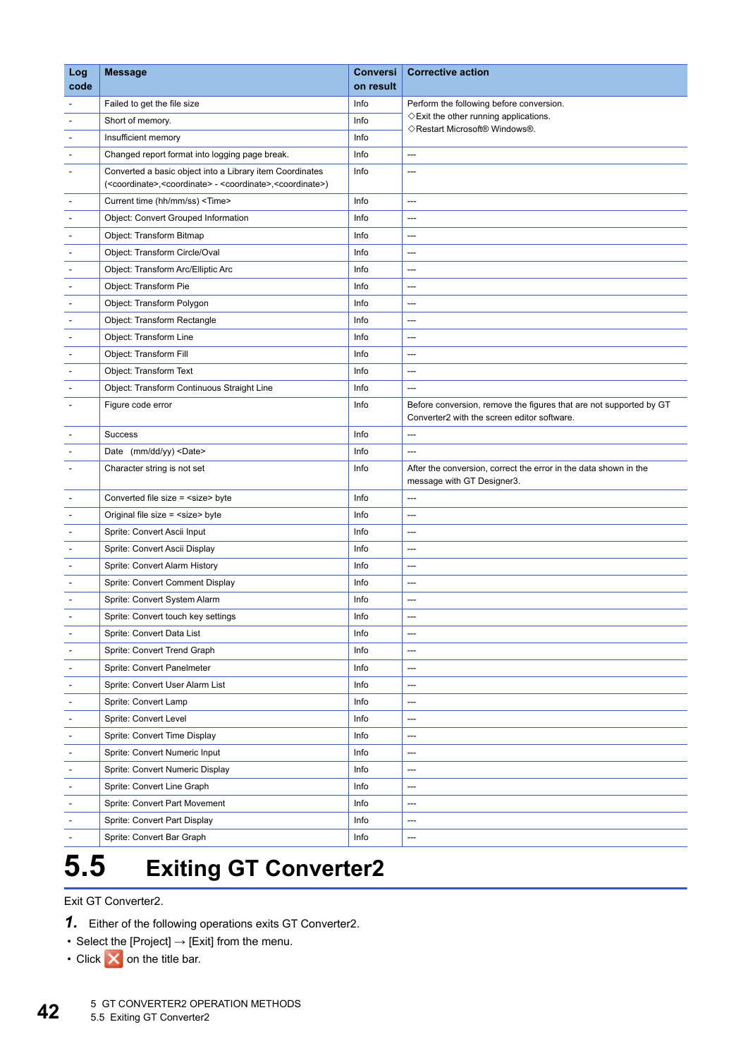| Log code | Message | Conversion result | Corrective action |
|---|---|---|---|
| - | Failed to get the file size | Info | Perform the following before conversion.<br>◇Exit the other running applications.<br>◇Restart Microsoft® Windows®. |
| - | Short of memory. | Info | |
| - | Insufficient memory | Info | |
| - | Changed report format into logging page break. | Info | --- |
| - | Converted a basic object into a Library item Coordinates (<coordinate>,<coordinate> - <coordinate>,<coordinate>) | Info | --- |
| - | Current time (hh/mm/ss) <Time> | Info | --- |
| - | Object: Convert Grouped Information | Info | --- |
| - | Object: Transform Bitmap | Info | --- |
| - | Object: Transform Circle/Oval | Info | --- |
| - | Object: Transform Arc/Elliptic Arc | Info | --- |
| - | Object: Transform Pie | Info | --- |
| - | Object: Transform Polygon | Info | --- |
| - | Object: Transform Rectangle | Info | --- |
| - | Object: Transform Line | Info | --- |
| - | Object: Transform Fill | Info | --- |
| - | Object: Transform Text | Info | --- |
| - | Object: Transform Continuous Straight Line | Info | --- |
| - | Figure code error | Info | Before conversion, remove the figures that are not supported by GT Converter2 with the screen editor software. |
| - | Success | Info | --- |
| - | Date (mm/dd/yy) <Date> | Info | --- |
| - | Character string is not set | Info | After the conversion, correct the error in the data shown in the message with GT Designer3. |
| - | Converted file size = <size> byte | Info | --- |
| - | Original file size = <size> byte | Info | --- |
| - | Sprite: Convert Ascii Input | Info | --- |
| - | Sprite: Convert Ascii Display | Info | --- |
| - | Sprite: Convert Alarm History | Info | --- |
| - | Sprite: Convert Comment Display | Info | --- |
| - | Sprite: Convert System Alarm | Info | --- |
| - | Sprite: Convert touch key settings | Info | --- |
| - | Sprite: Convert Data List | Info | --- |
| - | Sprite: Convert Trend Graph | Info | --- |
| - | Sprite: Convert Panelmeter | Info | --- |
| - | Sprite: Convert User Alarm List | Info | --- |
| - | Sprite: Convert Lamp | Info | --- |
| - | Sprite: Convert Level | Info | --- |
| - | Sprite: Convert Time Display | Info | --- |
| - | Sprite: Convert Numeric Input | Info | --- |
| - | Sprite: Convert Numeric Display | Info | --- |
| - | Sprite: Convert Line Graph | Info | --- |
| - | Sprite: Convert Part Movement | Info | --- |
| - | Sprite: Convert Part Display | Info | --- |
| - | Sprite: Convert Bar Graph | Info | --- |

# 5.5 Exiting GT Converter2

Exit GT Converter2.

**1.** Either of the following operations exits GT Converter2.

- Select the [Project] → [Exit] from the menu.
- Click ❌ on the title bar.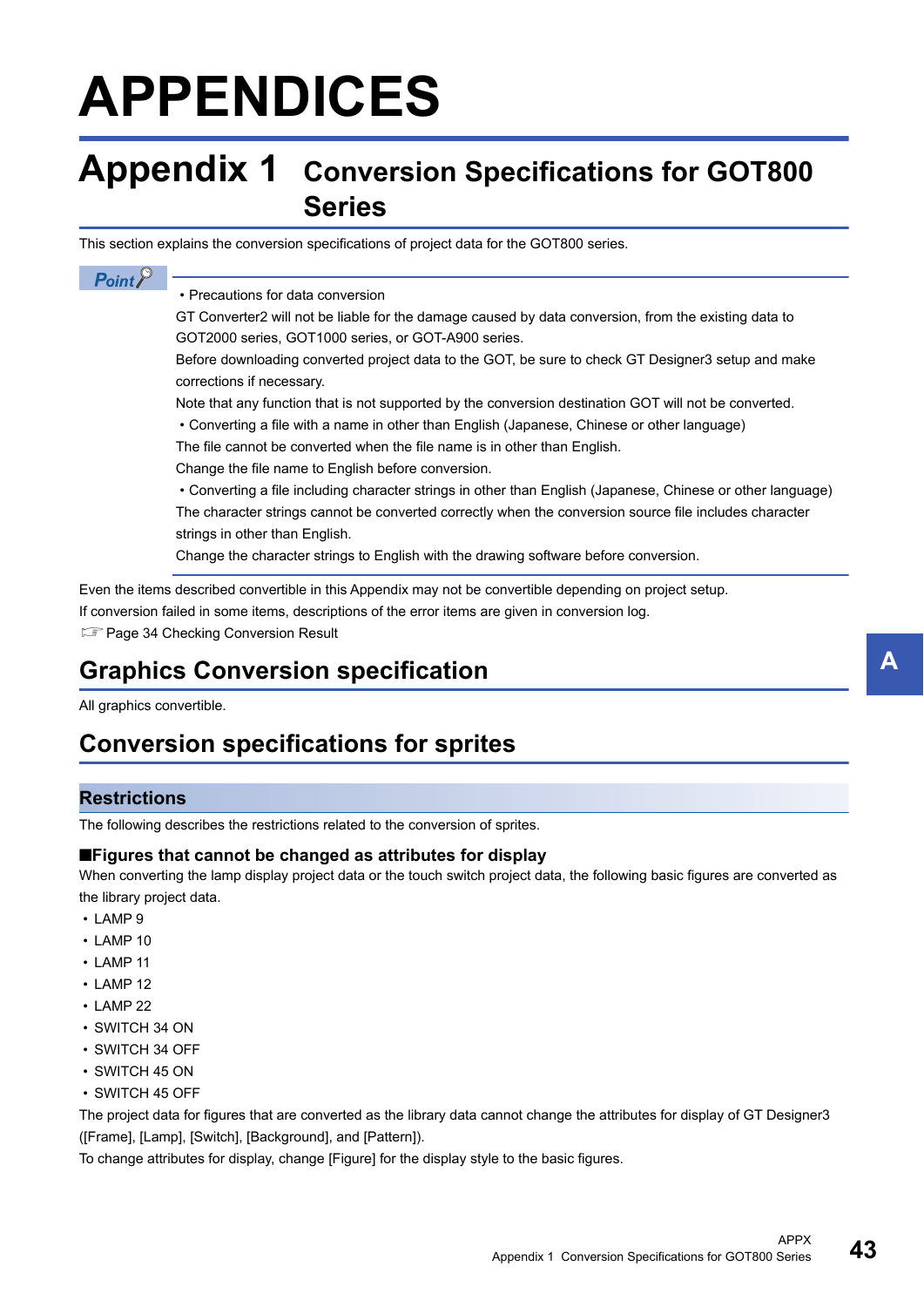# APPENDICES

# Appendix 1 Conversion Specifications for GOT800 Series

This section explains the conversion specifications of project data for the GOT800 series.

**Point**

- Precautions for data conversion

GT Converter2 will not be liable for the damage caused by data conversion, from the existing data to GOT2000 series, GOT1000 series, or GOT-A900 series.
Before downloading converted project data to the GOT, be sure to check GT Designer3 setup and make corrections if necessary.
Note that any function that is not supported by the conversion destination GOT will not be converted.

- Converting a file with a name in other than English (Japanese, Chinese or other language)

The file cannot be converted when the file name is in other than English.
Change the file name to English before conversion.

- Converting a file including character strings in other than English (Japanese, Chinese or other language)

The character strings cannot be converted correctly when the conversion source file includes character strings in other than English.
Change the character strings to English with the drawing software before conversion.

Even the items described convertible in this Appendix may not be convertible depending on project setup.
If conversion failed in some items, descriptions of the error items are given in conversion log.
☞ Page 34 Checking Conversion Result

## Graphics Conversion specification

All graphics convertible.

## Conversion specifications for sprites

### Restrictions

The following describes the restrictions related to the conversion of sprites.

#### ■Figures that cannot be changed as attributes for display

When converting the lamp display project data or the touch switch project data, the following basic figures are converted as the library project data.

- LAMP 9
- LAMP 10
- LAMP 11
- LAMP 12
- LAMP 22
- SWITCH 34 ON
- SWITCH 34 OFF
- SWITCH 45 ON
- SWITCH 45 OFF

The project data for figures that are converted as the library data cannot change the attributes for display of GT Designer3 ([Frame], [Lamp], [Switch], [Background], and [Pattern]).
To change attributes for display, change [Figure] for the display style to the basic figures.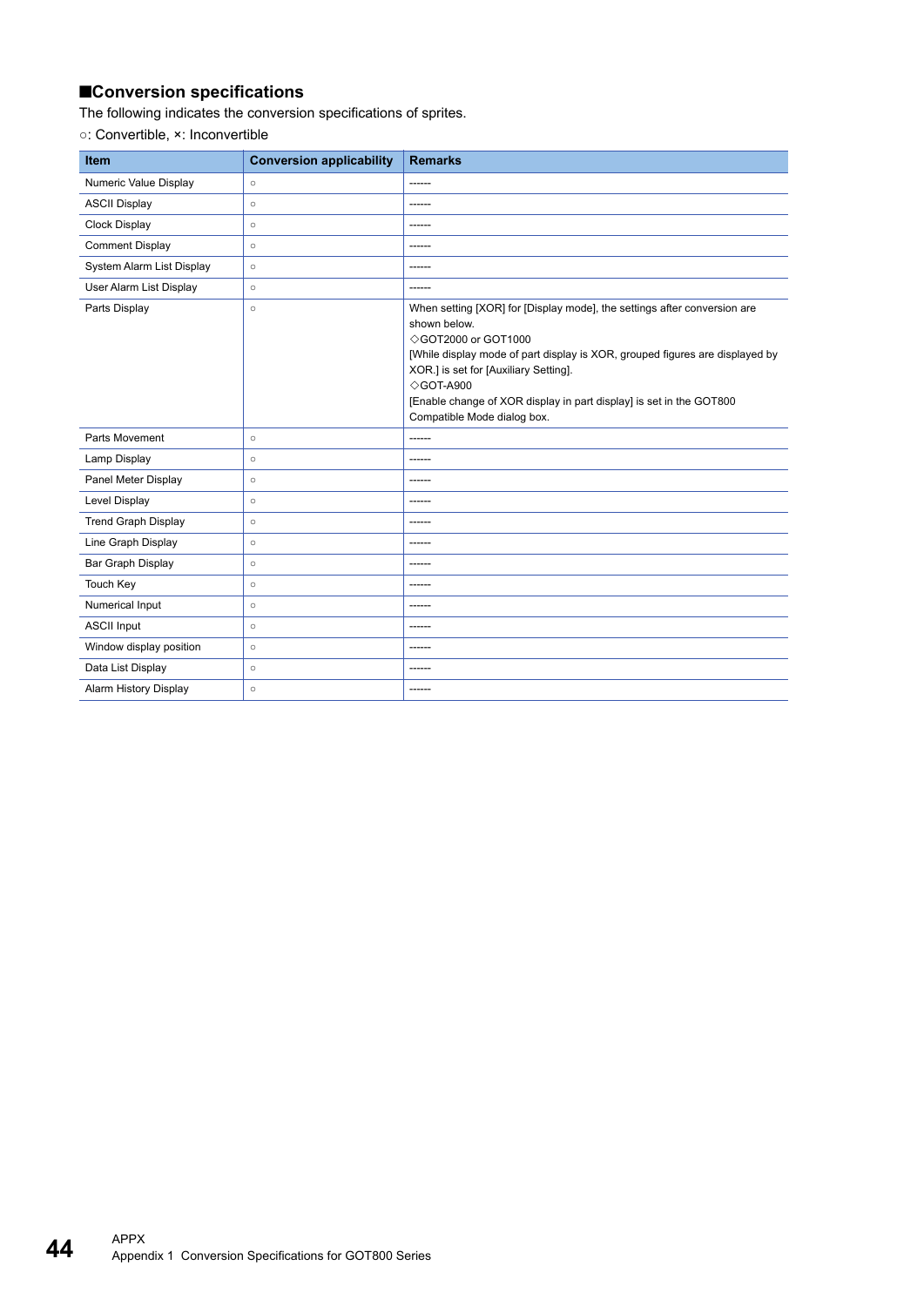## ■Conversion specifications

The following indicates the conversion specifications of sprites.

○: Convertible, ×: Inconvertible

| Item | Conversion applicability | Remarks |
|---|---|---|
| Numeric Value Display | ○ | ------ |
| ASCII Display | ○ | ------ |
| Clock Display | ○ | ------ |
| Comment Display | ○ | ------ |
| System Alarm List Display | ○ | ------ |
| User Alarm List Display | ○ | ------ |
| Parts Display | ○ | When setting [XOR] for [Display mode], the settings after conversion are shown below.<br>◇GOT2000 or GOT1000<br>[While display mode of part display is XOR, grouped figures are displayed by XOR.] is set for [Auxiliary Setting].<br>◇GOT-A900<br>[Enable change of XOR display in part display] is set in the GOT800 Compatible Mode dialog box. |
| Parts Movement | ○ | ------ |
| Lamp Display | ○ | ------ |
| Panel Meter Display | ○ | ------ |
| Level Display | ○ | ------ |
| Trend Graph Display | ○ | ------ |
| Line Graph Display | ○ | ------ |
| Bar Graph Display | ○ | ------ |
| Touch Key | ○ | ------ |
| Numerical Input | ○ | ------ |
| ASCII Input | ○ | ------ |
| Window display position | ○ | ------ |
| Data List Display | ○ | ------ |
| Alarm History Display | ○ | ------ |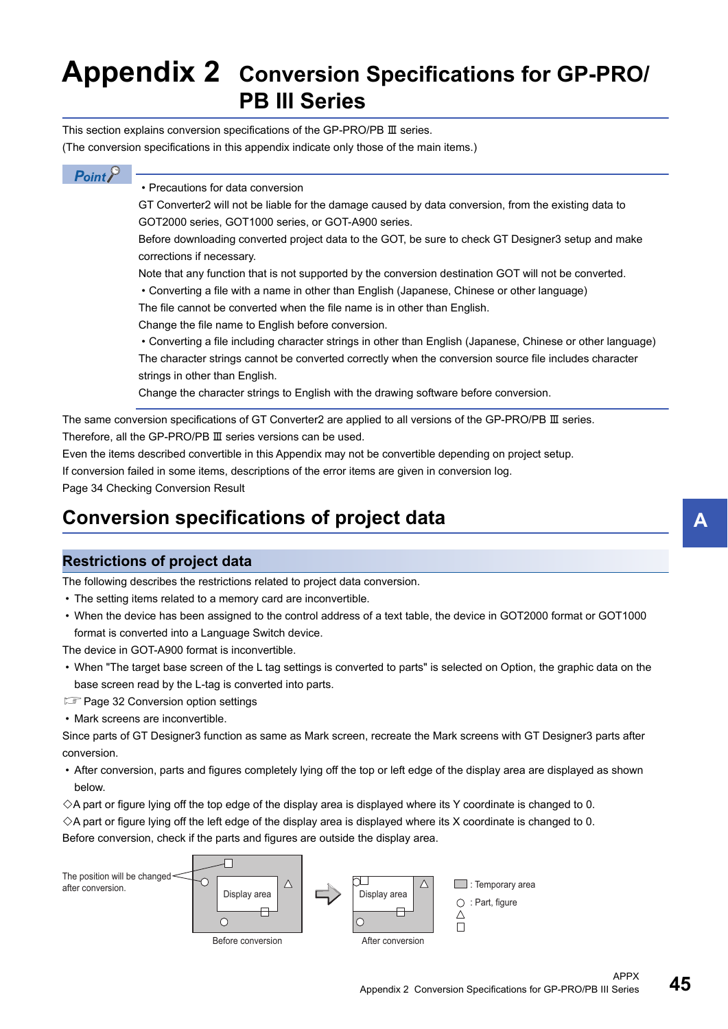# Appendix 2 Conversion Specifications for GP-PRO/PB III Series

This section explains conversion specifications of the GP-PRO/PB Ⅲ series.
(The conversion specifications in this appendix indicate only those of the main items.)

**Point**

- Precautions for data conversion

GT Converter2 will not be liable for the damage caused by data conversion, from the existing data to GOT2000 series, GOT1000 series, or GOT-A900 series.
Before downloading converted project data to the GOT, be sure to check GT Designer3 setup and make corrections if necessary.
Note that any function that is not supported by the conversion destination GOT will not be converted.

- Converting a file with a name in other than English (Japanese, Chinese or other language)

The file cannot be converted when the file name is in other than English.
Change the file name to English before conversion.

- Converting a file including character strings in other than English (Japanese, Chinese or other language)

The character strings cannot be converted correctly when the conversion source file includes character strings in other than English.
Change the character strings to English with the drawing software before conversion.

The same conversion specifications of GT Converter2 are applied to all versions of the GP-PRO/PB Ⅲ series.
Therefore, all the GP-PRO/PB Ⅲ series versions can be used.
Even the items described convertible in this Appendix may not be convertible depending on project setup.
If conversion failed in some items, descriptions of the error items are given in conversion log.
Page 34 Checking Conversion Result

## Conversion specifications of project data

### Restrictions of project data

The following describes the restrictions related to project data conversion.

- The setting items related to a memory card are inconvertible.
- When the device has been assigned to the control address of a text table, the device in GOT2000 format or GOT1000 format is converted into a Language Switch device.

The device in GOT-A900 format is inconvertible.

- When "The target base screen of the L tag settings is converted to parts" is selected on Option, the graphic data on the base screen read by the L-tag is converted into parts.

☞ Page 32 Conversion option settings

- Mark screens are inconvertible.

Since parts of GT Designer3 function as same as Mark screen, recreate the Mark screens with GT Designer3 parts after conversion.

- After conversion, parts and figures completely lying off the top or left edge of the display area are displayed as shown below.

◇A part or figure lying off the top edge of the display area is displayed where its Y coordinate is changed to 0.
◇A part or figure lying off the left edge of the display area is displayed where its X coordinate is changed to 0.
Before conversion, check if the parts and figures are outside the display area.

The position will be changed after conversion.

Display area — Before conversion

Display area — After conversion

▭ : Temporary area
○ △ □ : Part, figure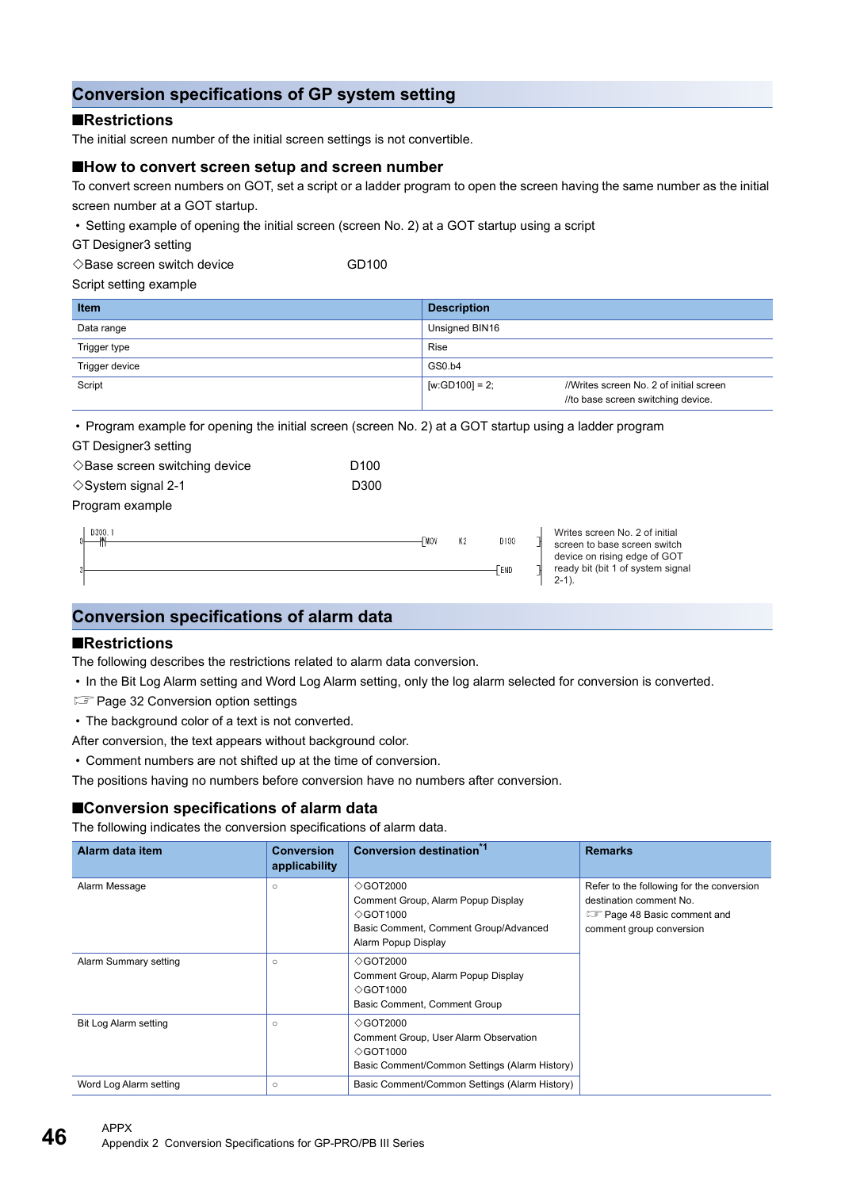## Conversion specifications of GP system setting

### ■Restrictions

The initial screen number of the initial screen settings is not convertible.

### ■How to convert screen setup and screen number

To convert screen numbers on GOT, set a script or a ladder program to open the screen having the same number as the initial screen number at a GOT startup.

- Setting example of opening the initial screen (screen No. 2) at a GOT startup using a script

GT Designer3 setting

◇Base screen switch device GD100

Script setting example

| Item | Description |
|---|---|
| Data range | Unsigned BIN16 |
| Trigger type | Rise |
| Trigger device | GS0.b4 |
| Script | [w:GD100] = 2; //Writes screen No. 2 of initial screen //to base screen switching device. |

- Program example for opening the initial screen (screen No. 2) at a GOT startup using a ladder program

GT Designer3 setting

◇Base screen switching device D100

◇System signal 2-1 D300

Program example

```
0  D300.1
   -|↑|---------------------------------[MOV  K2  D100]   Writes screen No. 2 of initial
                                                          screen to base screen switch
                                                          device on rising edge of GOT
                                                          ready bit (bit 1 of system signal
3  ------------------------------------------[END]        2-1).
```

## Conversion specifications of alarm data

### ■Restrictions

The following describes the restrictions related to alarm data conversion.

- In the Bit Log Alarm setting and Word Log Alarm setting, only the log alarm selected for conversion is converted.

☞ Page 32 Conversion option settings

- The background color of a text is not converted.

After conversion, the text appears without background color.

- Comment numbers are not shifted up at the time of conversion.

The positions having no numbers before conversion have no numbers after conversion.

### ■Conversion specifications of alarm data

The following indicates the conversion specifications of alarm data.

| Alarm data item | Conversion applicability | Conversion destination[*1] | Remarks |
|---|---|---|---|
| Alarm Message | ○ | ◇GOT2000<br>Comment Group, Alarm Popup Display<br>◇GOT1000<br>Basic Comment, Comment Group/Advanced Alarm Popup Display | Refer to the following for the conversion destination comment No.<br>☞ Page 48 Basic comment and comment group conversion |
| Alarm Summary setting | ○ | ◇GOT2000<br>Comment Group, Alarm Popup Display<br>◇GOT1000<br>Basic Comment, Comment Group | |
| Bit Log Alarm setting | ○ | ◇GOT2000<br>Comment Group, User Alarm Observation<br>◇GOT1000<br>Basic Comment/Common Settings (Alarm History) | |
| Word Log Alarm setting | ○ | Basic Comment/Common Settings (Alarm History) | |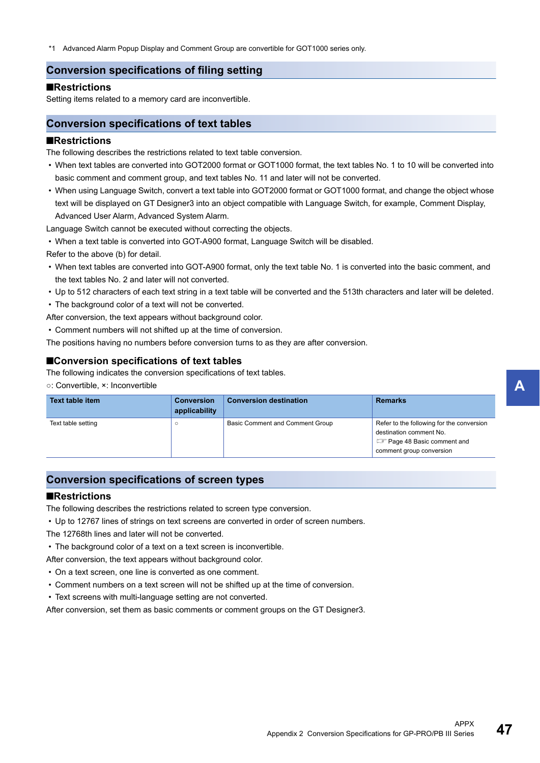*1 Advanced Alarm Popup Display and Comment Group are convertible for GOT1000 series only.

## Conversion specifications of filing setting

### ■Restrictions

Setting items related to a memory card are inconvertible.

## Conversion specifications of text tables

### ■Restrictions

The following describes the restrictions related to text table conversion.

- When text tables are converted into GOT2000 format or GOT1000 format, the text tables No. 1 to 10 will be converted into basic comment and comment group, and text tables No. 11 and later will not be converted.
- When using Language Switch, convert a text table into GOT2000 format or GOT1000 format, and change the object whose text will be displayed on GT Designer3 into an object compatible with Language Switch, for example, Comment Display, Advanced User Alarm, Advanced System Alarm.

Language Switch cannot be executed without correcting the objects.

- When a text table is converted into GOT-A900 format, Language Switch will be disabled.

Refer to the above (b) for detail.

- When text tables are converted into GOT-A900 format, only the text table No. 1 is converted into the basic comment, and the text tables No. 2 and later will not converted.
- Up to 512 characters of each text string in a text table will be converted and the 513th characters and later will be deleted.
- The background color of a text will not be converted.

After conversion, the text appears without background color.

- Comment numbers will not shifted up at the time of conversion.

The positions having no numbers before conversion turns to as they are after conversion.

### ■Conversion specifications of text tables

The following indicates the conversion specifications of text tables.

○: Convertible, ×: Inconvertible

| Text table item | Conversion applicability | Conversion destination | Remarks |
|---|---|---|---|
| Text table setting | ○ | Basic Comment and Comment Group | Refer to the following for the conversion destination comment No. ☞ Page 48 Basic comment and comment group conversion |

## Conversion specifications of screen types

### ■Restrictions

The following describes the restrictions related to screen type conversion.

- Up to 12767 lines of strings on text screens are converted in order of screen numbers.

The 12768th lines and later will not be converted.

- The background color of a text on a text screen is inconvertible.

After conversion, the text appears without background color.

- On a text screen, one line is converted as one comment.
- Comment numbers on a text screen will not be shifted up at the time of conversion.
- Text screens with multi-language setting are not converted.

After conversion, set them as basic comments or comment groups on the GT Designer3.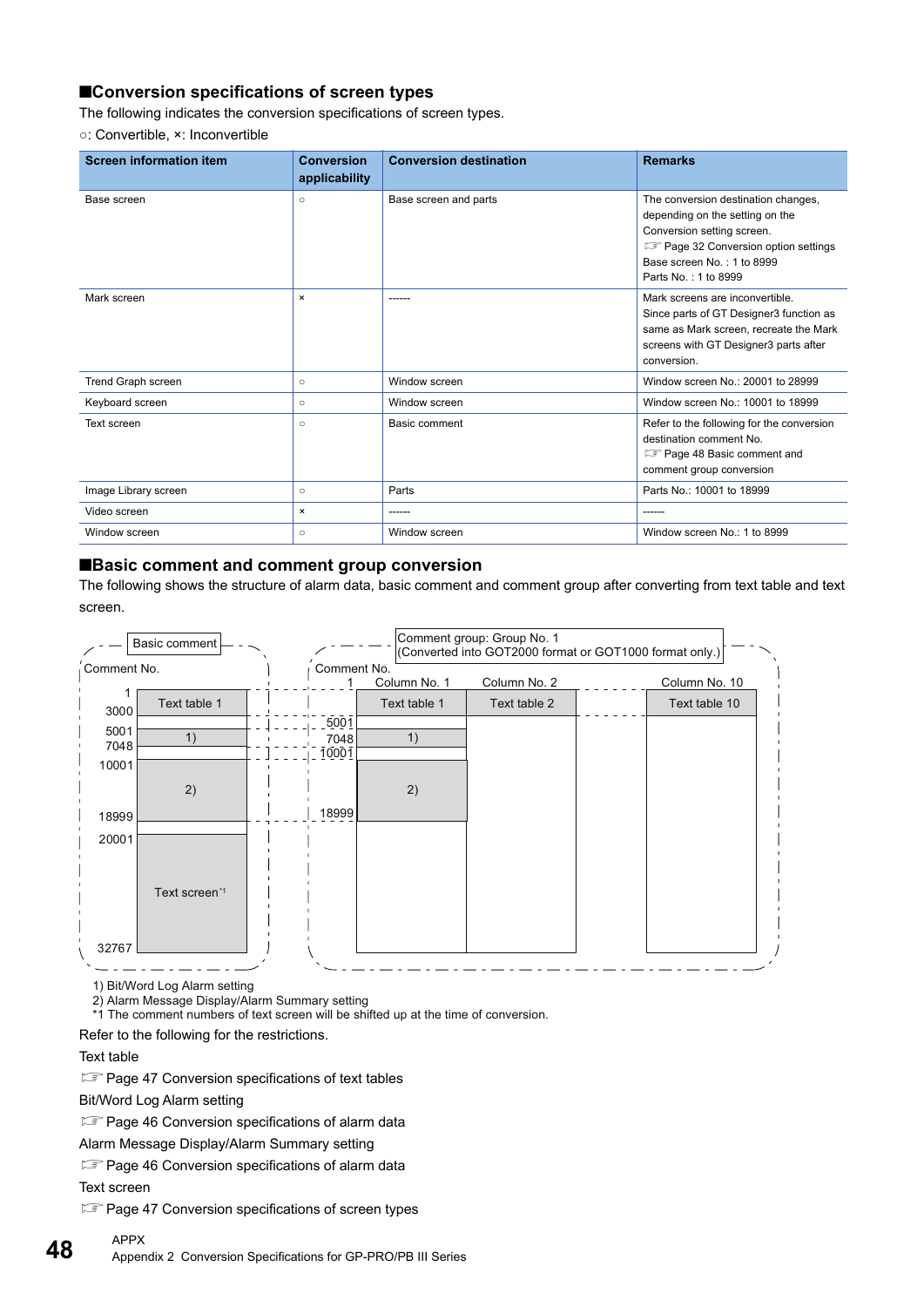## ■Conversion specifications of screen types

The following indicates the conversion specifications of screen types.

○: Convertible, ×: Inconvertible

| Screen information item | Conversion applicability | Conversion destination | Remarks |
|---|---|---|---|
| Base screen | ○ | Base screen and parts | The conversion destination changes, depending on the setting on the Conversion setting screen.<br>☞ Page 32 Conversion option settings<br>Base screen No. : 1 to 8999<br>Parts No. : 1 to 8999 |
| Mark screen | × | ------ | Mark screens are inconvertible.<br>Since parts of GT Designer3 function as same as Mark screen, recreate the Mark screens with GT Designer3 parts after conversion. |
| Trend Graph screen | ○ | Window screen | Window screen No.: 20001 to 28999 |
| Keyboard screen | ○ | Window screen | Window screen No.: 10001 to 18999 |
| Text screen | ○ | Basic comment | Refer to the following for the conversion destination comment No.<br>☞ Page 48 Basic comment and comment group conversion |
| Image Library screen | ○ | Parts | Parts No.: 10001 to 18999 |
| Video screen | × | ------ | ------ |
| Window screen | ○ | Window screen | Window screen No.: 1 to 8999 |

## ■Basic comment and comment group conversion

The following shows the structure of alarm data, basic comment and comment group after converting from text table and text screen.

1) Bit/Word Log Alarm setting
2) Alarm Message Display/Alarm Summary setting
*1 The comment numbers of text screen will be shifted up at the time of conversion.

Refer to the following for the restrictions.

Text table

☞ Page 47 Conversion specifications of text tables

Bit/Word Log Alarm setting

☞ Page 46 Conversion specifications of alarm data

Alarm Message Display/Alarm Summary setting

☞ Page 46 Conversion specifications of alarm data

Text screen

☞ Page 47 Conversion specifications of screen types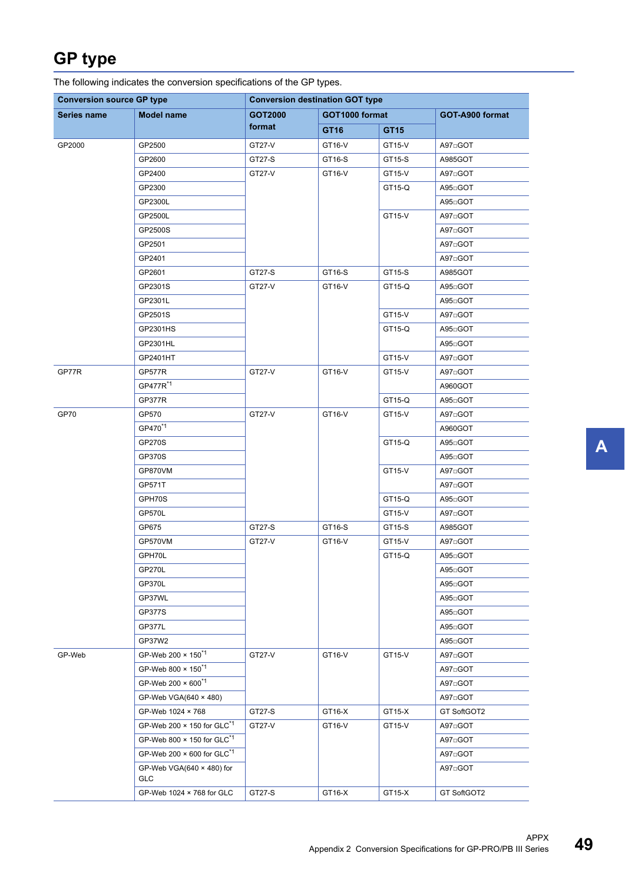# GP type

The following indicates the conversion specifications of the GP types.

| Conversion source GP type | | Conversion destination GOT type | | | |
|---|---|---|---|---|---|
| Series name | Model name | GOT2000 format | GOT1000 format | | GOT-A900 format |
| | | | GT16 | GT15 | |
| GP2000 | GP2500 | GT27-V | GT16-V | GT15-V | A97□GOT |
| | GP2600 | GT27-S | GT16-S | GT15-S | A985GOT |
| | GP2400 | GT27-V | GT16-V | GT15-V | A97□GOT |
| | GP2300 | | | GT15-Q | A95□GOT |
| | GP2300L | | | | A95□GOT |
| | GP2500L | | | GT15-V | A97□GOT |
| | GP2500S | | | | A97□GOT |
| | GP2501 | | | | A97□GOT |
| | GP2401 | | | | A97□GOT |
| | GP2601 | GT27-S | GT16-S | GT15-S | A985GOT |
| | GP2301S | GT27-V | GT16-V | GT15-Q | A95□GOT |
| | GP2301L | | | | A95□GOT |
| | GP2501S | | | GT15-V | A97□GOT |
| | GP2301HS | | | GT15-Q | A95□GOT |
| | GP2301HL | | | | A95□GOT |
| | GP2401HT | | | GT15-V | A97□GOT |
| GP77R | GP577R | GT27-V | GT16-V | GT15-V | A97□GOT |
| | GP477R*1 | | | | A960GOT |
| | GP377R | | | GT15-Q | A95□GOT |
| GP70 | GP570 | GT27-V | GT16-V | GT15-V | A97□GOT |
| | GP470*1 | | | | A960GOT |
| | GP270S | | | GT15-Q | A95□GOT |
| | GP370S | | | | A95□GOT |
| | GP870VM | | | GT15-V | A97□GOT |
| | GP571T | | | | A97□GOT |
| | GPH70S | | | GT15-Q | A95□GOT |
| | GP570L | | | GT15-V | A97□GOT |
| | GP675 | GT27-S | GT16-S | GT15-S | A985GOT |
| | GP570VM | GT27-V | GT16-V | GT15-V | A97□GOT |
| | GPH70L | | | GT15-Q | A95□GOT |
| | GP270L | | | | A95□GOT |
| | GP370L | | | | A95□GOT |
| | GP37WL | | | | A95□GOT |
| | GP377S | | | | A95□GOT |
| | GP377L | | | | A95□GOT |
| | GP37W2 | | | | A95□GOT |
| GP-Web | GP-Web 200 × 150*1 | GT27-V | GT16-V | GT15-V | A97□GOT |
| | GP-Web 800 × 150*1 | | | | A97□GOT |
| | GP-Web 200 × 600*1 | | | | A97□GOT |
| | GP-Web VGA(640 × 480) | | | | A97□GOT |
| | GP-Web 1024 × 768 | GT27-S | GT16-X | GT15-X | GT SoftGOT2 |
| | GP-Web 200 × 150 for GLC*1 | GT27-V | GT16-V | GT15-V | A97□GOT |
| | GP-Web 800 × 150 for GLC*1 | | | | A97□GOT |
| | GP-Web 200 × 600 for GLC*1 | | | | A97□GOT |
| | GP-Web VGA(640 × 480) for GLC | | | | A97□GOT |
| | GP-Web 1024 × 768 for GLC | GT27-S | GT16-X | GT15-X | GT SoftGOT2 |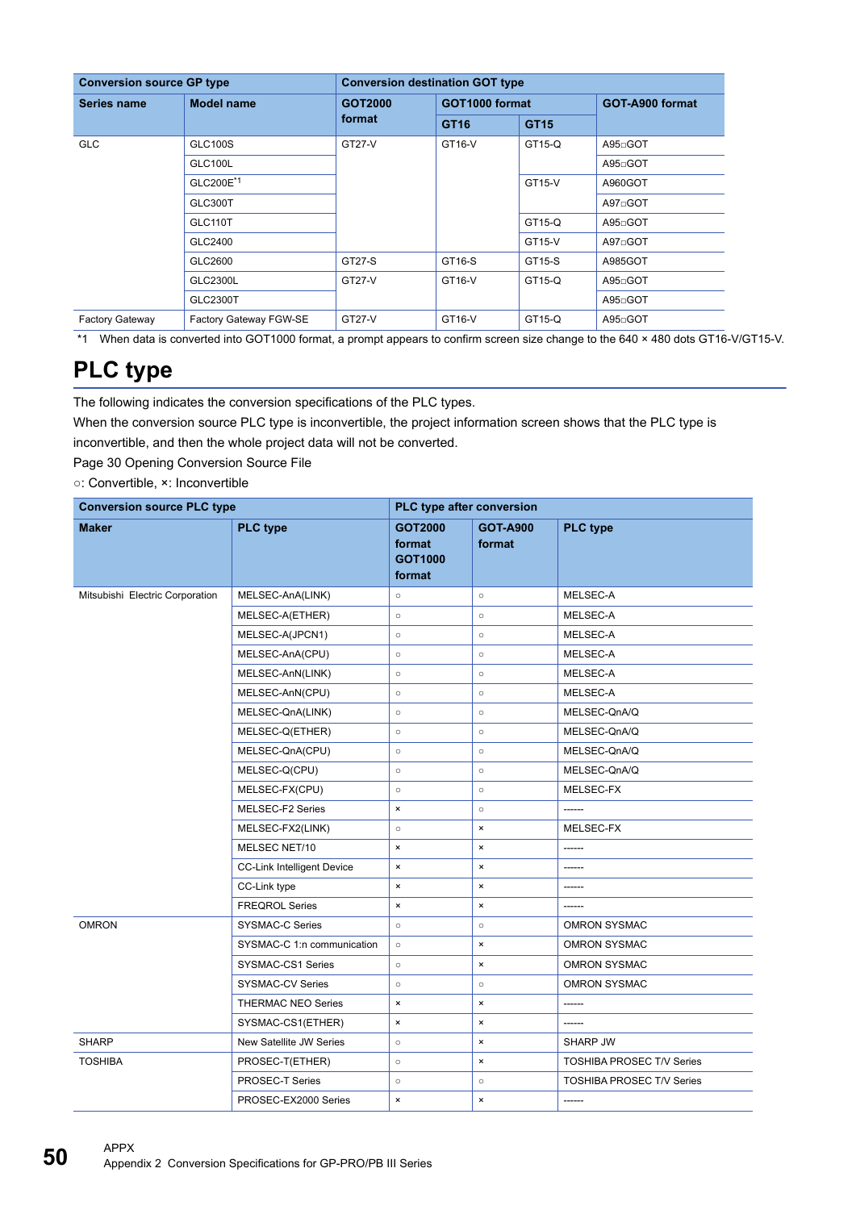| Conversion source GP type | | Conversion destination GOT type | | | |
|---|---|---|---|---|---|
| Series name | Model name | GOT2000 format | GOT1000 format | | GOT-A900 format |
| | | | GT16 | GT15 | |
| GLC | GLC100S | GT27-V | GT16-V | GT15-Q | A95□GOT |
| | GLC100L | | | | A95□GOT |
| | GLC200E[*1] | | | GT15-V | A960GOT |
| | GLC300T | | | | A97□GOT |
| | GLC110T | | | GT15-Q | A95□GOT |
| | GLC2400 | | | GT15-V | A97□GOT |
| | GLC2600 | GT27-S | GT16-S | GT15-S | A985GOT |
| | GLC2300L | GT27-V | GT16-V | GT15-Q | A95□GOT |
| | GLC2300T | | | | A95□GOT |
| Factory Gateway | Factory Gateway FGW-SE | GT27-V | GT16-V | GT15-Q | A95□GOT |

*1 When data is converted into GOT1000 format, a prompt appears to confirm screen size change to the 640 × 480 dots GT16-V/GT15-V.

# PLC type

The following indicates the conversion specifications of the PLC types.

When the conversion source PLC type is inconvertible, the project information screen shows that the PLC type is inconvertible, and then the whole project data will not be converted.

Page 30 Opening Conversion Source File

○: Convertible, ×: Inconvertible

| Conversion source PLC type | | PLC type after conversion | | |
|---|---|---|---|---|
| Maker | PLC type | GOT2000 format GOT1000 format | GOT-A900 format | PLC type |
| Mitsubishi Electric Corporation | MELSEC-AnA(LINK) | ○ | ○ | MELSEC-A |
| | MELSEC-A(ETHER) | ○ | ○ | MELSEC-A |
| | MELSEC-A(JPCN1) | ○ | ○ | MELSEC-A |
| | MELSEC-AnA(CPU) | ○ | ○ | MELSEC-A |
| | MELSEC-AnN(LINK) | ○ | ○ | MELSEC-A |
| | MELSEC-AnN(CPU) | ○ | ○ | MELSEC-A |
| | MELSEC-QnA(LINK) | ○ | ○ | MELSEC-QnA/Q |
| | MELSEC-Q(ETHER) | ○ | ○ | MELSEC-QnA/Q |
| | MELSEC-QnA(CPU) | ○ | ○ | MELSEC-QnA/Q |
| | MELSEC-Q(CPU) | ○ | ○ | MELSEC-QnA/Q |
| | MELSEC-FX(CPU) | ○ | ○ | MELSEC-FX |
| | MELSEC-F2 Series | × | ○ | ------ |
| | MELSEC-FX2(LINK) | ○ | × | MELSEC-FX |
| | MELSEC NET/10 | × | × | ------ |
| | CC-Link Intelligent Device | × | × | ------ |
| | CC-Link type | × | × | ------ |
| | FREQROL Series | × | × | ------ |
| OMRON | SYSMAC-C Series | ○ | ○ | OMRON SYSMAC |
| | SYSMAC-C 1:n communication | ○ | × | OMRON SYSMAC |
| | SYSMAC-CS1 Series | ○ | × | OMRON SYSMAC |
| | SYSMAC-CV Series | ○ | ○ | OMRON SYSMAC |
| | THERMAC NEO Series | × | × | ------ |
| | SYSMAC-CS1(ETHER) | × | × | ------ |
| SHARP | New Satellite JW Series | ○ | × | SHARP JW |
| TOSHIBA | PROSEC-T(ETHER) | ○ | × | TOSHIBA PROSEC T/V Series |
| | PROSEC-T Series | ○ | ○ | TOSHIBA PROSEC T/V Series |
| | PROSEC-EX2000 Series | × | × | ------ |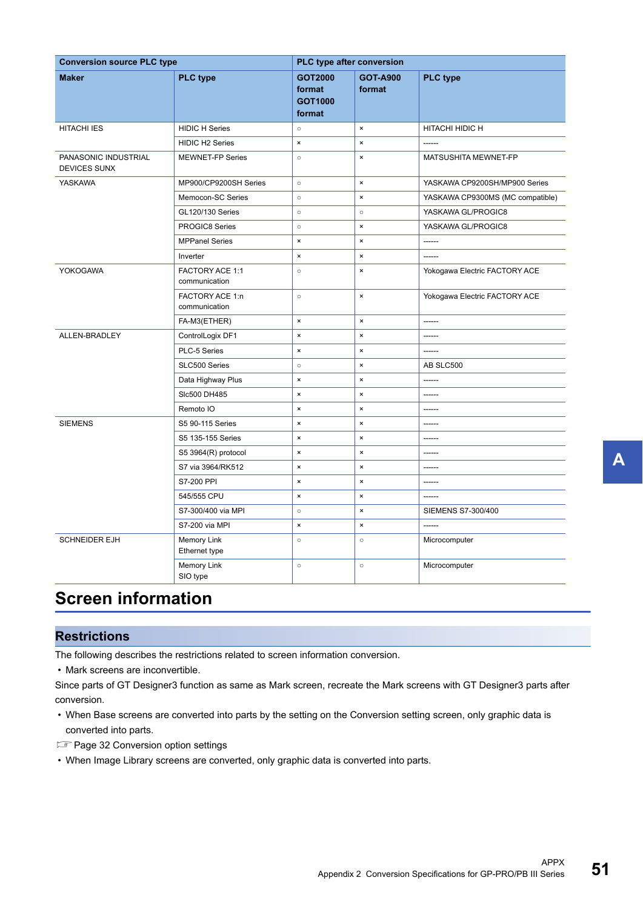| Conversion source PLC type | | PLC type after conversion | | |
|---|---|---|---|---|
| Maker | PLC type | GOT2000 format GOT1000 format | GOT-A900 format | PLC type |
| HITACHI IES | HIDIC H Series | ○ | × | HITACHI HIDIC H |
| | HIDIC H2 Series | × | × | ------ |
| PANASONIC INDUSTRIAL DEVICES SUNX | MEWNET-FP Series | ○ | × | MATSUSHITA MEWNET-FP |
| YASKAWA | MP900/CP9200SH Series | ○ | × | YASKAWA CP9200SH/MP900 Series |
| | Memocon-SC Series | ○ | × | YASKAWA CP9300MS (MC compatible) |
| | GL120/130 Series | ○ | ○ | YASKAWA GL/PROGIC8 |
| | PROGIC8 Series | ○ | × | YASKAWA GL/PROGIC8 |
| | MPPanel Series | × | × | ------ |
| | Inverter | × | × | ------ |
| YOKOGAWA | FACTORY ACE 1:1 communication | ○ | × | Yokogawa Electric FACTORY ACE |
| | FACTORY ACE 1:n communication | ○ | × | Yokogawa Electric FACTORY ACE |
| | FA-M3(ETHER) | × | × | ------ |
| ALLEN-BRADLEY | ControlLogix DF1 | × | × | ------ |
| | PLC-5 Series | × | × | ------ |
| | SLC500 Series | ○ | × | AB SLC500 |
| | Data Highway Plus | × | × | ------ |
| | Slc500 DH485 | × | × | ------ |
| | Remoto IO | × | × | ------ |
| SIEMENS | S5 90-115 Series | × | × | ------ |
| | S5 135-155 Series | × | × | ------ |
| | S5 3964(R) protocol | × | × | ------ |
| | S7 via 3964/RK512 | × | × | ------ |
| | S7-200 PPI | × | × | ------ |
| | 545/555 CPU | × | × | ------ |
| | S7-300/400 via MPI | ○ | × | SIEMENS S7-300/400 |
| | S7-200 via MPI | × | × | ------ |
| SCHNEIDER EJH | Memory Link Ethernet type | ○ | ○ | Microcomputer |
| | Memory Link SIO type | ○ | ○ | Microcomputer |

# Screen information

## Restrictions

The following describes the restrictions related to screen information conversion.

- Mark screens are inconvertible.

Since parts of GT Designer3 function as same as Mark screen, recreate the Mark screens with GT Designer3 parts after conversion.

- When Base screens are converted into parts by the setting on the Conversion setting screen, only graphic data is converted into parts.

☞ Page 32 Conversion option settings

- When Image Library screens are converted, only graphic data is converted into parts.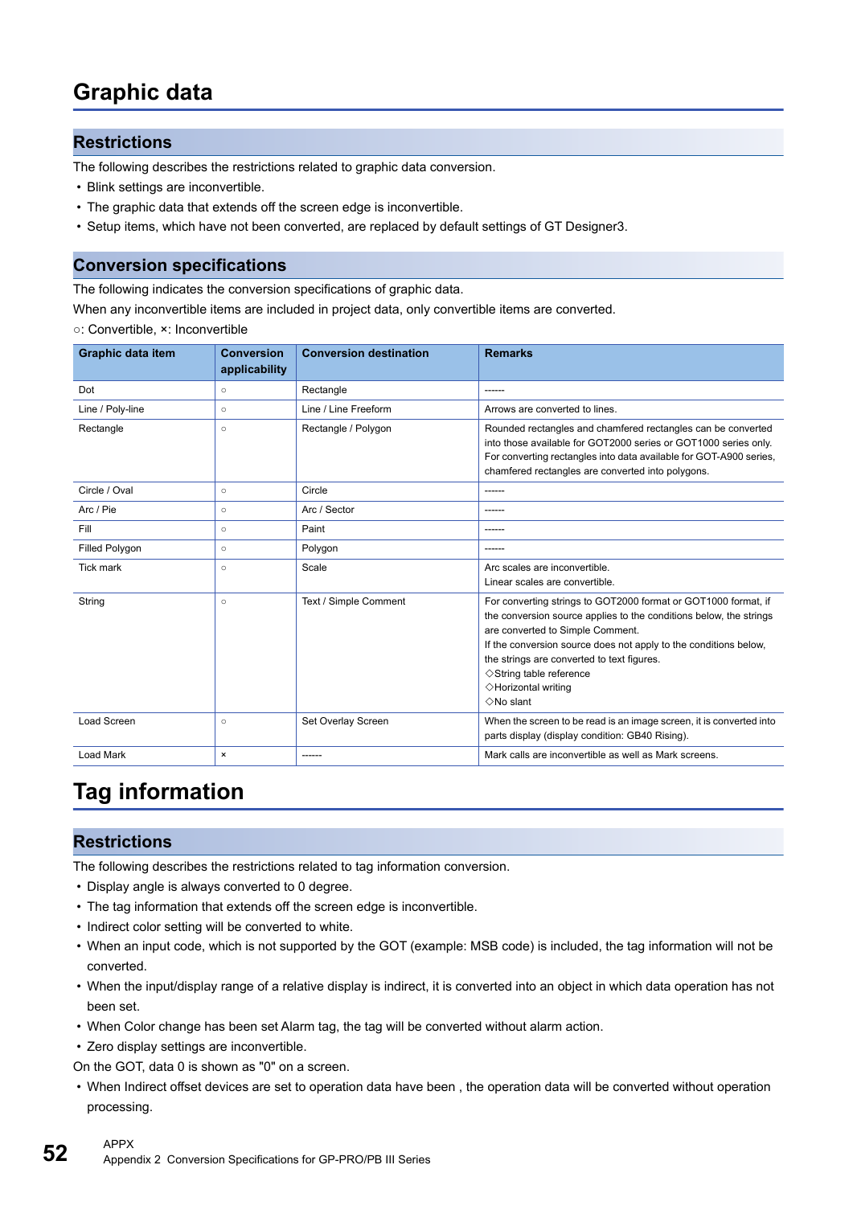# Graphic data

## Restrictions

The following describes the restrictions related to graphic data conversion.

- Blink settings are inconvertible.
- The graphic data that extends off the screen edge is inconvertible.
- Setup items, which have not been converted, are replaced by default settings of GT Designer3.

## Conversion specifications

The following indicates the conversion specifications of graphic data.

When any inconvertible items are included in project data, only convertible items are converted.

○: Convertible, ×: Inconvertible

| Graphic data item | Conversion applicability | Conversion destination | Remarks |
|---|---|---|---|
| Dot | ○ | Rectangle | ------ |
| Line / Poly-line | ○ | Line / Line Freeform | Arrows are converted to lines. |
| Rectangle | ○ | Rectangle / Polygon | Rounded rectangles and chamfered rectangles can be converted into those available for GOT2000 series or GOT1000 series only.<br>For converting rectangles into data available for GOT-A900 series, chamfered rectangles are converted into polygons. |
| Circle / Oval | ○ | Circle | ------ |
| Arc / Pie | ○ | Arc / Sector | ------ |
| Fill | ○ | Paint | ------ |
| Filled Polygon | ○ | Polygon | ------ |
| Tick mark | ○ | Scale | Arc scales are inconvertible.<br>Linear scales are convertible. |
| String | ○ | Text / Simple Comment | For converting strings to GOT2000 format or GOT1000 format, if the conversion source applies to the conditions below, the strings are converted to Simple Comment.<br>If the conversion source does not apply to the conditions below, the strings are converted to text figures.<br>◇String table reference<br>◇Horizontal writing<br>◇No slant |
| Load Screen | ○ | Set Overlay Screen | When the screen to be read is an image screen, it is converted into parts display (display condition: GB40 Rising). |
| Load Mark | × | ------ | Mark calls are inconvertible as well as Mark screens. |

# Tag information

## Restrictions

The following describes the restrictions related to tag information conversion.

- Display angle is always converted to 0 degree.
- The tag information that extends off the screen edge is inconvertible.
- Indirect color setting will be converted to white.
- When an input code, which is not supported by the GOT (example: MSB code) is included, the tag information will not be converted.
- When the input/display range of a relative display is indirect, it is converted into an object in which data operation has not been set.
- When Color change has been set Alarm tag, the tag will be converted without alarm action.
- Zero display settings are inconvertible.

On the GOT, data 0 is shown as "0" on a screen.

- When Indirect offset devices are set to operation data have been , the operation data will be converted without operation processing.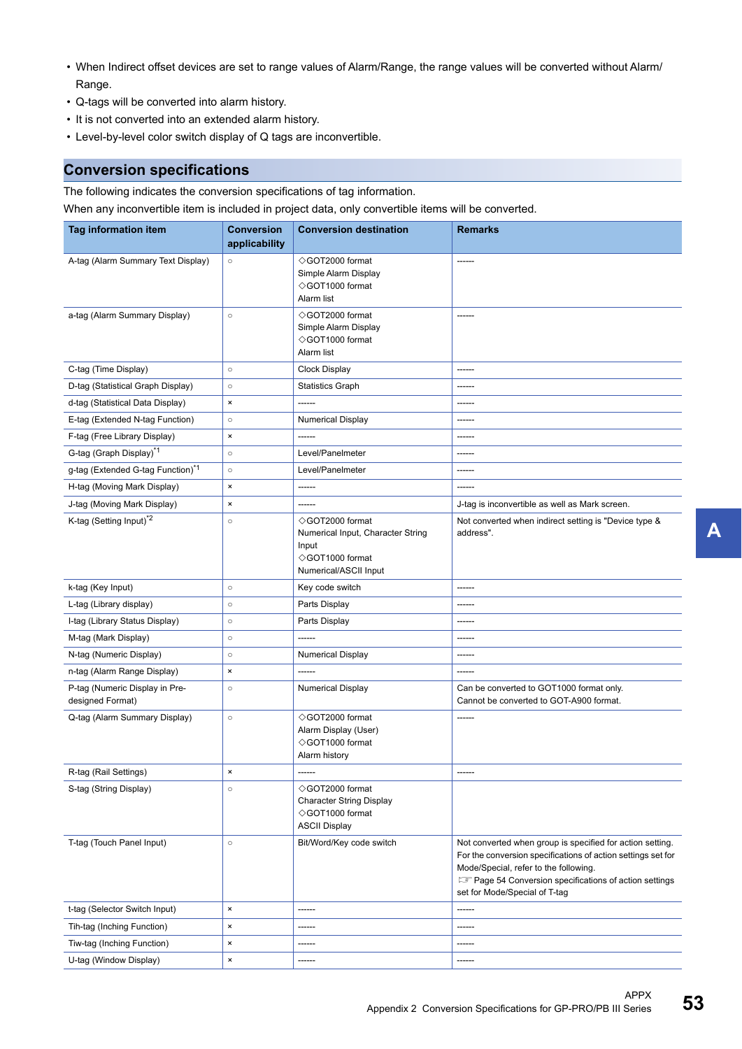- When Indirect offset devices are set to range values of Alarm/Range, the range values will be converted without Alarm/Range.
- Q-tags will be converted into alarm history.
- It is not converted into an extended alarm history.
- Level-by-level color switch display of Q tags are inconvertible.

## Conversion specifications

The following indicates the conversion specifications of tag information.

When any inconvertible item is included in project data, only convertible items will be converted.

| Tag information item | Conversion applicability | Conversion destination | Remarks |
|---|---|---|---|
| A-tag (Alarm Summary Text Display) | ○ | ◇GOT2000 format<br>Simple Alarm Display<br>◇GOT1000 format<br>Alarm list | ------ |
| a-tag (Alarm Summary Display) | ○ | ◇GOT2000 format<br>Simple Alarm Display<br>◇GOT1000 format<br>Alarm list | ------ |
| C-tag (Time Display) | ○ | Clock Display | ------ |
| D-tag (Statistical Graph Display) | ○ | Statistics Graph | ------ |
| d-tag (Statistical Data Display) | × | ------ | ------ |
| E-tag (Extended N-tag Function) | ○ | Numerical Display | ------ |
| F-tag (Free Library Display) | × | ------ | ------ |
| G-tag (Graph Display)*1 | ○ | Level/Panelmeter | ------ |
| g-tag (Extended G-tag Function)*1 | ○ | Level/Panelmeter | ------ |
| H-tag (Moving Mark Display) | × | ------ | ------ |
| J-tag (Moving Mark Display) | × | ------ | J-tag is inconvertible as well as Mark screen. |
| K-tag (Setting Input)*2 | ○ | ◇GOT2000 format<br>Numerical Input, Character String Input<br>◇GOT1000 format<br>Numerical/ASCII Input | Not converted when indirect setting is "Device type & address". |
| k-tag (Key Input) | ○ | Key code switch | ------ |
| L-tag (Library display) | ○ | Parts Display | ------ |
| l-tag (Library Status Display) | ○ | Parts Display | ------ |
| M-tag (Mark Display) | ○ | ------ | ------ |
| N-tag (Numeric Display) | ○ | Numerical Display | ------ |
| n-tag (Alarm Range Display) | × | ------ | ------ |
| P-tag (Numeric Display in Pre-designed Format) | ○ | Numerical Display | Can be converted to GOT1000 format only.<br>Cannot be converted to GOT-A900 format. |
| Q-tag (Alarm Summary Display) | ○ | ◇GOT2000 format<br>Alarm Display (User)<br>◇GOT1000 format<br>Alarm history | ------ |
| R-tag (Rail Settings) | × | ------ | ------ |
| S-tag (String Display) | ○ | ◇GOT2000 format<br>Character String Display<br>◇GOT1000 format<br>ASCII Display | |
| T-tag (Touch Panel Input) | ○ | Bit/Word/Key code switch | Not converted when group is specified for action setting.<br>For the conversion specifications of action settings set for Mode/Special, refer to the following.<br>☞ Page 54 Conversion specifications of action settings set for Mode/Special of T-tag |
| t-tag (Selector Switch Input) | × | ------ | ------ |
| Tih-tag (Inching Function) | × | ------ | ------ |
| Tiw-tag (Inching Function) | × | ------ | ------ |
| U-tag (Window Display) | × | ------ | ------ |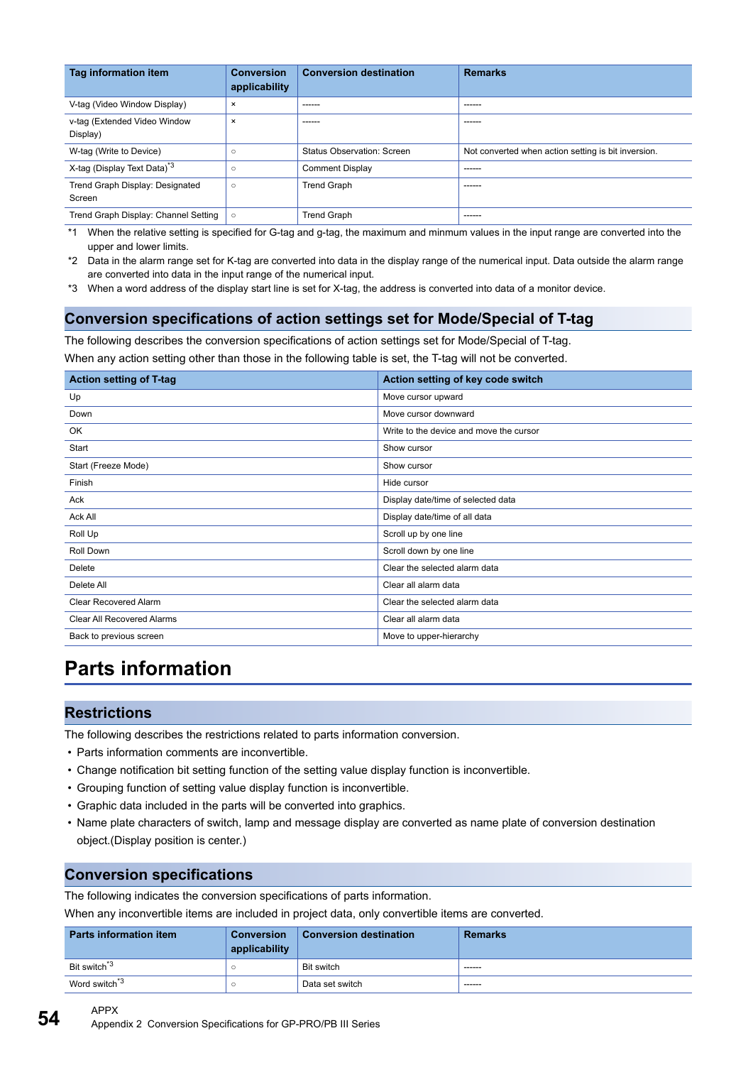| Tag information item | Conversion applicability | Conversion destination | Remarks |
|---|---|---|---|
| V-tag (Video Window Display) | × | ------ | ------ |
| v-tag (Extended Video Window Display) | × | ------ | ------ |
| W-tag (Write to Device) | ○ | Status Observation: Screen | Not converted when action setting is bit inversion. |
| X-tag (Display Text Data)*3 | ○ | Comment Display | ------ |
| Trend Graph Display: Designated Screen | ○ | Trend Graph | ------ |
| Trend Graph Display: Channel Setting | ○ | Trend Graph | ------ |

*1 When the relative setting is specified for G-tag and g-tag, the maximum and minmum values in the input range are converted into the upper and lower limits.

*2 Data in the alarm range set for K-tag are converted into data in the display range of the numerical input. Data outside the alarm range are converted into data in the input range of the numerical input.

*3 When a word address of the display start line is set for X-tag, the address is converted into data of a monitor device.

## Conversion specifications of action settings set for Mode/Special of T-tag

The following describes the conversion specifications of action settings set for Mode/Special of T-tag.

When any action setting other than those in the following table is set, the T-tag will not be converted.

| Action setting of T-tag | Action setting of key code switch |
|---|---|
| Up | Move cursor upward |
| Down | Move cursor downward |
| OK | Write to the device and move the cursor |
| Start | Show cursor |
| Start (Freeze Mode) | Show cursor |
| Finish | Hide cursor |
| Ack | Display date/time of selected data |
| Ack All | Display date/time of all data |
| Roll Up | Scroll up by one line |
| Roll Down | Scroll down by one line |
| Delete | Clear the selected alarm data |
| Delete All | Clear all alarm data |
| Clear Recovered Alarm | Clear the selected alarm data |
| Clear All Recovered Alarms | Clear all alarm data |
| Back to previous screen | Move to upper-hierarchy |

# Parts information

## Restrictions

The following describes the restrictions related to parts information conversion.

- Parts information comments are inconvertible.
- Change notification bit setting function of the setting value display function is inconvertible.
- Grouping function of setting value display function is inconvertible.
- Graphic data included in the parts will be converted into graphics.
- Name plate characters of switch, lamp and message display are converted as name plate of conversion destination object.(Display position is center.)

## Conversion specifications

The following indicates the conversion specifications of parts information.

When any inconvertible items are included in project data, only convertible items are converted.

| Parts information item | Conversion applicability | Conversion destination | Remarks |
|---|---|---|---|
| Bit switch*3 | ○ | Bit switch | ------ |
| Word switch*3 | ○ | Data set switch | ------ |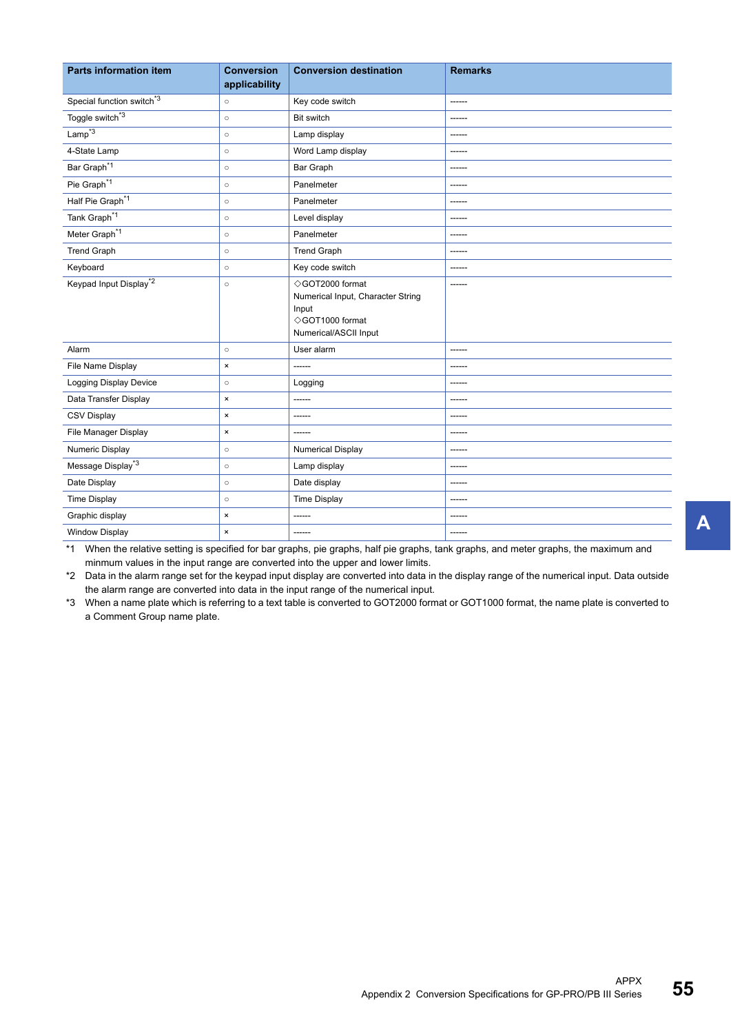| Parts information item | Conversion applicability | Conversion destination | Remarks |
|---|---|---|---|
| Special function switch[*3] | ○ | Key code switch | ------ |
| Toggle switch[*3] | ○ | Bit switch | ------ |
| Lamp[*3] | ○ | Lamp display | ------ |
| 4-State Lamp | ○ | Word Lamp display | ------ |
| Bar Graph[*1] | ○ | Bar Graph | ------ |
| Pie Graph[*1] | ○ | Panelmeter | ------ |
| Half Pie Graph[*1] | ○ | Panelmeter | ------ |
| Tank Graph[*1] | ○ | Level display | ------ |
| Meter Graph[*1] | ○ | Panelmeter | ------ |
| Trend Graph | ○ | Trend Graph | ------ |
| Keyboard | ○ | Key code switch | ------ |
| Keypad Input Display[*2] | ○ | ◇GOT2000 format<br>Numerical Input, Character String Input<br>◇GOT1000 format<br>Numerical/ASCII Input | ------ |
| Alarm | ○ | User alarm | ------ |
| File Name Display | × | ------ | ------ |
| Logging Display Device | ○ | Logging | ------ |
| Data Transfer Display | × | ------ | ------ |
| CSV Display | × | ------ | ------ |
| File Manager Display | × | ------ | ------ |
| Numeric Display | ○ | Numerical Display | ------ |
| Message Display[*3] | ○ | Lamp display | ------ |
| Date Display | ○ | Date display | ------ |
| Time Display | ○ | Time Display | ------ |
| Graphic display | × | ------ | ------ |
| Window Display | × | ------ | ------ |

*1 When the relative setting is specified for bar graphs, pie graphs, half pie graphs, tank graphs, and meter graphs, the maximum and minmum values in the input range are converted into the upper and lower limits.

*2 Data in the alarm range set for the keypad input display are converted into data in the display range of the numerical input. Data outside the alarm range are converted into data in the input range of the numerical input.

*3 When a name plate which is referring to a text table is converted to GOT2000 format or GOT1000 format, the name plate is converted to a Comment Group name plate.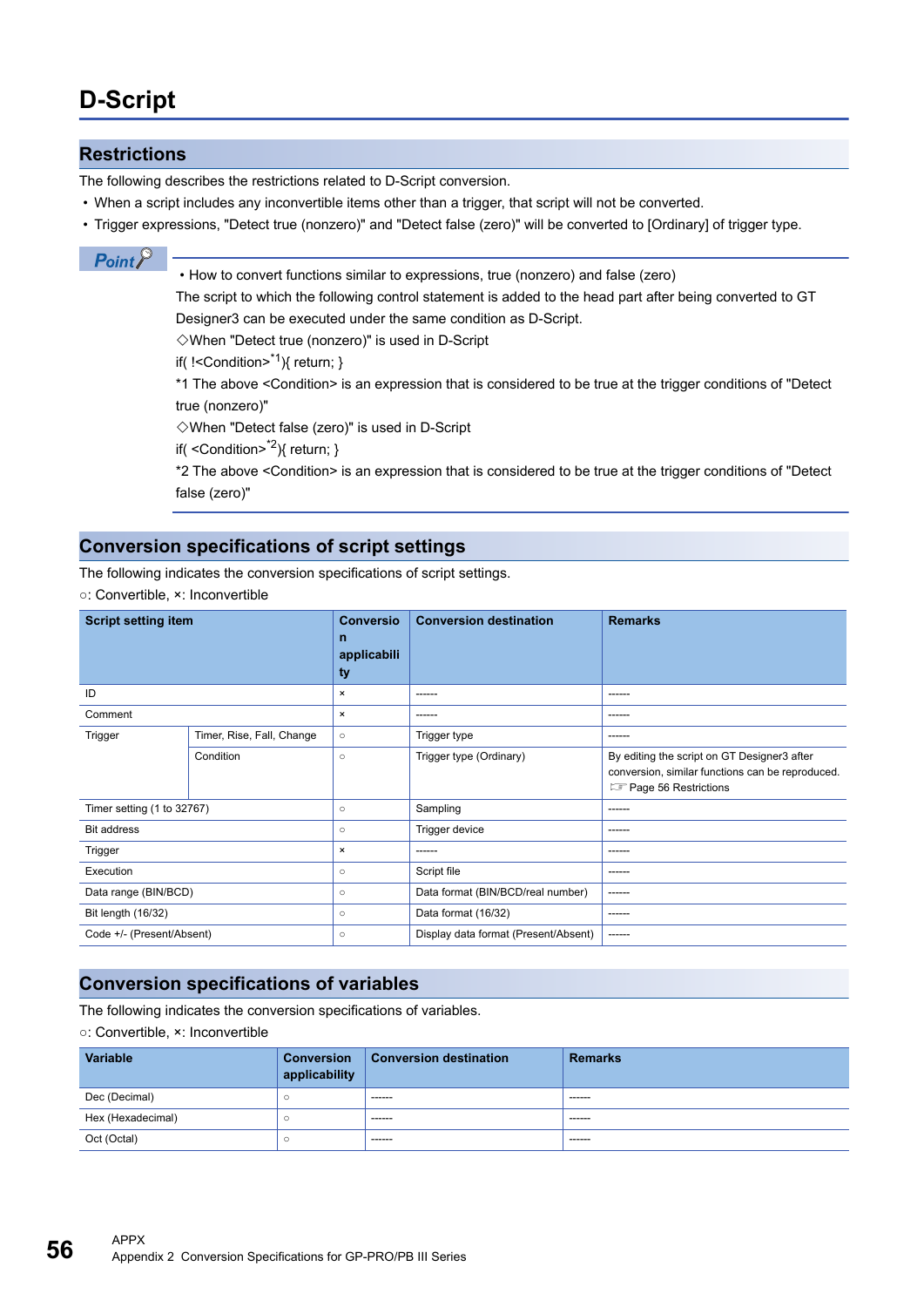# D-Script

## Restrictions

The following describes the restrictions related to D-Script conversion.

- When a script includes any inconvertible items other than a trigger, that script will not be converted.
- Trigger expressions, "Detect true (nonzero)" and "Detect false (zero)" will be converted to [Ordinary] of trigger type.

**Point**

- How to convert functions similar to expressions, true (nonzero) and false (zero)

The script to which the following control statement is added to the head part after being converted to GT Designer3 can be executed under the same condition as D-Script.

◇When "Detect true (nonzero)" is used in D-Script

if( !<Condition>*1){ return; }

*1 The above <Condition> is an expression that is considered to be true at the trigger conditions of "Detect true (nonzero)"

◇When "Detect false (zero)" is used in D-Script

if( <Condition>*2){ return; }

*2 The above <Condition> is an expression that is considered to be true at the trigger conditions of "Detect false (zero)"

## Conversion specifications of script settings

The following indicates the conversion specifications of script settings.

○: Convertible, ×: Inconvertible

| Script setting item | | Conversion applicability | Conversion destination | Remarks |
|---|---|---|---|---|
| ID | | × | ------ | ------ |
| Comment | | × | ------ | ------ |
| Trigger | Timer, Rise, Fall, Change | ○ | Trigger type | ------ |
| | Condition | ○ | Trigger type (Ordinary) | By editing the script on GT Designer3 after conversion, similar functions can be reproduced. ☞ Page 56 Restrictions |
| Timer setting (1 to 32767) | | ○ | Sampling | ------ |
| Bit address | | ○ | Trigger device | ------ |
| Trigger | | × | ------ | ------ |
| Execution | | ○ | Script file | ------ |
| Data range (BIN/BCD) | | ○ | Data format (BIN/BCD/real number) | ------ |
| Bit length (16/32) | | ○ | Data format (16/32) | ------ |
| Code +/- (Present/Absent) | | ○ | Display data format (Present/Absent) | ------ |

## Conversion specifications of variables

The following indicates the conversion specifications of variables.

○: Convertible, ×: Inconvertible

| Variable | Conversion applicability | Conversion destination | Remarks |
|---|---|---|---|
| Dec (Decimal) | ○ | ------ | ------ |
| Hex (Hexadecimal) | ○ | ------ | ------ |
| Oct (Octal) | ○ | ------ | ------ |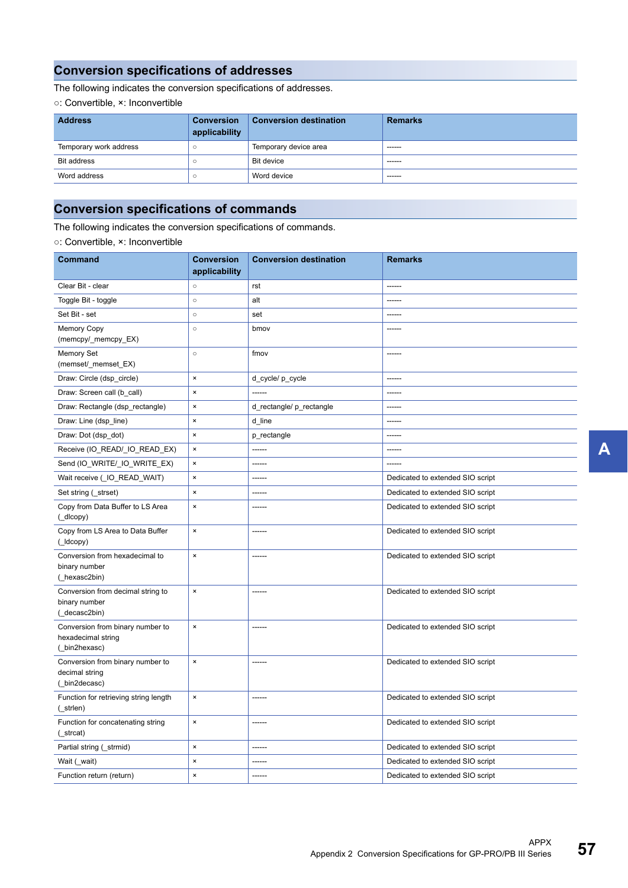## Conversion specifications of addresses

The following indicates the conversion specifications of addresses.

○: Convertible, ×: Inconvertible

| Address | Conversion applicability | Conversion destination | Remarks |
|---|---|---|---|
| Temporary work address | ○ | Temporary device area | ------ |
| Bit address | ○ | Bit device | ------ |
| Word address | ○ | Word device | ------ |

## Conversion specifications of commands

The following indicates the conversion specifications of commands.

○: Convertible, ×: Inconvertible

| Command | Conversion applicability | Conversion destination | Remarks |
|---|---|---|---|
| Clear Bit - clear | ○ | rst | ------ |
| Toggle Bit - toggle | ○ | alt | ------ |
| Set Bit - set | ○ | set | ------ |
| Memory Copy (memcpy/_memcpy_EX) | ○ | bmov | ------ |
| Memory Set (memset/_memset_EX) | ○ | fmov | ------ |
| Draw: Circle (dsp_circle) | × | d_cycle/ p_cycle | ------ |
| Draw: Screen call (b_call) | × | ------ | ------ |
| Draw: Rectangle (dsp_rectangle) | × | d_rectangle/ p_rectangle | ------ |
| Draw: Line (dsp_line) | × | d_line | ------ |
| Draw: Dot (dsp_dot) | × | p_rectangle | ------ |
| Receive (IO_READ/_IO_READ_EX) | × | ------ | ------ |
| Send (IO_WRITE/_IO_WRITE_EX) | × | ------ | ------ |
| Wait receive (_IO_READ_WAIT) | × | ------ | Dedicated to extended SIO script |
| Set string (_strset) | × | ------ | Dedicated to extended SIO script |
| Copy from Data Buffer to LS Area (_dlcopy) | × | ------ | Dedicated to extended SIO script |
| Copy from LS Area to Data Buffer (_ldcopy) | × | ------ | Dedicated to extended SIO script |
| Conversion from hexadecimal to binary number (_hexasc2bin) | × | ------ | Dedicated to extended SIO script |
| Conversion from decimal string to binary number (_decasc2bin) | × | ------ | Dedicated to extended SIO script |
| Conversion from binary number to hexadecimal string (_bin2hexasc) | × | ------ | Dedicated to extended SIO script |
| Conversion from binary number to decimal string (_bin2decasc) | × | ------ | Dedicated to extended SIO script |
| Function for retrieving string length (_strlen) | × | ------ | Dedicated to extended SIO script |
| Function for concatenating string (_strcat) | × | ------ | Dedicated to extended SIO script |
| Partial string (_strmid) | × | ------ | Dedicated to extended SIO script |
| Wait (_wait) | × | ------ | Dedicated to extended SIO script |
| Function return (return) | × | ------ | Dedicated to extended SIO script |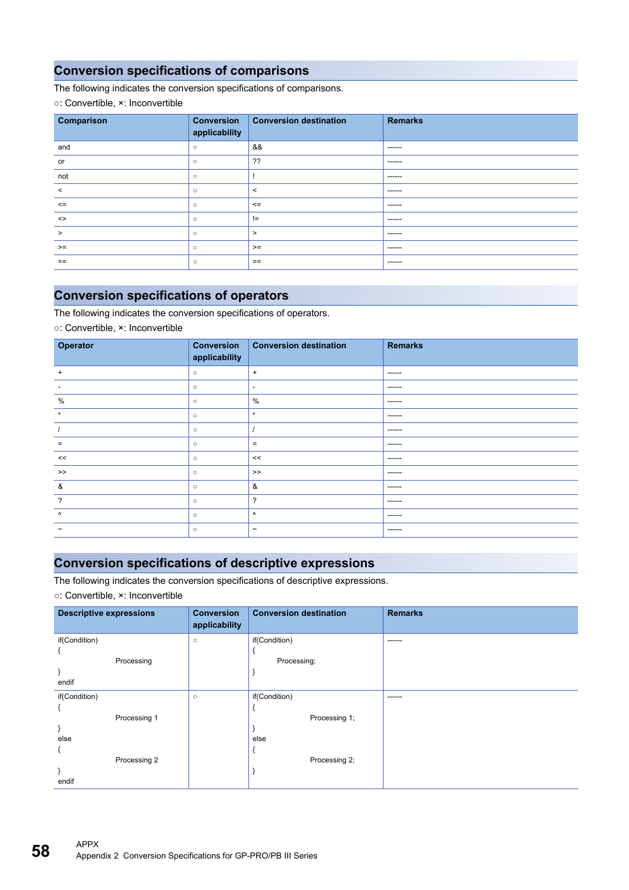## Conversion specifications of comparisons

The following indicates the conversion specifications of comparisons.

○: Convertible, ×: Inconvertible

| Comparison | Conversion applicability | Conversion destination | Remarks |
|---|---|---|---|
| and | ○ | && | ------ |
| or | ○ | ?? | ------ |
| not | ○ | ! | ------ |
| < | ○ | < | ------ |
| <= | ○ | <= | ------ |
| <> | ○ | != | ------ |
| > | ○ | > | ------ |
| >= | ○ | >= | ------ |
| == | ○ | == | ------ |

## Conversion specifications of operators

The following indicates the conversion specifications of operators.

○: Convertible, ×: Inconvertible

| Operator | Conversion applicability | Conversion destination | Remarks |
|---|---|---|---|
| + | ○ | + | ------ |
| - | ○ | - | ------ |
| % | ○ | % | ------ |
| * | ○ | * | ------ |
| / | ○ | / | ------ |
| = | ○ | = | ------ |
| << | ○ | << | ------ |
| >> | ○ | >> | ------ |
| & | ○ | & | ------ |
| ? | ○ | ? | ------ |
| ^ | ○ | ^ | ------ |
| ~ | ○ | ~ | ------ |

## Conversion specifications of descriptive expressions

The following indicates the conversion specifications of descriptive expressions.

○: Convertible, ×: Inconvertible

| Descriptive expressions | Conversion applicability | Conversion destination | Remarks |
|---|---|---|---|
| if(Condition)<br>{<br>Processing<br>}<br>endif | ○ | if(Condition)<br>{<br>Processing;<br>} | ------ |
| if(Condition)<br>{<br>Processing 1<br>}<br>else<br>{<br>Processing 2<br>}<br>endif | ○ | if(Condition)<br>{<br>Processing 1;<br>}<br>else<br>{<br>Processing 2;<br>} | ------ |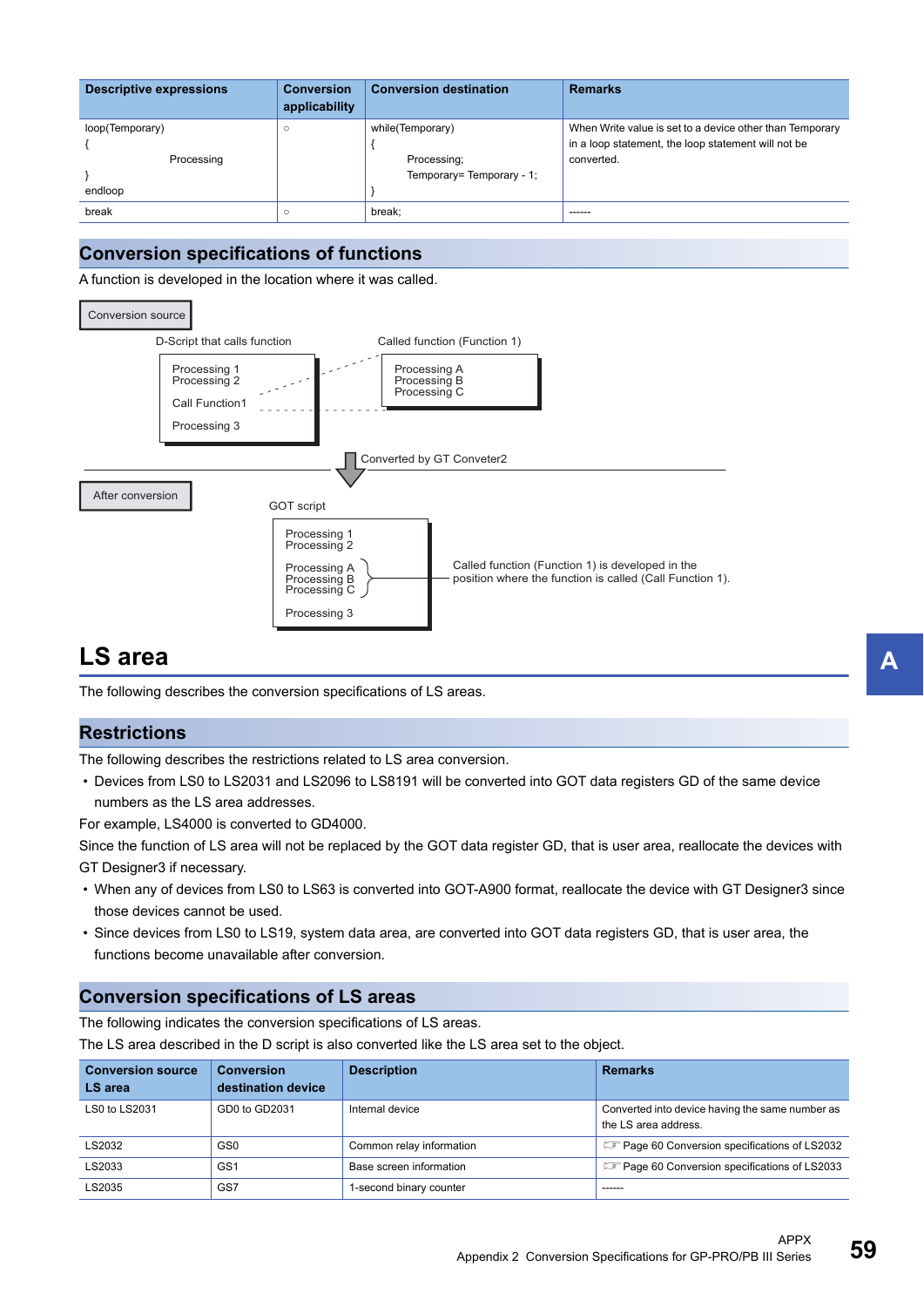| Descriptive expressions | Conversion applicability | Conversion destination | Remarks |
|---|---|---|---|
| loop(Temporary)<br>{<br>Processing<br>}<br>endloop | ○ | while(Temporary)<br>{<br>Processing;<br>Temporary= Temporary - 1;<br>} | When Write value is set to a device other than Temporary in a loop statement, the loop statement will not be converted. |
| break | ○ | break; | ------ |

## Conversion specifications of functions

A function is developed in the location where it was called.

Conversion source

D-Script that calls function

```
Processing 1
Processing 2

Call Function1

Processing 3
```

Called function (Function 1)

```
Processing A
Processing B
Processing C
```

Converted by GT Conveter2

After conversion

GOT script

```
Processing 1
Processing 2

Processing A
Processing B
Processing C

Processing 3
```

Called function (Function 1) is developed in the position where the function is called (Call Function 1).

# LS area

The following describes the conversion specifications of LS areas.

## Restrictions

The following describes the restrictions related to LS area conversion.

- Devices from LS0 to LS2031 and LS2096 to LS8191 will be converted into GOT data registers GD of the same device numbers as the LS area addresses.

For example, LS4000 is converted to GD4000.

Since the function of LS area will not be replaced by the GOT data register GD, that is user area, reallocate the devices with GT Designer3 if necessary.

- When any of devices from LS0 to LS63 is converted into GOT-A900 format, reallocate the device with GT Designer3 since those devices cannot be used.
- Since devices from LS0 to LS19, system data area, are converted into GOT data registers GD, that is user area, the functions become unavailable after conversion.

## Conversion specifications of LS areas

The following indicates the conversion specifications of LS areas.

The LS area described in the D script is also converted like the LS area set to the object.

| Conversion source LS area | Conversion destination device | Description | Remarks |
|---|---|---|---|
| LS0 to LS2031 | GD0 to GD2031 | Internal device | Converted into device having the same number as the LS area address. |
| LS2032 | GS0 | Common relay information | ☞ Page 60 Conversion specifications of LS2032 |
| LS2033 | GS1 | Base screen information | ☞ Page 60 Conversion specifications of LS2033 |
| LS2035 | GS7 | 1-second binary counter | ------ |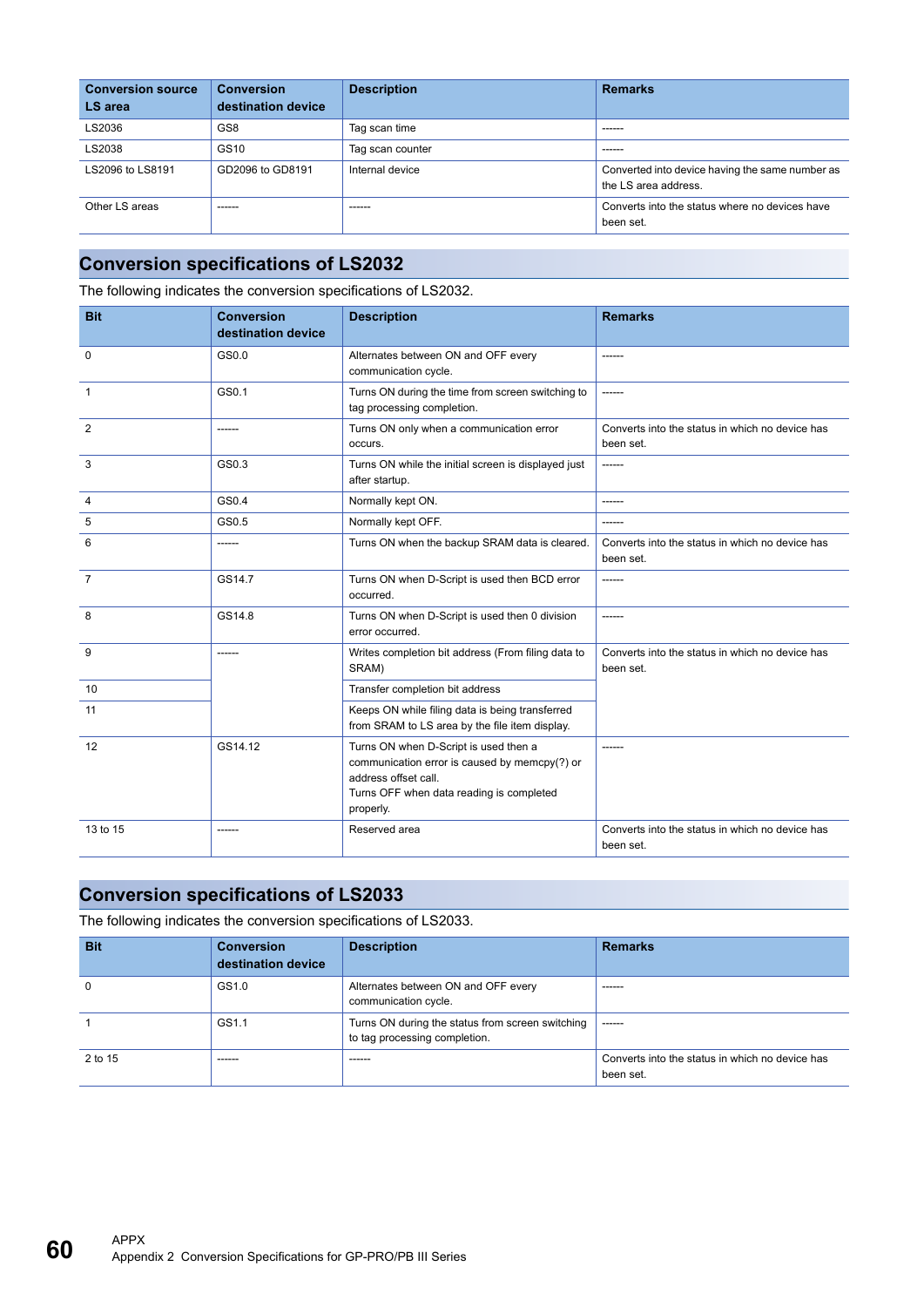| Conversion source LS area | Conversion destination device | Description | Remarks |
|---|---|---|---|
| LS2036 | GS8 | Tag scan time | ------ |
| LS2038 | GS10 | Tag scan counter | ------ |
| LS2096 to LS8191 | GD2096 to GD8191 | Internal device | Converted into device having the same number as the LS area address. |
| Other LS areas | ------ | ------ | Converts into the status where no devices have been set. |

## Conversion specifications of LS2032

The following indicates the conversion specifications of LS2032.

| Bit | Conversion destination device | Description | Remarks |
|---|---|---|---|
| 0 | GS0.0 | Alternates between ON and OFF every communication cycle. | ------ |
| 1 | GS0.1 | Turns ON during the time from screen switching to tag processing completion. | ------ |
| 2 | ------ | Turns ON only when a communication error occurs. | Converts into the status in which no device has been set. |
| 3 | GS0.3 | Turns ON while the initial screen is displayed just after startup. | ------ |
| 4 | GS0.4 | Normally kept ON. | ------ |
| 5 | GS0.5 | Normally kept OFF. | ------ |
| 6 | ------ | Turns ON when the backup SRAM data is cleared. | Converts into the status in which no device has been set. |
| 7 | GS14.7 | Turns ON when D-Script is used then BCD error occurred. | ------ |
| 8 | GS14.8 | Turns ON when D-Script is used then 0 division error occurred. | ------ |
| 9 | ------ | Writes completion bit address (From filing data to SRAM) | Converts into the status in which no device has been set. |
| 10 | | Transfer completion bit address | |
| 11 | | Keeps ON while filing data is being transferred from SRAM to LS area by the file item display. | |
| 12 | GS14.12 | Turns ON when D-Script is used then a communication error is caused by memcpy(?) or address offset call.<br>Turns OFF when data reading is completed properly. | ------ |
| 13 to 15 | ------ | Reserved area | Converts into the status in which no device has been set. |

## Conversion specifications of LS2033

The following indicates the conversion specifications of LS2033.

| Bit | Conversion destination device | Description | Remarks |
|---|---|---|---|
| 0 | GS1.0 | Alternates between ON and OFF every communication cycle. | ------ |
| 1 | GS1.1 | Turns ON during the status from screen switching to tag processing completion. | ------ |
| 2 to 15 | ------ | ------ | Converts into the status in which no device has been set. |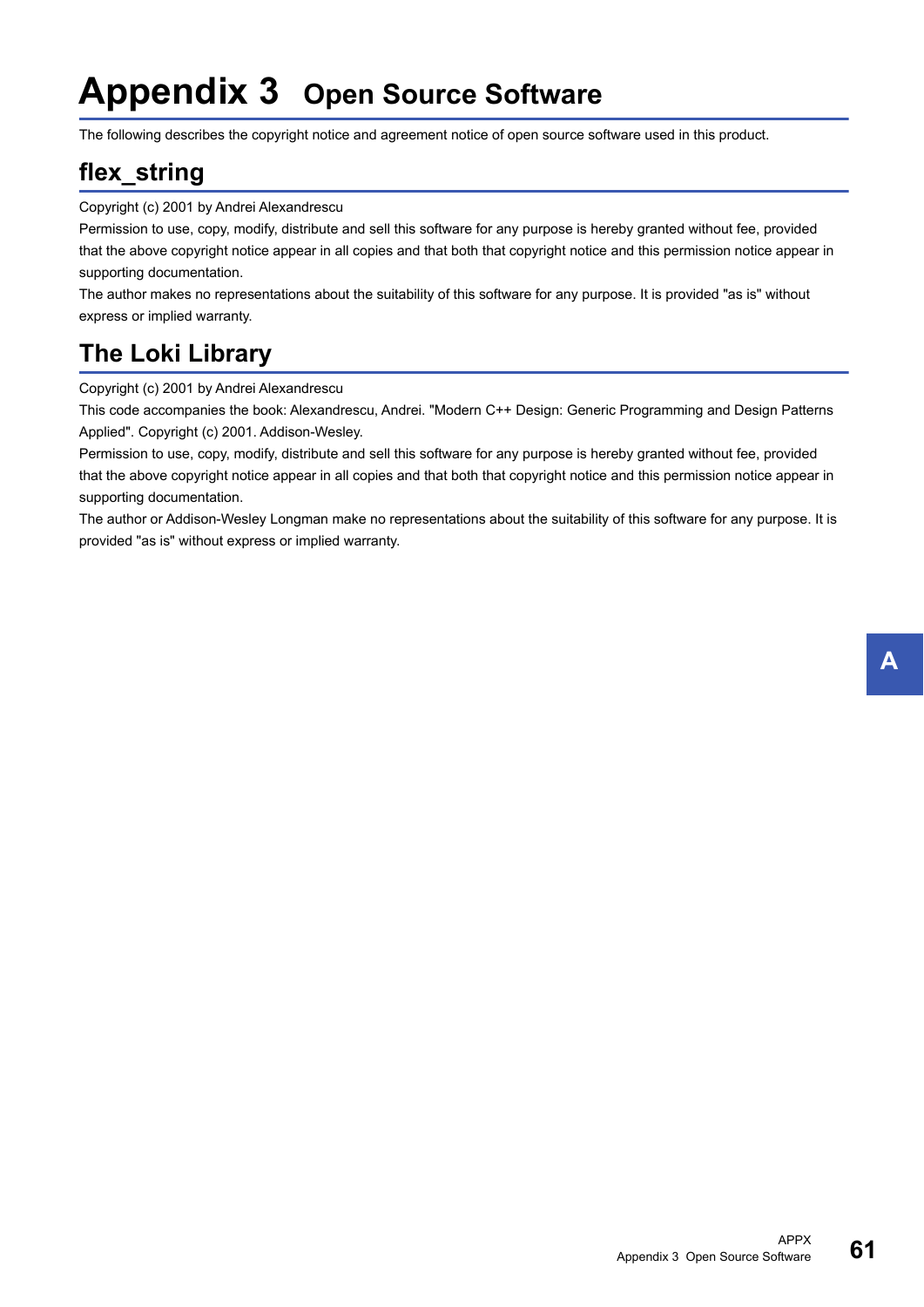# Appendix 3 Open Source Software

The following describes the copyright notice and agreement notice of open source software used in this product.

## flex_string

Copyright (c) 2001 by Andrei Alexandrescu

Permission to use, copy, modify, distribute and sell this software for any purpose is hereby granted without fee, provided that the above copyright notice appear in all copies and that both that copyright notice and this permission notice appear in supporting documentation.

The author makes no representations about the suitability of this software for any purpose. It is provided "as is" without express or implied warranty.

## The Loki Library

Copyright (c) 2001 by Andrei Alexandrescu

This code accompanies the book: Alexandrescu, Andrei. "Modern C++ Design: Generic Programming and Design Patterns Applied". Copyright (c) 2001. Addison-Wesley.

Permission to use, copy, modify, distribute and sell this software for any purpose is hereby granted without fee, provided that the above copyright notice appear in all copies and that both that copyright notice and this permission notice appear in supporting documentation.

The author or Addison-Wesley Longman make no representations about the suitability of this software for any purpose. It is provided "as is" without express or implied warranty.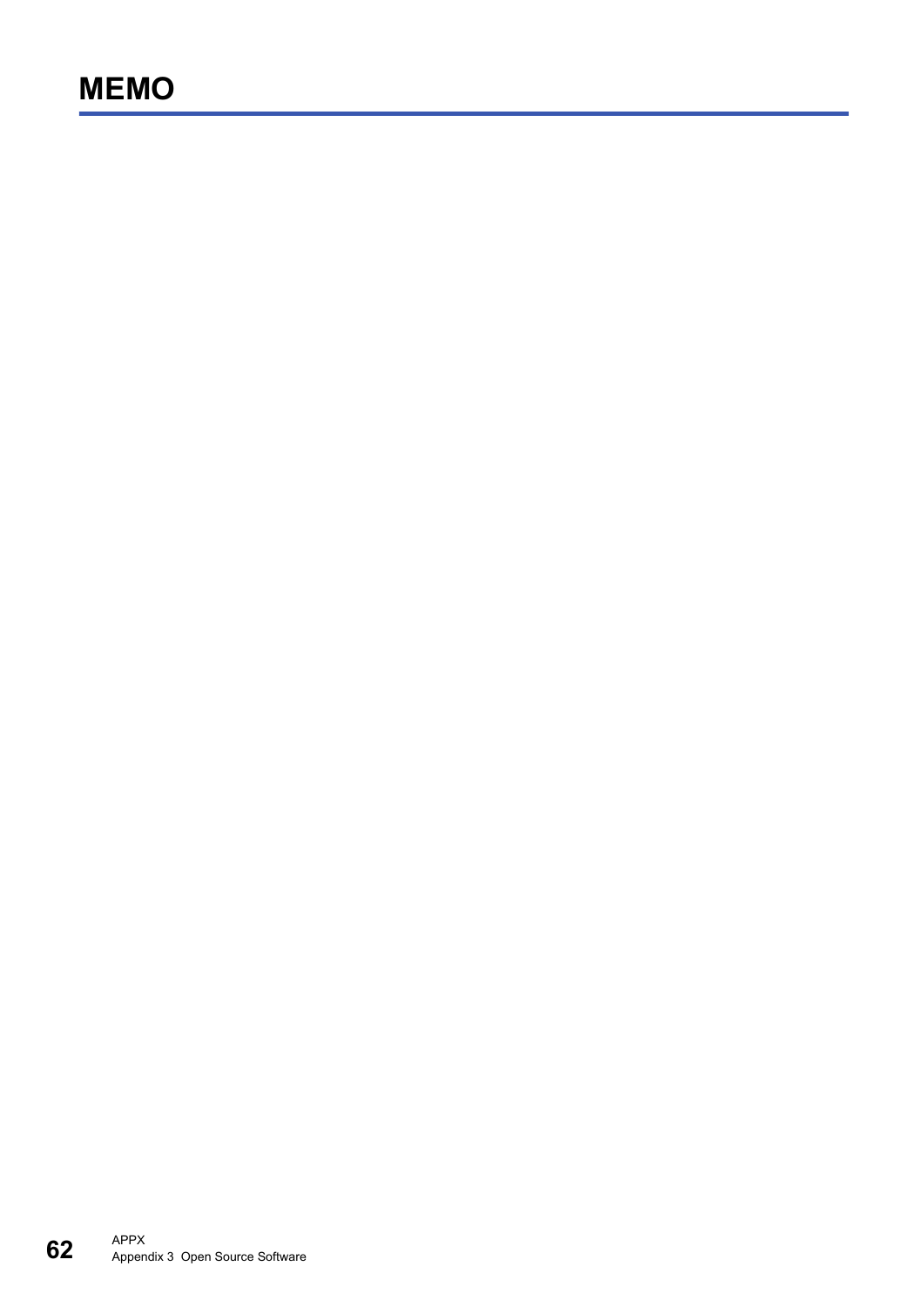# MEMO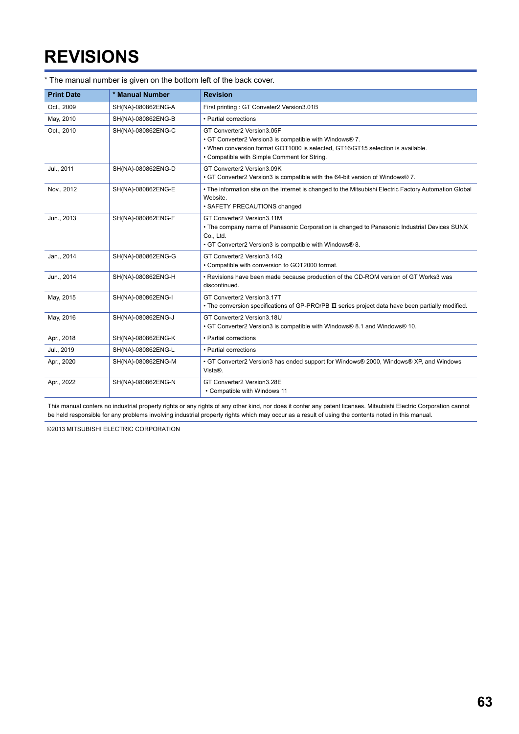# REVISIONS

* The manual number is given on the bottom left of the back cover.

| Print Date | * Manual Number | Revision |
|---|---|---|
| Oct., 2009 | SH(NA)-080862ENG-A | First printing : GT Conveter2 Version3.01B |
| May, 2010 | SH(NA)-080862ENG-B | • Partial corrections |
| Oct., 2010 | SH(NA)-080862ENG-C | GT Converter2 Version3.05F<br>• GT Converter2 Version3 is compatible with Windows® 7.<br>• When conversion format GOT1000 is selected, GT16/GT15 selection is available.<br>• Compatible with Simple Comment for String. |
| Jul., 2011 | SH(NA)-080862ENG-D | GT Converter2 Version3.09K<br>• GT Converter2 Version3 is compatible with the 64-bit version of Windows® 7. |
| Nov., 2012 | SH(NA)-080862ENG-E | • The information site on the Internet is changed to the Mitsubishi Electric Factory Automation Global Website.<br>• SAFETY PRECAUTIONS changed |
| Jun., 2013 | SH(NA)-080862ENG-F | GT Converter2 Version3.11M<br>• The company name of Panasonic Corporation is changed to Panasonic Industrial Devices SUNX Co., Ltd.<br>• GT Converter2 Version3 is compatible with Windows® 8. |
| Jan., 2014 | SH(NA)-080862ENG-G | GT Converter2 Version3.14Q<br>• Compatible with conversion to GOT2000 format. |
| Jun., 2014 | SH(NA)-080862ENG-H | • Revisions have been made because production of the CD-ROM version of GT Works3 was discontinued. |
| May, 2015 | SH(NA)-080862ENG-I | GT Converter2 Version3.17T<br>• The conversion specifications of GP-PRO/PB Ⅲ series project data have been partially modified. |
| May, 2016 | SH(NA)-080862ENG-J | GT Converter2 Version3.18U<br>• GT Converter2 Version3 is compatible with Windows® 8.1 and Windows® 10. |
| Apr., 2018 | SH(NA)-080862ENG-K | • Partial corrections |
| Jul., 2019 | SH(NA)-080862ENG-L | • Partial corrections |
| Apr., 2020 | SH(NA)-080862ENG-M | • GT Converter2 Version3 has ended support for Windows® 2000, Windows® XP, and Windows Vista®. |
| Apr., 2022 | SH(NA)-080862ENG-N | GT Converter2 Version3.28E<br>• Compatible with Windows 11 |

This manual confers no industrial property rights or any rights of any other kind, nor does it confer any patent licenses. Mitsubishi Electric Corporation cannot be held responsible for any problems involving industrial property rights which may occur as a result of using the contents noted in this manual.

©2013 MITSUBISHI ELECTRIC CORPORATION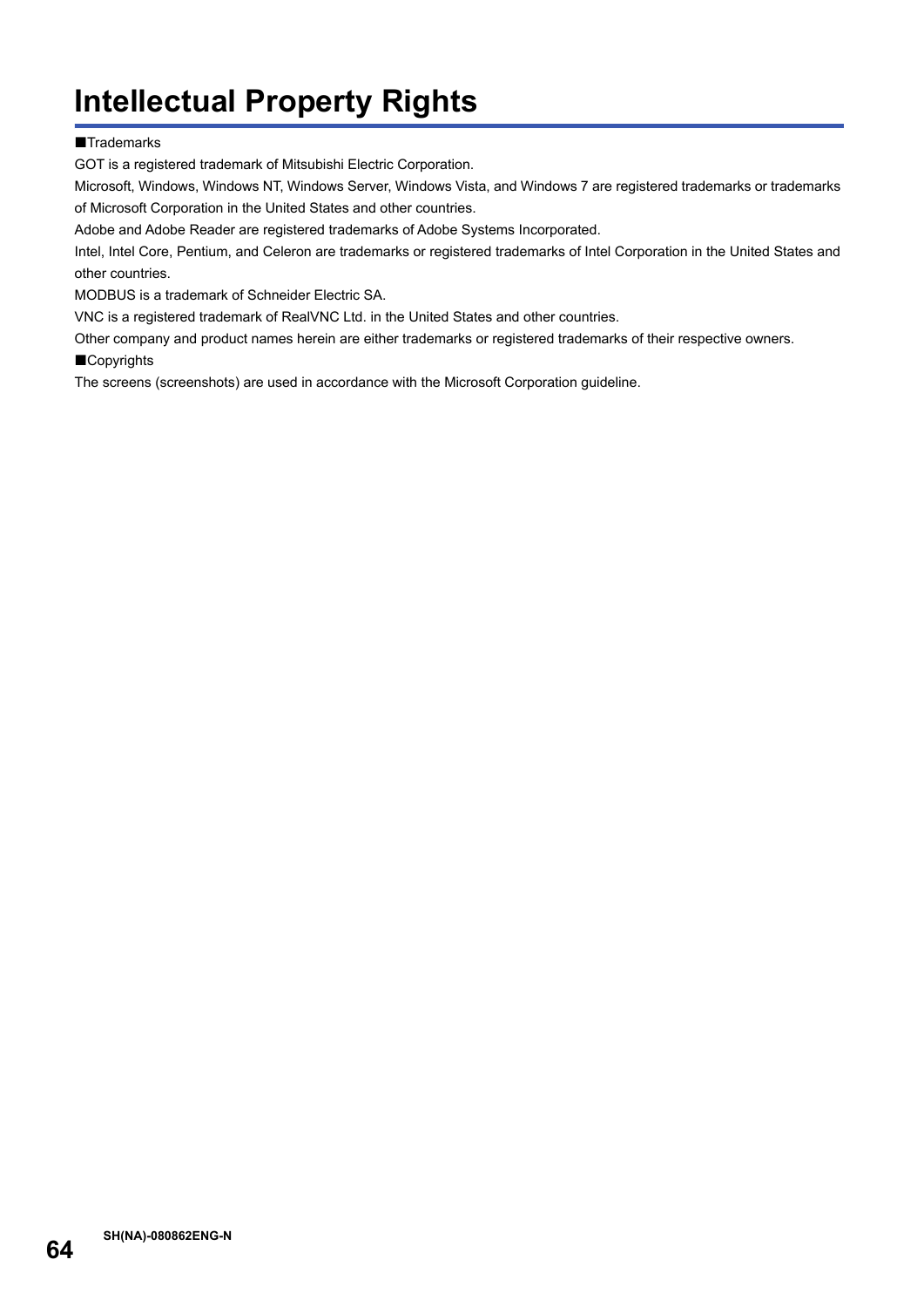# Intellectual Property Rights

■Trademarks

GOT is a registered trademark of Mitsubishi Electric Corporation.

Microsoft, Windows, Windows NT, Windows Server, Windows Vista, and Windows 7 are registered trademarks or trademarks of Microsoft Corporation in the United States and other countries.

Adobe and Adobe Reader are registered trademarks of Adobe Systems Incorporated.

Intel, Intel Core, Pentium, and Celeron are trademarks or registered trademarks of Intel Corporation in the United States and other countries.

MODBUS is a trademark of Schneider Electric SA.

VNC is a registered trademark of RealVNC Ltd. in the United States and other countries.

Other company and product names herein are either trademarks or registered trademarks of their respective owners.

■Copyrights

The screens (screenshots) are used in accordance with the Microsoft Corporation guideline.

SH(NA)-080862ENG-N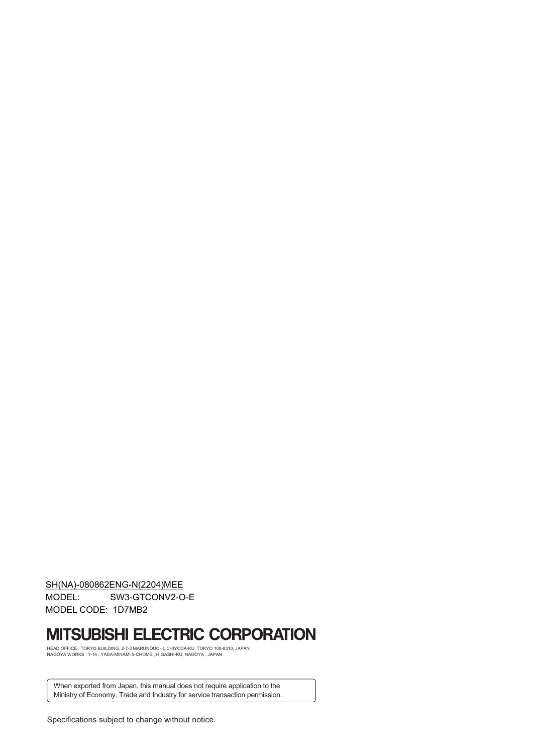SH(NA)-080862ENG-N(2204)MEE

MODEL: SW3-GTCONV2-O-E

MODEL CODE: 1D7MB2

# MITSUBISHI ELECTRIC CORPORATION

HEAD OFFICE : TOKYO BUILDING, 2-7-3 MARUNOUCHI, CHIYODA-KU, TOKYO 100-8310, JAPAN
NAGOYA WORKS : 1-14 , YADA-MINAMI 5-CHOME , HIGASHI-KU, NAGOYA , JAPAN

When exported from Japan, this manual does not require application to the Ministry of Economy, Trade and Industry for service transaction permission.

Specifications subject to change without notice.